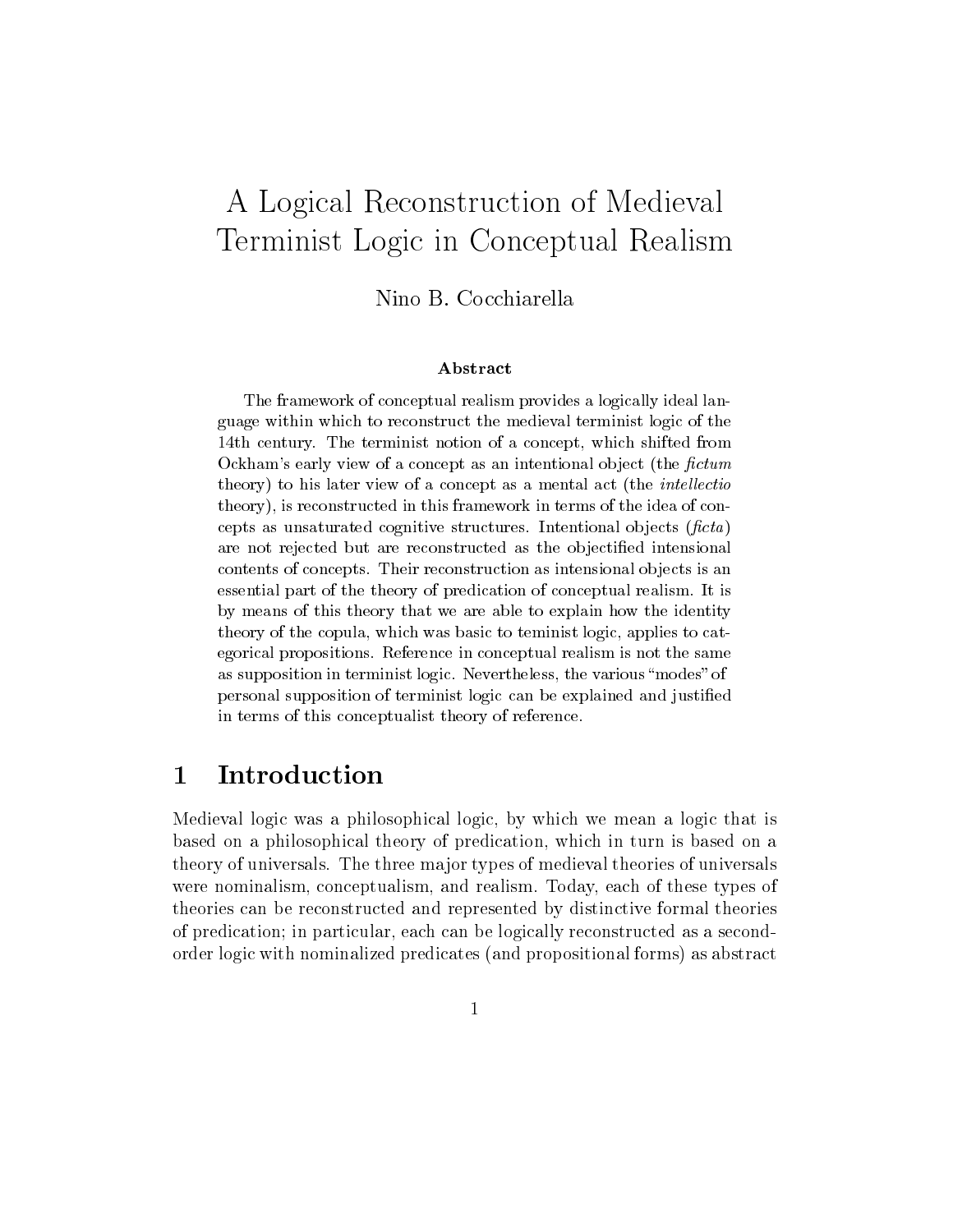# A Logical Reconstruction of Medieval Terminist Logic in Conceptual Realism

Nino B. Cocchiarella

### Abstract

The framework of conceptual realism provides a logically ideal language within which to reconstruct the medieval terminist logic of the 14th century. The terminist notion of a concept, which shifted from Ockham's early view of a concept as an intentional object (the *fictum* theory) to his later view of a concept as a mental act (the *intellectio* theory), is reconstructed in this framework in terms of the idea of concepts as unsaturated cognitive structures. Intentional objects (*ficta*) are not rejected but are reconstructed as the objectified intensional contents of concepts. Their reconstruction as intensional objects is an essential part of the theory of predication of conceptual realism. It is by means of this theory that we are able to explain how the identity theory of the copula, which was basic to teminist logic, applies to categorical propositions. Reference in conceptual realism is not the same as supposition in terminist logic. Nevertheless, the various "modes" of personal supposition of terminist logic can be explained and justified in terms of this conceptualist theory of reference.

## 1 Introduction

Medieval logic was a philosophical logic, by which we mean a logic that is based on a philosophical theory of predication, which in turn is based on a theory of universals. The three major types of medieval theories of universals were nominalism, conceptualism, and realism. Today, each of these types of theories can be reconstructed and represented by distinctive formal theories of predication; in particular, each can be logically reconstructed as a second-order logic with nominalized predicates (and propositional forms) as abstract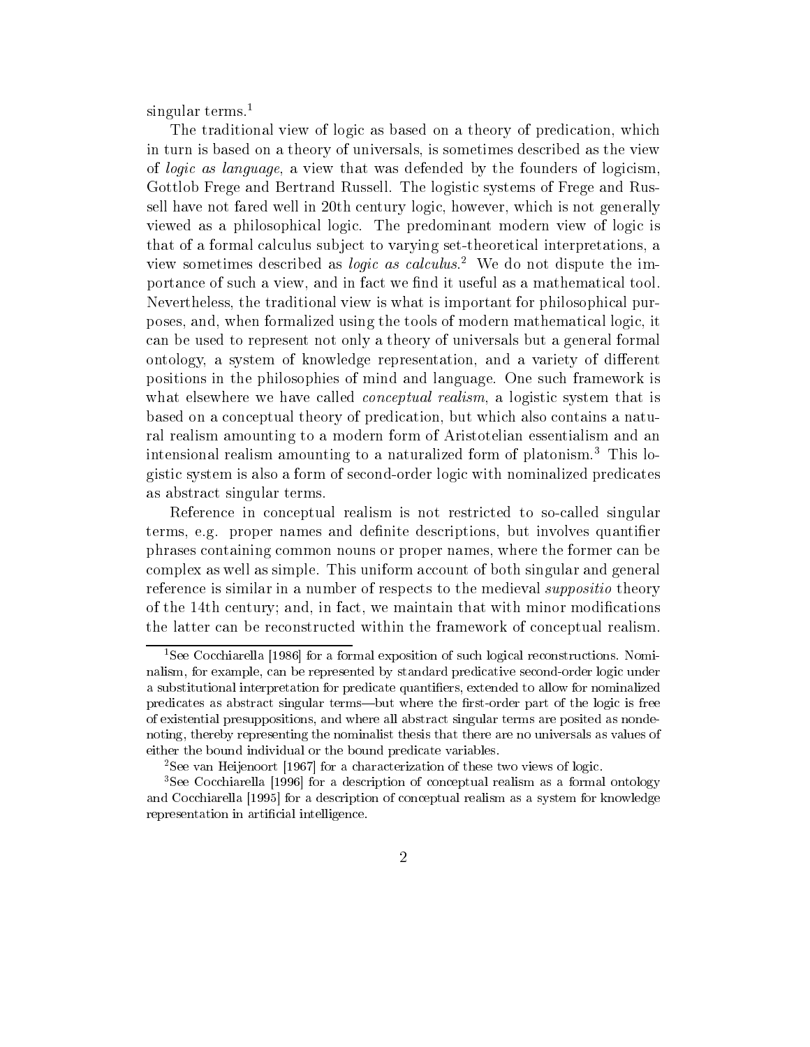singular terms.[1]

The traditional view of logic as based on a theory of predication, which in turn is based on a theory of universals, is sometimes described as the view of *logic as language*, a view that was defended by the founders of logicism, Gottlob Frege and Bertrand Russell. The logistic systems of Frege and Russell have not fared well in 20th century logic, however, which is not generally viewed as a philosophical logic. The predominant modern view of logic is that of a formal calculus subject to varying set-theoretical interpretations, a view sometimes described as *logic as calculus*.[2] We do not dispute the importance of such a view, and in fact we find it useful as a mathematical tool. Nevertheless, the traditional view is what is important for philosophical purposes, and, when formalized using the tools of modern mathematical logic, it can be used to represent not only a theory of universals but a general formal ontology, a system of knowledge representation, and a variety of different positions in the philosophies of mind and language. One such framework is what elsewhere we have called *conceptual realism*, a logistic system that is based on a conceptual theory of predication, but which also contains a natural realism amounting to a modern form of Aristotelian essentialism and an intensional realism amounting to a naturalized form of platonism.[3] This logistic system is also a form of second-order logic with nominalized predicates as abstract singular terms.

Reference in conceptual realism is not restricted to so-called singular terms, e.g. proper names and definite descriptions, but involves quantifier phrases containing common nouns or proper names, where the former can be complex as well as simple. This uniform account of both singular and general reference is similar in a number of respects to the medieval *suppositio* theory of the 14th century; and, in fact, we maintain that with minor modifications the latter can be reconstructed within the framework of conceptual realism.

---

[1] See Cocchiarella [1986] for a formal exposition of such logical reconstructions. Nominalism, for example, can be represented by standard predicative second-order logic under a substitutional interpretation for predicate quantifiers, extended to allow for nominalized predicates as abstract singular terms—but where the first-order part of the logic is free of existential presuppositions, and where all abstract singular terms are posited as nondenoting, thereby representing the nominalist thesis that there are no universals as values of either the bound individual or the bound predicate variables.

[2] See van Heijenoort [1967] for a characterization of these two views of logic.

[3] See Cocchiarella [1996] for a description of conceptual realism as a formal ontology and Cocchiarella [1995] for a description of conceptual realism as a system for knowledge representation in artificial intelligence.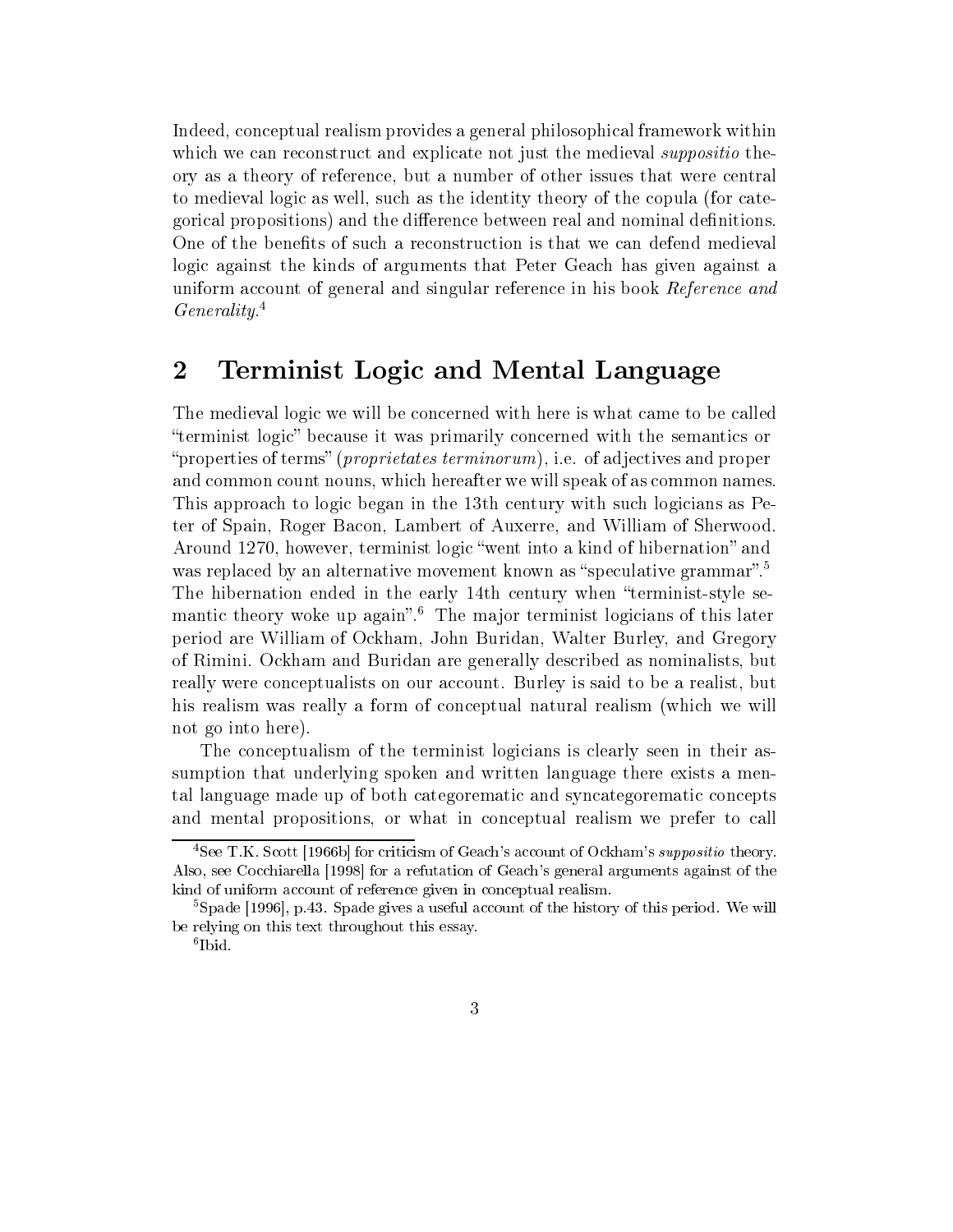Indeed, conceptual realism provides a general philosophical framework within which we can reconstruct and explicate not just the medieval *suppositio* theory as a theory of reference, but a number of other issues that were central to medieval logic as well, such as the identity theory of the copula (for categorical propositions) and the difference between real and nominal definitions. One of the benefits of such a reconstruction is that we can defend medieval logic against the kinds of arguments that Peter Geach has given against a uniform account of general and singular reference in his book *Reference and Generality*.[4]

## 2 Terminist Logic and Mental Language

The medieval logic we will be concerned with here is what came to be called "terminist logic" because it was primarily concerned with the semantics or "properties of terms" (*proprietates terminorum*), i.e. of adjectives and proper and common count nouns, which hereafter we will speak of as common names. This approach to logic began in the 13th century with such logicians as Peter of Spain, Roger Bacon, Lambert of Auxerre, and William of Sherwood. Around 1270, however, terminist logic "went into a kind of hibernation" and was replaced by an alternative movement known as "speculative grammar".[5] The hibernation ended in the early 14th century when "terminist-style semantic theory woke up again".[6] The major terminist logicians of this later period are William of Ockham, John Buridan, Walter Burley, and Gregory of Rimini. Ockham and Buridan are generally described as nominalists, but really were conceptualists on our account. Burley is said to be a realist, but his realism was really a form of conceptual natural realism (which we will not go into here).

The conceptualism of the terminist logicians is clearly seen in their assumption that underlying spoken and written language there exists a mental language made up of both categorematic and syncategorematic concepts and mental propositions, or what in conceptual realism we prefer to call

[4]See T.K. Scott [1966b] for criticism of Geach's account of Ockham's *suppositio* theory. Also, see Cocchiarella [1998] for a refutation of Geach's general arguments against of the kind of uniform account of reference given in conceptual realism.

[5]Spade [1996], p.43. Spade gives a useful account of the history of this period. We will be relying on this text throughout this essay.

[6]Ibid.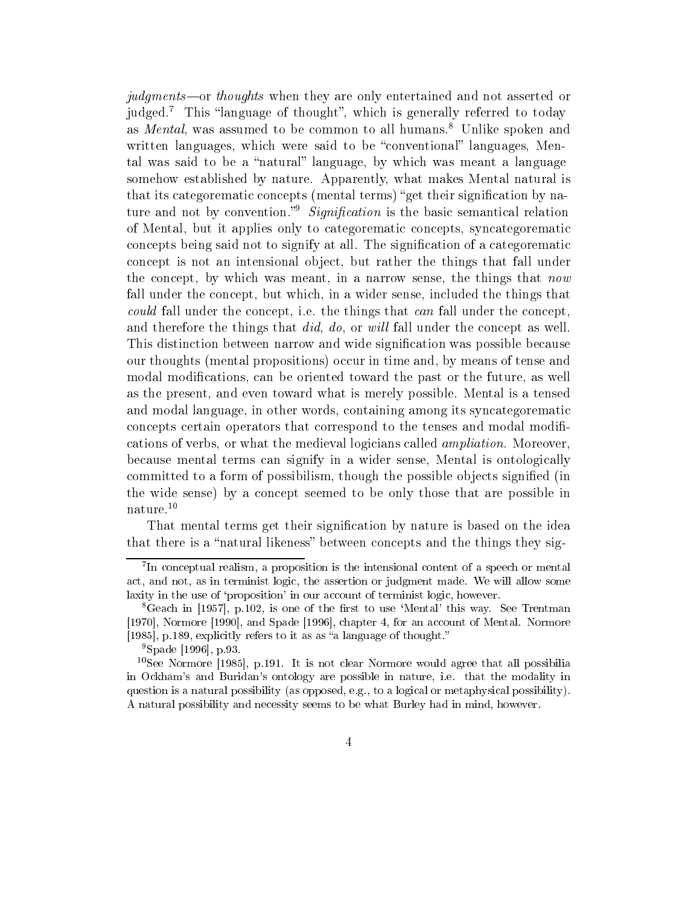*judgments*—or *thoughts* when they are only entertained and not asserted or judged.[7] This "language of thought", which is generally referred to today as *Mental*, was assumed to be common to all humans.[8] Unlike spoken and written languages, which were said to be "conventional" languages, Mental was said to be a "natural" language, by which was meant a language somehow established by nature. Apparently, what makes Mental natural is that its categorematic concepts (mental terms) "get their signification by nature and not by convention."[9] *Signification* is the basic semantical relation of Mental, but it applies only to categorematic concepts, syncategorematic concepts being said not to signify at all. The signification of a categorematic concept is not an intensional object, but rather the things that fall under the concept, by which was meant, in a narrow sense, the things that *now* fall under the concept, but which, in a wider sense, included the things that *could* fall under the concept, i.e. the things that *can* fall under the concept, and therefore the things that *did*, *do*, or *will* fall under the concept as well. This distinction between narrow and wide signification was possible because our thoughts (mental propositions) occur in time and, by means of tense and modal modifications, can be oriented toward the past or the future, as well as the present, and even toward what is merely possible. Mental is a tensed and modal language, in other words, containing among its syncategorematic concepts certain operators that correspond to the tenses and modal modifications of verbs, or what the medieval logicians called *ampliation*. Moreover, because mental terms can signify in a wider sense, Mental is ontologically committed to a form of possibilism, though the possible objects signified (in the wide sense) by a concept seemed to be only those that are possible in nature.[10]

That mental terms get their signification by nature is based on the idea that there is a "natural likeness" between concepts and the things they sig-

[7] In conceptual realism, a proposition is the intensional content of a speech or mental act, and not, as in terminist logic, the assertion or judgment made. We will allow some laxity in the use of 'proposition' in our account of terminist logic, however.

[8] Geach in [1957], p.102, is one of the first to use 'Mental' this way. See Trentman [1970], Normore [1990], and Spade [1996], chapter 4, for an account of Mental. Normore [1985], p.189, explicitly refers to it as as "a language of thought."

[9] Spade [1996], p.93.

[10] See Normore [1985], p.191. It is not clear Normore would agree that all possibilia in Ockham's and Buridan's ontology are possible in nature, i.e. that the modality in question is a natural possibility (as opposed, e.g., to a logical or metaphysical possibility). A natural possibility and necessity seems to be what Burley had in mind, however.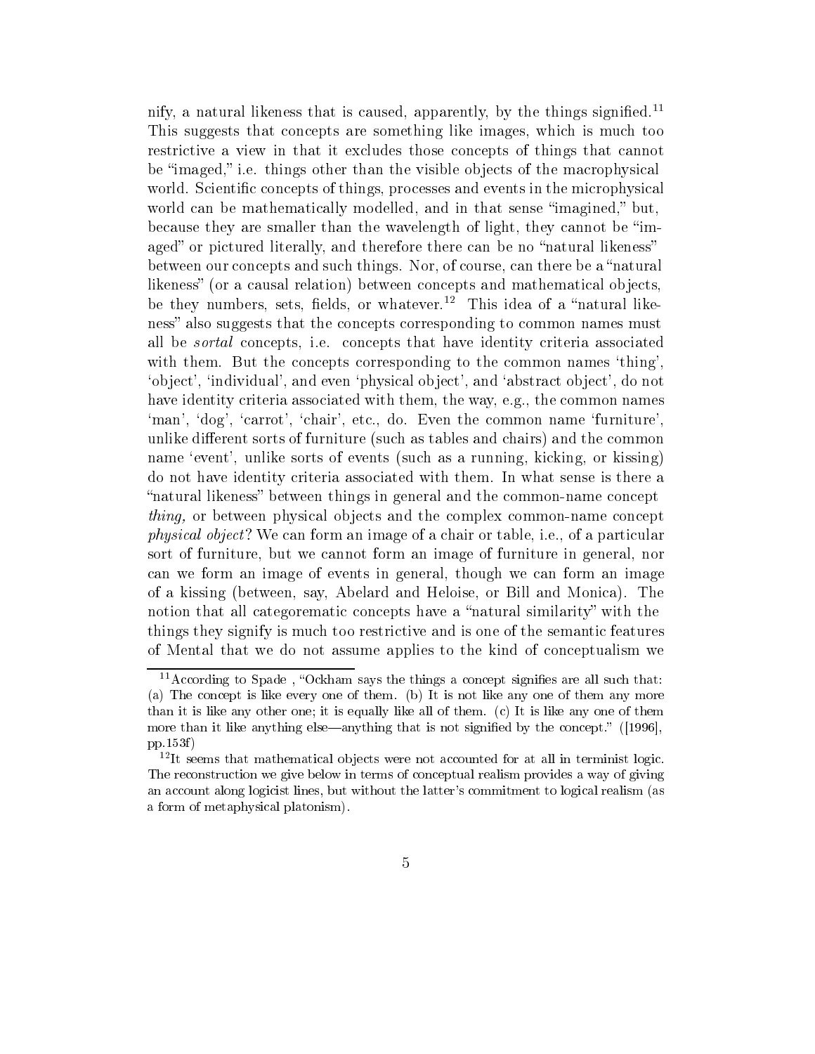nify, a natural likeness that is caused, apparently, by the things signified.[11] This suggests that concepts are something like images, which is much too restrictive a view in that it excludes those concepts of things that cannot be "imaged," i.e. things other than the visible objects of the macrophysical world. Scientific concepts of things, processes and events in the microphysical world can be mathematically modelled, and in that sense "imagined," but, because they are smaller than the wavelength of light, they cannot be "imaged" or pictured literally, and therefore there can be no "natural likeness" between our concepts and such things. Nor, of course, can there be a "natural likeness" (or a causal relation) between concepts and mathematical objects, be they numbers, sets, fields, or whatever.[12] This idea of a "natural likeness" also suggests that the concepts corresponding to common names must all be *sortal* concepts, i.e. concepts that have identity criteria associated with them. But the concepts corresponding to the common names 'thing', 'object', 'individual', and even 'physical object', and 'abstract object', do not have identity criteria associated with them, the way, e.g., the common names 'man', 'dog', 'carrot', 'chair', etc., do. Even the common name 'furniture', unlike different sorts of furniture (such as tables and chairs) and the common name 'event', unlike sorts of events (such as a running, kicking, or kissing) do not have identity criteria associated with them. In what sense is there a "natural likeness" between things in general and the common-name concept *thing,* or between physical objects and the complex common-name concept *physical object*? We can form an image of a chair or table, i.e., of a particular sort of furniture, but we cannot form an image of furniture in general, nor can we form an image of events in general, though we can form an image of a kissing (between, say, Abelard and Heloise, or Bill and Monica). The notion that all categorematic concepts have a "natural similarity" with the things they signify is much too restrictive and is one of the semantic features of Mental that we do not assume applies to the kind of conceptualism we

---

[11] According to Spade , "Ockham says the things a concept signifies are all such that: (a) The concept is like every one of them. (b) It is not like any one of them any more than it is like any other one; it is equally like all of them. (c) It is like any one of them more than it like anything else—anything that is not signified by the concept." ([1996], pp.153f)

[12] It seems that mathematical objects were not accounted for at all in terminist logic. The reconstruction we give below in terms of conceptual realism provides a way of giving an account along logicist lines, but without the latter's commitment to logical realism (as a form of metaphysical platonism).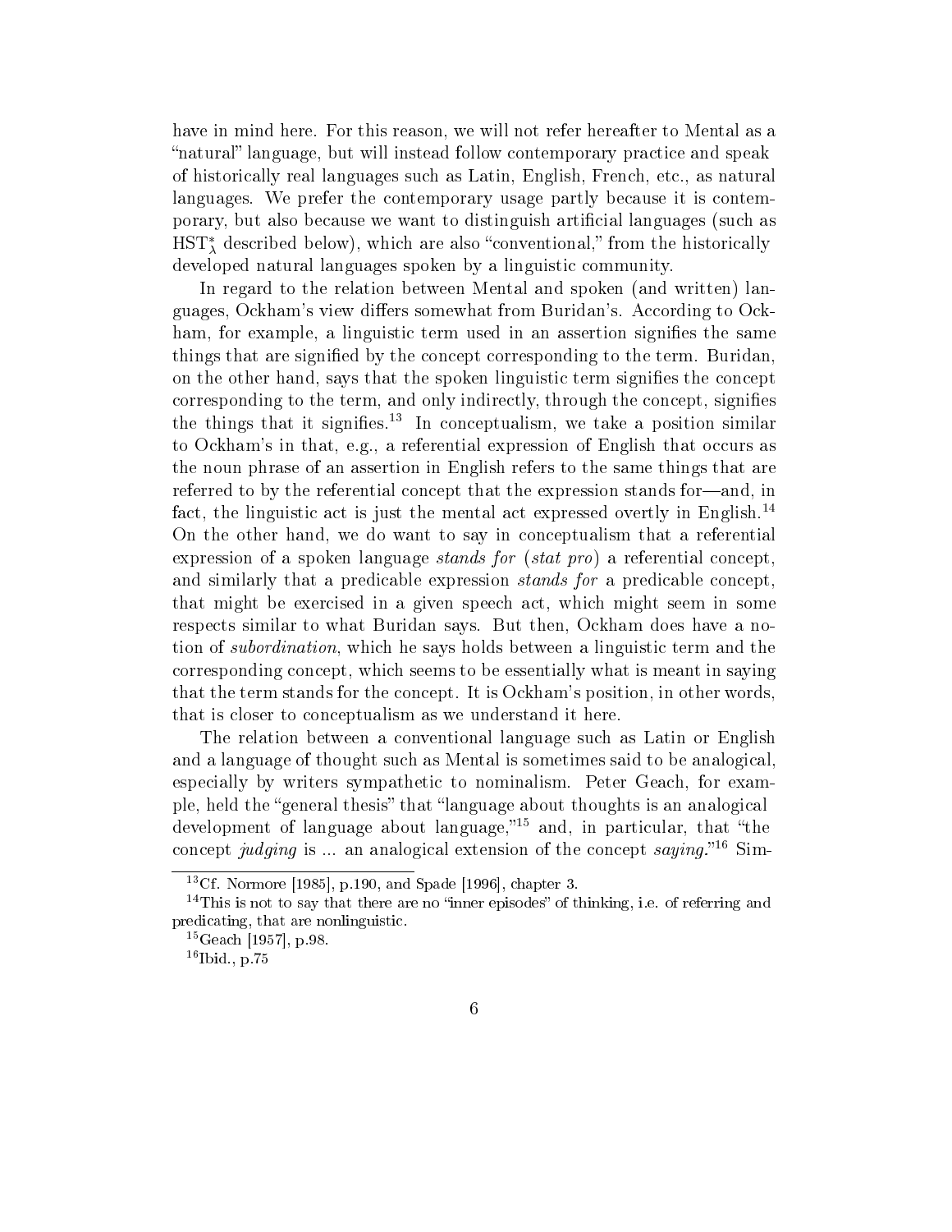have in mind here. For this reason, we will not refer hereafter to Mental as a "natural" language, but will instead follow contemporary practice and speak of historically real languages such as Latin, English, French, etc., as natural languages. We prefer the contemporary usage partly because it is contemporary, but also because we want to distinguish artificial languages (such as $HST^*_\lambda$ described below), which are also "conventional," from the historically developed natural languages spoken by a linguistic community.

In regard to the relation between Mental and spoken (and written) languages, Ockham's view differs somewhat from Buridan's. According to Ockham, for example, a linguistic term used in an assertion signifies the same things that are signified by the concept corresponding to the term. Buridan, on the other hand, says that the spoken linguistic term signifies the concept corresponding to the term, and only indirectly, through the concept, signifies the things that it signifies.[13] In conceptualism, we take a position similar to Ockham's in that, e.g., a referential expression of English that occurs as the noun phrase of an assertion in English refers to the same things that are referred to by the referential concept that the expression stands for—and, in fact, the linguistic act is just the mental act expressed overtly in English.[14] On the other hand, we do want to say in conceptualism that a referential expression of a spoken language *stands for* (*stat pro*) a referential concept, and similarly that a predicable expression *stands for* a predicable concept, that might be exercised in a given speech act, which might seem in some respects similar to what Buridan says. But then, Ockham does have a notion of *subordination*, which he says holds between a linguistic term and the corresponding concept, which seems to be essentially what is meant in saying that the term stands for the concept. It is Ockham's position, in other words, that is closer to conceptualism as we understand it here.

The relation between a conventional language such as Latin or English and a language of thought such as Mental is sometimes said to be analogical, especially by writers sympathetic to nominalism. Peter Geach, for example, held the "general thesis" that "language about thoughts is an analogical development of language about language,"[15] and, in particular, that "the concept *judging* is ... an analogical extension of the concept *saying*."[16] Sim-

---

[13] Cf. Normore [1985], p.190, and Spade [1996], chapter 3.

[14] This is not to say that there are no "inner episodes" of thinking, i.e. of referring and predicating, that are nonlinguistic.

[15] Geach [1957], p.98.

[16] Ibid., p.75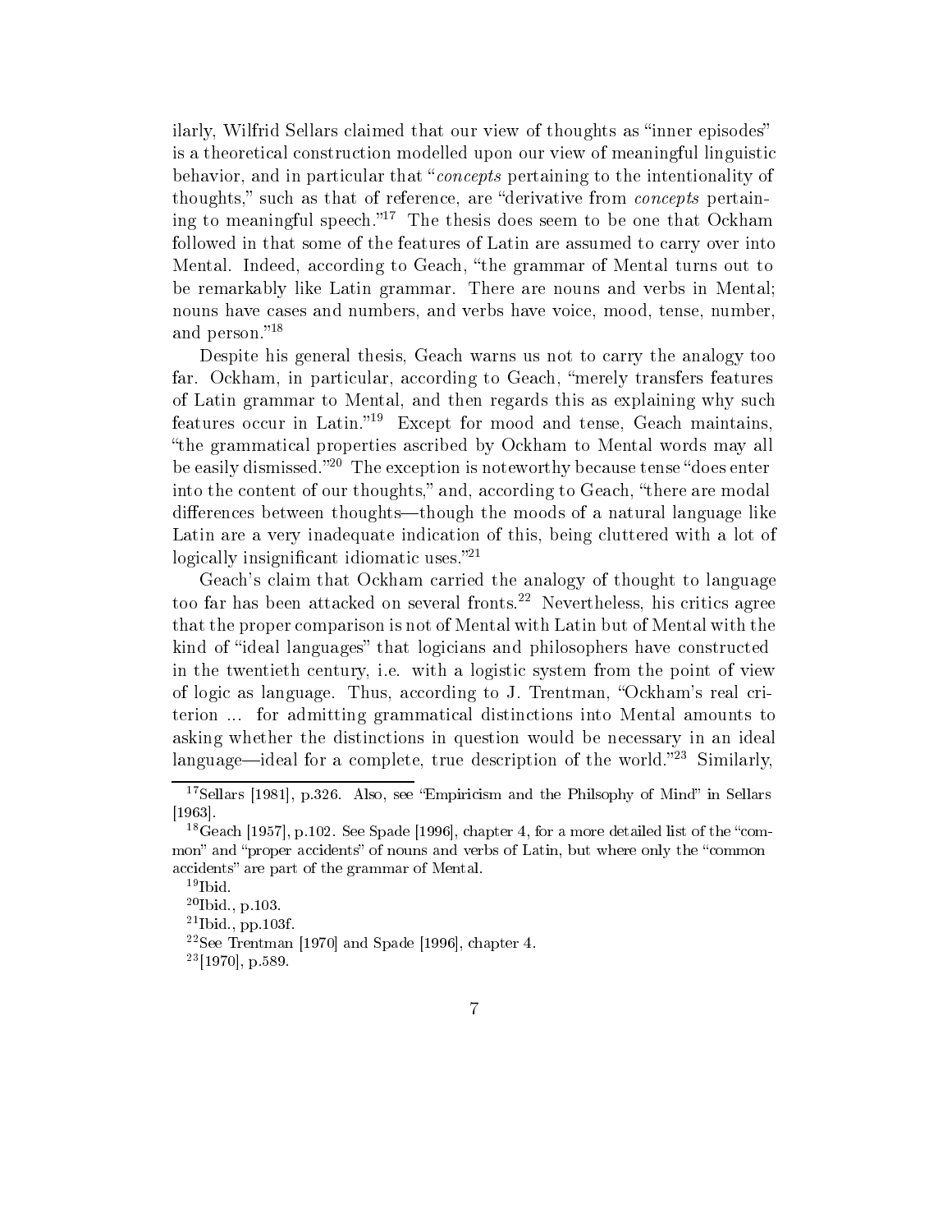ilarly, Wilfrid Sellars claimed that our view of thoughts as "inner episodes" is a theoretical construction modelled upon our view of meaningful linguistic behavior, and in particular that "*concepts* pertaining to the intentionality of thoughts," such as that of reference, are "derivative from *concepts* pertaining to meaningful speech."[17] The thesis does seem to be one that Ockham followed in that some of the features of Latin are assumed to carry over into Mental. Indeed, according to Geach, "the grammar of Mental turns out to be remarkably like Latin grammar. There are nouns and verbs in Mental; nouns have cases and numbers, and verbs have voice, mood, tense, number, and person."[18]

Despite his general thesis, Geach warns us not to carry the analogy too far. Ockham, in particular, according to Geach, "merely transfers features of Latin grammar to Mental, and then regards this as explaining why such features occur in Latin."[19] Except for mood and tense, Geach maintains, "the grammatical properties ascribed by Ockham to Mental words may all be easily dismissed."[20] The exception is noteworthy because tense "does enter into the content of our thoughts," and, according to Geach, "there are modal differences between thoughts—though the moods of a natural language like Latin are a very inadequate indication of this, being cluttered with a lot of logically insignificant idiomatic uses."[21]

Geach's claim that Ockham carried the analogy of thought to language too far has been attacked on several fronts.[22] Nevertheless, his critics agree that the proper comparison is not of Mental with Latin but of Mental with the kind of "ideal languages" that logicians and philosophers have constructed in the twentieth century, i.e. with a logistic system from the point of view of logic as language. Thus, according to J. Trentman, "Ockham's real criterion ... for admitting grammatical distinctions into Mental amounts to asking whether the distinctions in question would be necessary in an ideal language—ideal for a complete, true description of the world."[23] Similarly,

---

[17] Sellars [1981], p.326. Also, see "Empiricism and the Philsophy of Mind" in Sellars [1963].

[18] Geach [1957], p.102. See Spade [1996], chapter 4, for a more detailed list of the "common" and "proper accidents" of nouns and verbs of Latin, but where only the "common accidents" are part of the grammar of Mental.

[19] Ibid.

[20] Ibid., p.103.

[21] Ibid., pp.103f.

[22] See Trentman [1970] and Spade [1996], chapter 4.

[23] [1970], p.589.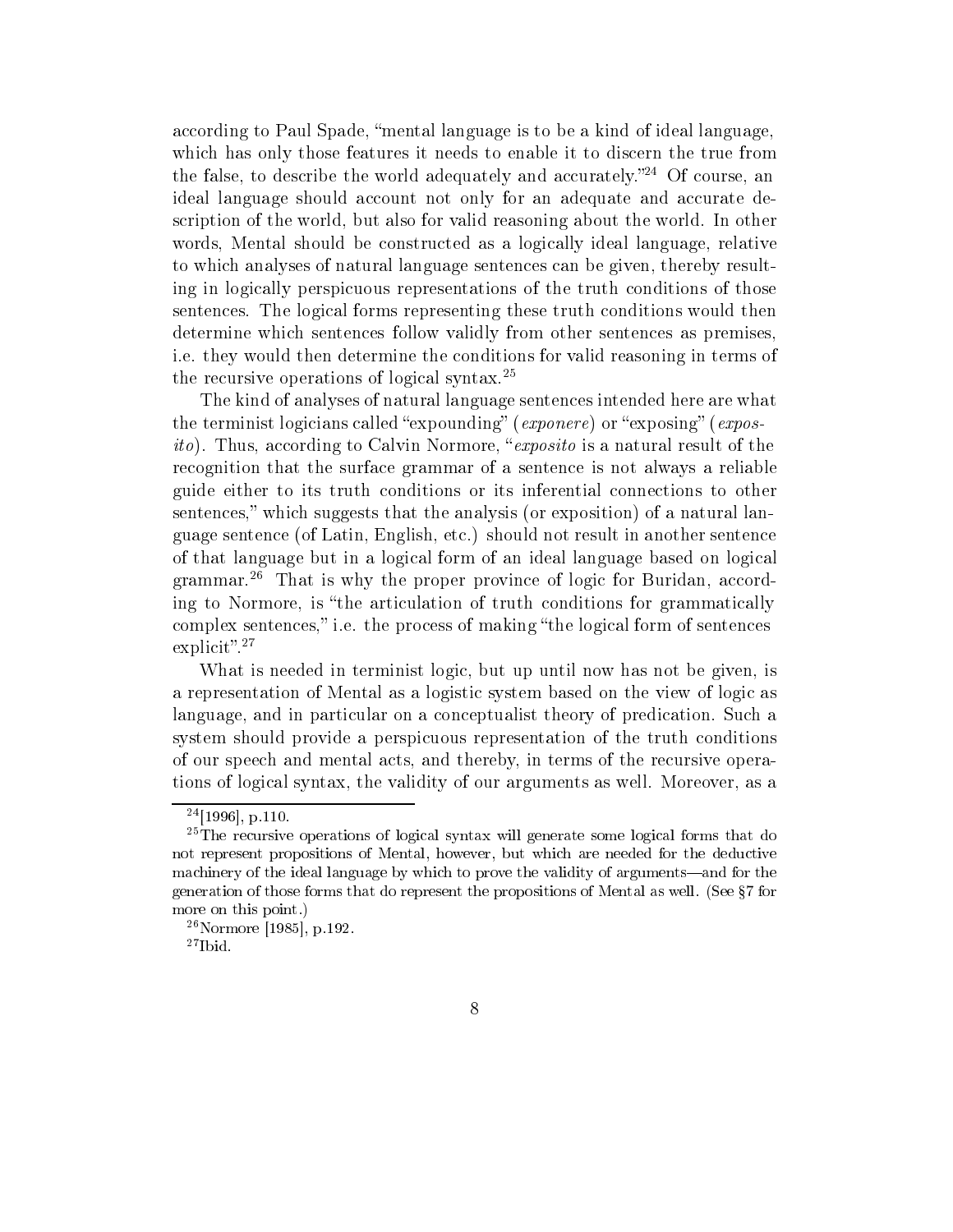according to Paul Spade, "mental language is to be a kind of ideal language, which has only those features it needs to enable it to discern the true from the false, to describe the world adequately and accurately."[24] Of course, an ideal language should account not only for an adequate and accurate description of the world, but also for valid reasoning about the world. In other words, Mental should be constructed as a logically ideal language, relative to which analyses of natural language sentences can be given, thereby resulting in logically perspicuous representations of the truth conditions of those sentences. The logical forms representing these truth conditions would then determine which sentences follow validly from other sentences as premises, i.e. they would then determine the conditions for valid reasoning in terms of the recursive operations of logical syntax.[25]

The kind of analyses of natural language sentences intended here are what the terminist logicians called "expounding" (*exponere*) or "exposing" (*exposito*). Thus, according to Calvin Normore, "*exposito* is a natural result of the recognition that the surface grammar of a sentence is not always a reliable guide either to its truth conditions or its inferential connections to other sentences," which suggests that the analysis (or exposition) of a natural language sentence (of Latin, English, etc.) should not result in another sentence of that language but in a logical form of an ideal language based on logical grammar.[26] That is why the proper province of logic for Buridan, according to Normore, is "the articulation of truth conditions for grammatically complex sentences," i.e. the process of making "the logical form of sentences explicit".[27]

What is needed in terminist logic, but up until now has not be given, is a representation of Mental as a logistic system based on the view of logic as language, and in particular on a conceptualist theory of predication. Such a system should provide a perspicuous representation of the truth conditions of our speech and mental acts, and thereby, in terms of the recursive operations of logical syntax, the validity of our arguments as well. Moreover, as a

---

[24] [1996], p.110.

[25] The recursive operations of logical syntax will generate some logical forms that do not represent propositions of Mental, however, but which are needed for the deductive machinery of the ideal language by which to prove the validity of arguments—and for the generation of those forms that do represent the propositions of Mental as well. (See §7 for more on this point.)

[26] Normore [1985], p.192.

[27] Ibid.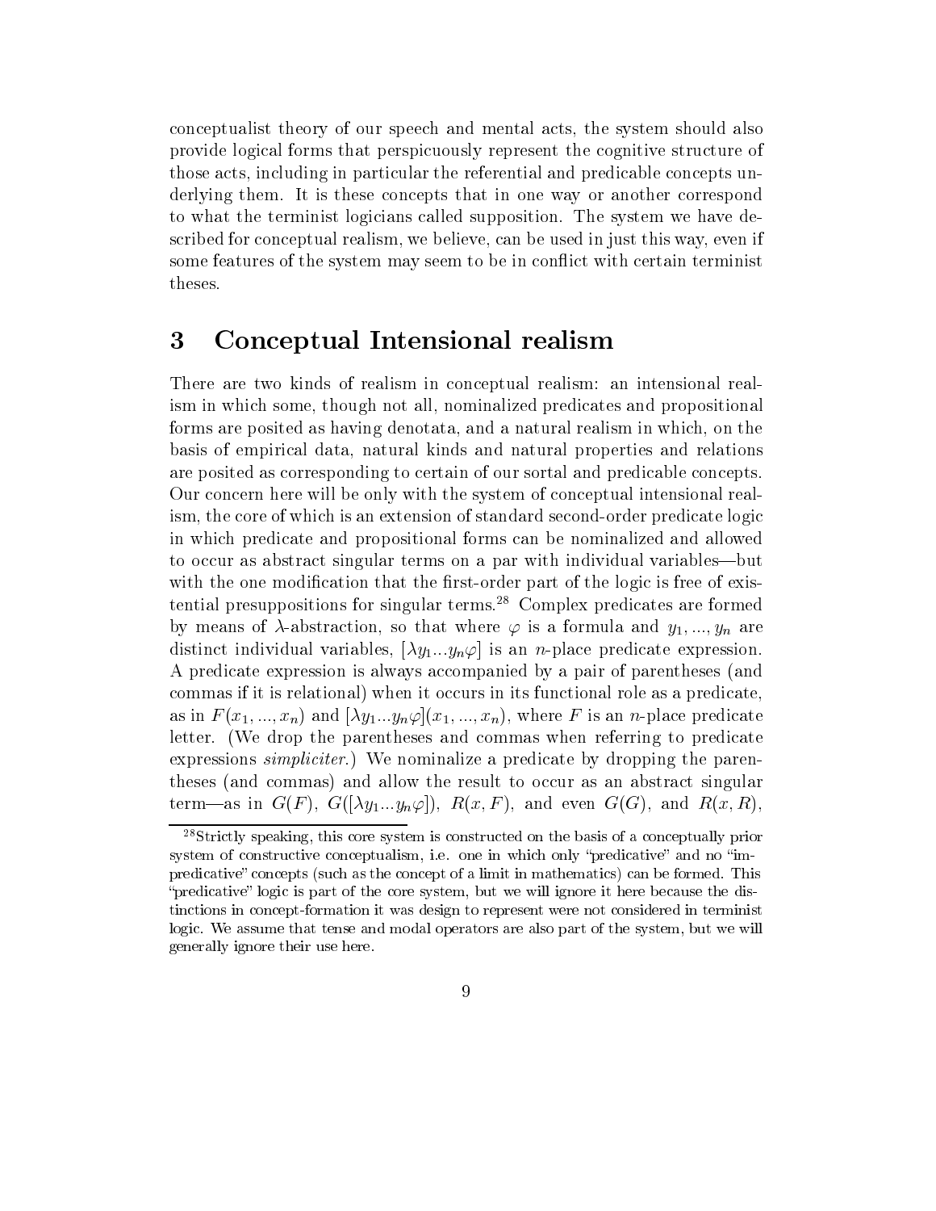conceptualist theory of our speech and mental acts, the system should also provide logical forms that perspicuously represent the cognitive structure of those acts, including in particular the referential and predicable concepts underlying them. It is these concepts that in one way or another correspond to what the terminist logicians called supposition. The system we have described for conceptual realism, we believe, can be used in just this way, even if some features of the system may seem to be in conflict with certain terminist theses.

## 3 Conceptual Intensional realism

There are two kinds of realism in conceptual realism: an intensional realism in which some, though not all, nominalized predicates and propositional forms are posited as having denotata, and a natural realism in which, on the basis of empirical data, natural kinds and natural properties and relations are posited as corresponding to certain of our sortal and predicable concepts. Our concern here will be only with the system of conceptual intensional realism, the core of which is an extension of standard second-order predicate logic in which predicate and propositional forms can be nominalized and allowed to occur as abstract singular terms on a par with individual variables—but with the one modification that the first-order part of the logic is free of existential presuppositions for singular terms.[28] Complex predicates are formed by means of $\lambda$-abstraction, so that where $\varphi$ is a formula and $y_1, ..., y_n$ are distinct individual variables, $[\lambda y_1...y_n\varphi]$ is an $n$-place predicate expression. A predicate expression is always accompanied by a pair of parentheses (and commas if it is relational) when it occurs in its functional role as a predicate, as in $F(x_1, ..., x_n)$ and $[\lambda y_1...y_n\varphi](x_1, ..., x_n)$, where $F$ is an $n$-place predicate letter. (We drop the parentheses and commas when referring to predicate expressions *simpliciter*.) We nominalize a predicate by dropping the parentheses (and commas) and allow the result to occur as an abstract singular term—as in $G(F)$, $G([\lambda y_1...y_n\varphi])$, $R(x, F)$, and even $G(G)$, and $R(x, R)$,

[28] Strictly speaking, this core system is constructed on the basis of a conceptually prior system of constructive conceptualism, i.e. one in which only "predicative" and no "impredicative" concepts (such as the concept of a limit in mathematics) can be formed. This "predicative" logic is part of the core system, but we will ignore it here because the distinctions in concept-formation it was design to represent were not considered in terminist logic. We assume that tense and modal operators are also part of the system, but we will generally ignore their use here.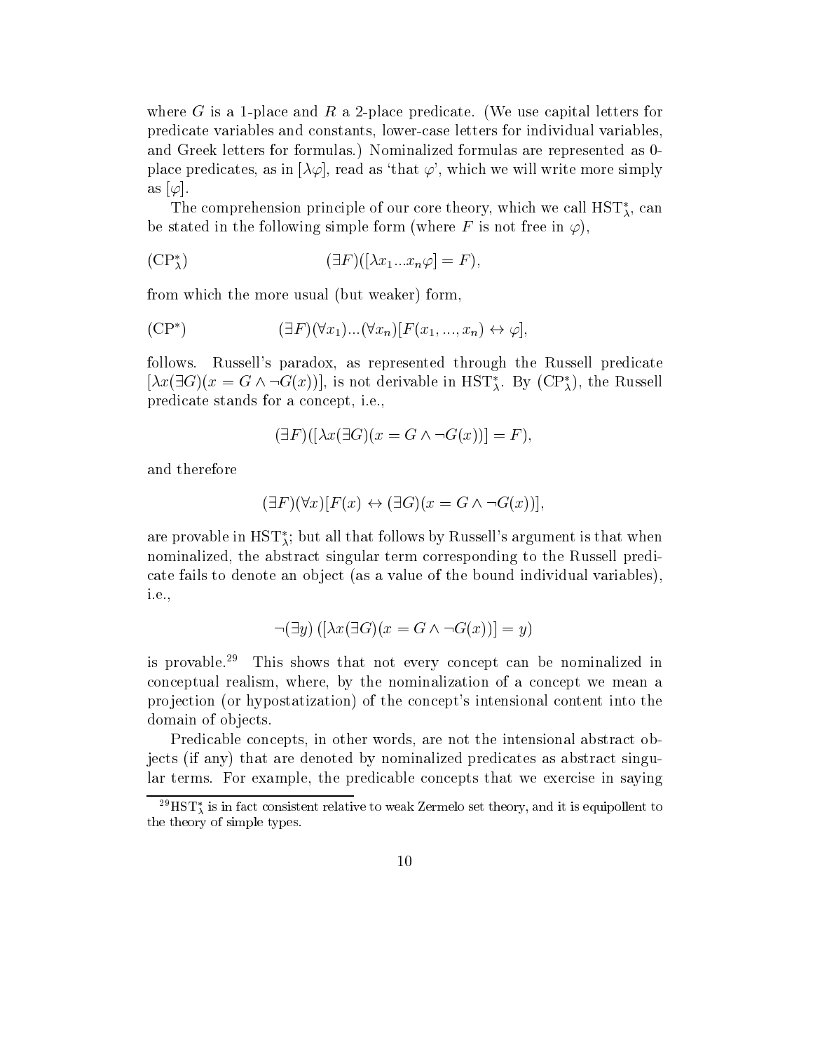where $G$ is a 1-place and $R$ a 2-place predicate. (We use capital letters for predicate variables and constants, lower-case letters for individual variables, and Greek letters for formulas.) Nominalized formulas are represented as 0-place predicates, as in $[\lambda\varphi]$, read as 'that $\varphi$', which we will write more simply as $[\varphi]$.

The comprehension principle of our core theory, which we call $\mathrm{HST}^*_\lambda$, can be stated in the following simple form (where $F$ is not free in $\varphi$),

$$(\mathrm{CP}^*_\lambda) \qquad (\exists F)([\lambda x_1 ... x_n \varphi] = F),$$

from which the more usual (but weaker) form,

$$(\mathrm{CP}^*) \qquad (\exists F)(\forall x_1)...(\forall x_n)[F(x_1, ..., x_n) \leftrightarrow \varphi],$$

follows. Russell's paradox, as represented through the Russell predicate $[\lambda x(\exists G)(x = G \wedge \neg G(x))]$, is not derivable in $\mathrm{HST}^*_\lambda$. By $(\mathrm{CP}^*_\lambda)$, the Russell predicate stands for a concept, i.e.,

$$(\exists F)([\lambda x(\exists G)(x = G \wedge \neg G(x))] = F),$$

and therefore

$$(\exists F)(\forall x)[F(x) \leftrightarrow (\exists G)(x = G \wedge \neg G(x))],$$

are provable in $\mathrm{HST}^*_\lambda$; but all that follows by Russell's argument is that when nominalized, the abstract singular term corresponding to the Russell predicate fails to denote an object (as a value of the bound individual variables), i.e.,

$$\neg(\exists y)\,([\lambda x(\exists G)(x = G \wedge \neg G(x))] = y)$$

is provable.[29] This shows that not every concept can be nominalized in conceptual realism, where, by the nominalization of a concept we mean a projection (or hypostatization) of the concept's intensional content into the domain of objects.

Predicable concepts, in other words, are not the intensional abstract objects (if any) that are denoted by nominalized predicates as abstract singular terms. For example, the predicable concepts that we exercise in saying

[29] $\mathrm{HST}^*_\lambda$ is in fact consistent relative to weak Zermelo set theory, and it is equipollent to the theory of simple types.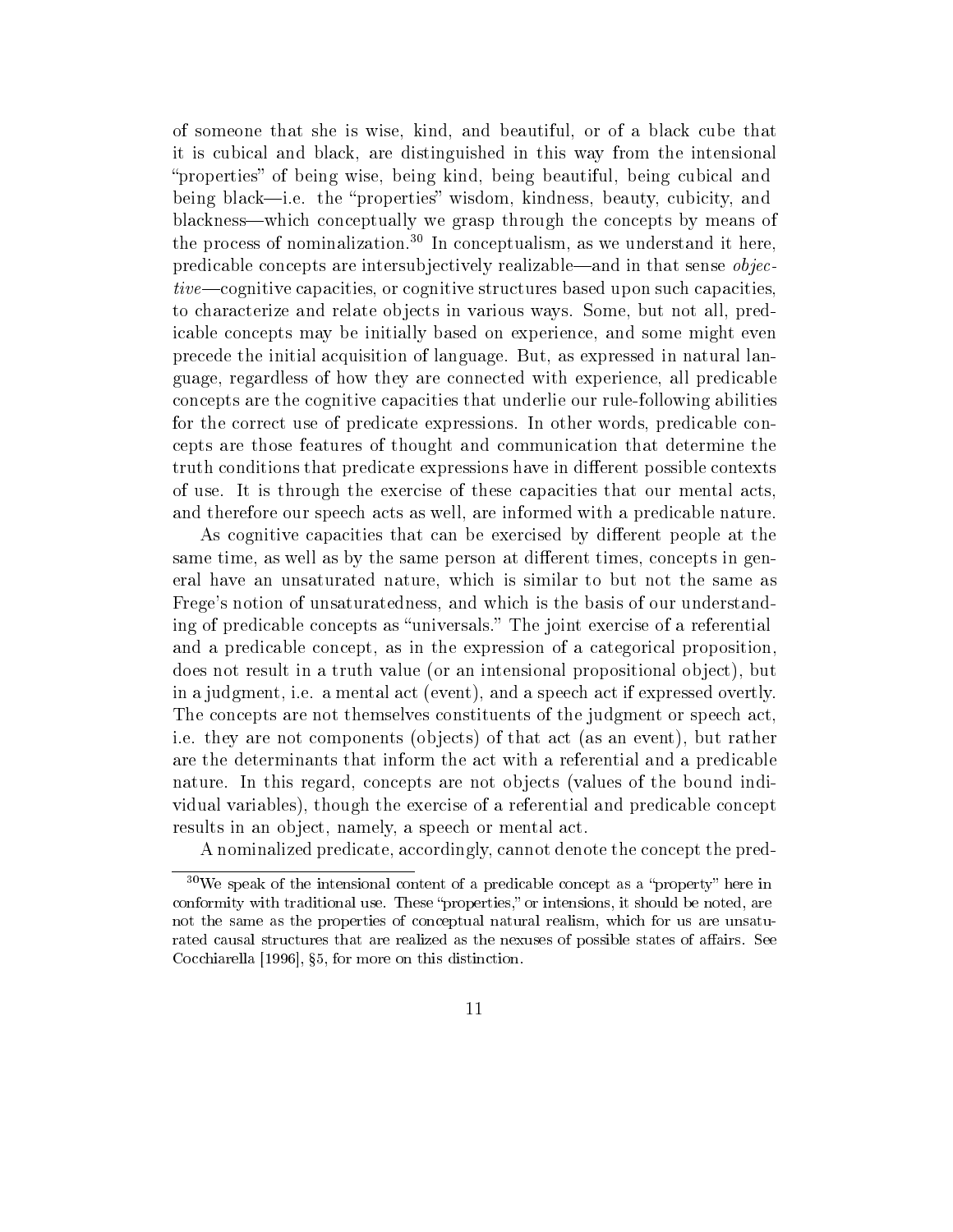of someone that she is wise, kind, and beautiful, or of a black cube that it is cubical and black, are distinguished in this way from the intensional "properties" of being wise, being kind, being beautiful, being cubical and being black—i.e. the "properties" wisdom, kindness, beauty, cubicity, and blackness—which conceptually we grasp through the concepts by means of the process of nominalization.[30] In conceptualism, as we understand it here, predicable concepts are intersubjectively realizable—and in that sense *objective*—cognitive capacities, or cognitive structures based upon such capacities, to characterize and relate objects in various ways. Some, but not all, predicable concepts may be initially based on experience, and some might even precede the initial acquisition of language. But, as expressed in natural language, regardless of how they are connected with experience, all predicable concepts are the cognitive capacities that underlie our rule-following abilities for the correct use of predicate expressions. In other words, predicable concepts are those features of thought and communication that determine the truth conditions that predicate expressions have in different possible contexts of use. It is through the exercise of these capacities that our mental acts, and therefore our speech acts as well, are informed with a predicable nature.

As cognitive capacities that can be exercised by different people at the same time, as well as by the same person at different times, concepts in general have an unsaturated nature, which is similar to but not the same as Frege's notion of unsaturatedness, and which is the basis of our understanding of predicable concepts as "universals." The joint exercise of a referential and a predicable concept, as in the expression of a categorical proposition, does not result in a truth value (or an intensional propositional object), but in a judgment, i.e. a mental act (event), and a speech act if expressed overtly. The concepts are not themselves constituents of the judgment or speech act, i.e. they are not components (objects) of that act (as an event), but rather are the determinants that inform the act with a referential and a predicable nature. In this regard, concepts are not objects (values of the bound individual variables), though the exercise of a referential and predicable concept results in an object, namely, a speech or mental act.

A nominalized predicate, accordingly, cannot denote the concept the pred-

[30] We speak of the intensional content of a predicable concept as a "property" here in conformity with traditional use. These "properties," or intensions, it should be noted, are not the same as the properties of conceptual natural realism, which for us are unsaturated causal structures that are realized as the nexuses of possible states of affairs. See Cocchiarella [1996], §5, for more on this distinction.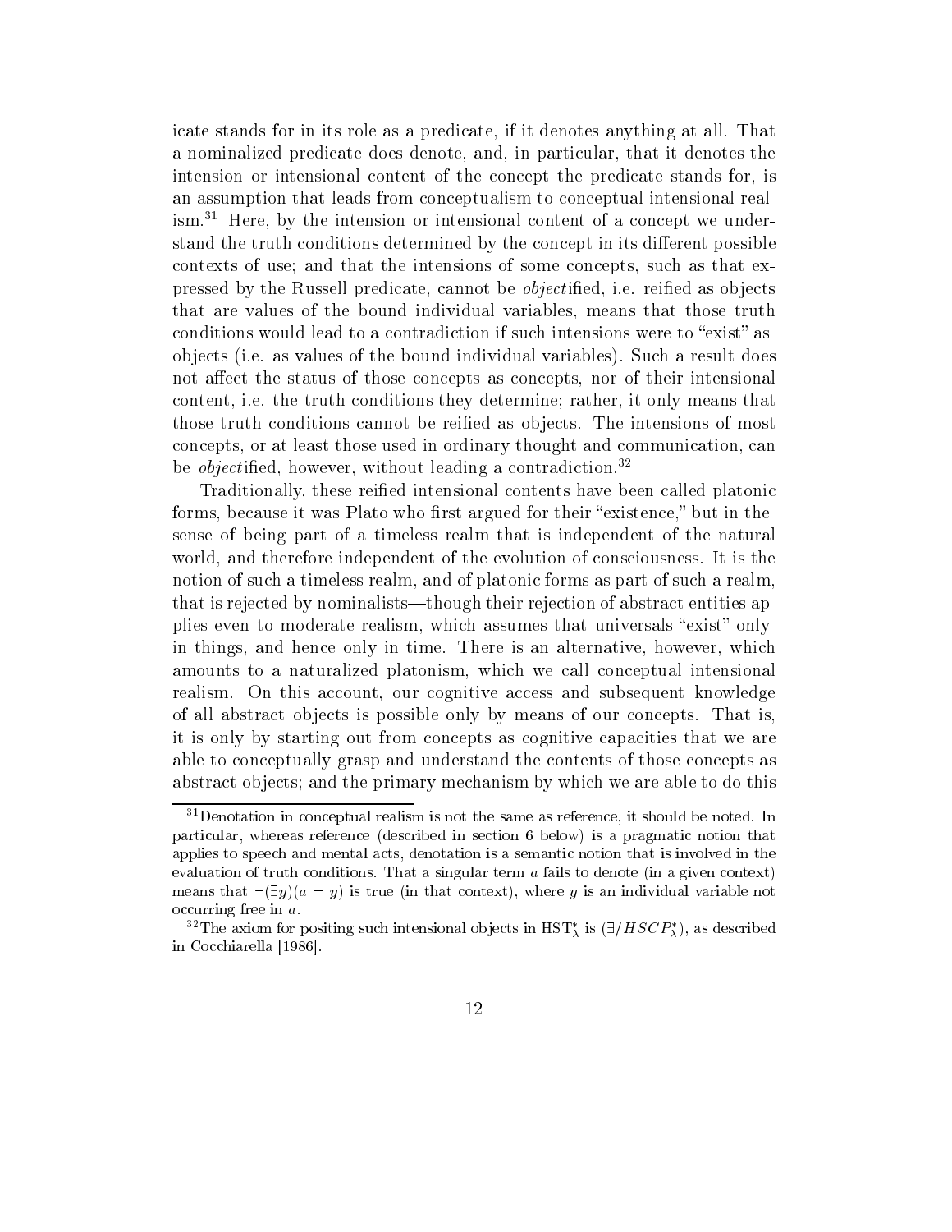icate stands for in its role as a predicate, if it denotes anything at all. That a nominalized predicate does denote, and, in particular, that it denotes the intension or intensional content of the concept the predicate stands for, is an assumption that leads from conceptualism to conceptual intensional realism.[31] Here, by the intension or intensional content of a concept we understand the truth conditions determined by the concept in its different possible contexts of use; and that the intensions of some concepts, such as that expressed by the Russell predicate, cannot be *object*ified, i.e. reified as objects that are values of the bound individual variables, means that those truth conditions would lead to a contradiction if such intensions were to "exist" as objects (i.e. as values of the bound individual variables). Such a result does not affect the status of those concepts as concepts, nor of their intensional content, i.e. the truth conditions they determine; rather, it only means that those truth conditions cannot be reified as objects. The intensions of most concepts, or at least those used in ordinary thought and communication, can be *object*ified, however, without leading a contradiction.[32]

Traditionally, these reified intensional contents have been called platonic forms, because it was Plato who first argued for their "existence," but in the sense of being part of a timeless realm that is independent of the natural world, and therefore independent of the evolution of consciousness. It is the notion of such a timeless realm, and of platonic forms as part of such a realm, that is rejected by nominalists—though their rejection of abstract entities applies even to moderate realism, which assumes that universals "exist" only in things, and hence only in time. There is an alternative, however, which amounts to a naturalized platonism, which we call conceptual intensional realism. On this account, our cognitive access and subsequent knowledge of all abstract objects is possible only by means of our concepts. That is, it is only by starting out from concepts as cognitive capacities that we are able to conceptually grasp and understand the contents of those concepts as abstract objects; and the primary mechanism by which we are able to do this

[31] Denotation in conceptual realism is not the same as reference, it should be noted. In particular, whereas reference (described in section 6 below) is a pragmatic notion that applies to speech and mental acts, denotation is a semantic notion that is involved in the evaluation of truth conditions. That a singular term $a$ fails to denote (in a given context) means that $\neg(\exists y)(a = y)$ is true (in that context), where $y$ is an individual variable not occurring free in $a$.

[32] The axiom for positing such intensional objects in $\mathrm{HST}^*_\lambda$ is $(\exists/HSCP^*_\lambda)$, as described in Cocchiarella [1986].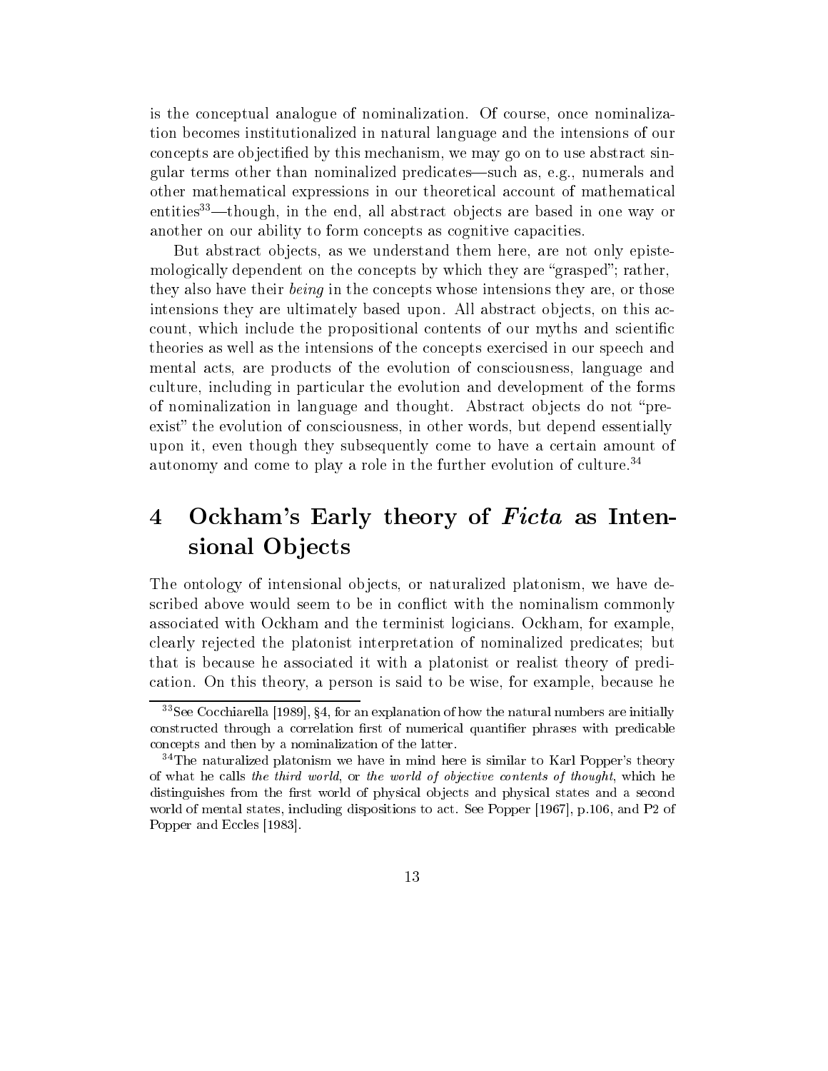is the conceptual analogue of nominalization. Of course, once nominalization becomes institutionalized in natural language and the intensions of our concepts are objectified by this mechanism, we may go on to use abstract singular terms other than nominalized predicates—such as, e.g., numerals and other mathematical expressions in our theoretical account of mathematical entities[33]—though, in the end, all abstract objects are based in one way or another on our ability to form concepts as cognitive capacities.

But abstract objects, as we understand them here, are not only epistemologically dependent on the concepts by which they are "grasped"; rather, they also have their *being* in the concepts whose intensions they are, or those intensions they are ultimately based upon. All abstract objects, on this account, which include the propositional contents of our myths and scientific theories as well as the intensions of the concepts exercised in our speech and mental acts, are products of the evolution of consciousness, language and culture, including in particular the evolution and development of the forms of nominalization in language and thought. Abstract objects do not "pre-exist" the evolution of consciousness, in other words, but depend essentially upon it, even though they subsequently come to have a certain amount of autonomy and come to play a role in the further evolution of culture.[34]

## 4 Ockham's Early theory of *Ficta* as Intensional Objects

The ontology of intensional objects, or naturalized platonism, we have described above would seem to be in conflict with the nominalism commonly associated with Ockham and the terminist logicians. Ockham, for example, clearly rejected the platonist interpretation of nominalized predicates; but that is because he associated it with a platonist or realist theory of predication. On this theory, a person is said to be wise, for example, because he

[33] See Cocchiarella [1989], §4, for an explanation of how the natural numbers are initially constructed through a correlation first of numerical quantifier phrases with predicable concepts and then by a nominalization of the latter.

[34] The naturalized platonism we have in mind here is similar to Karl Popper's theory of what he calls *the third world*, or *the world of objective contents of thought*, which he distinguishes from the first world of physical objects and physical states and a second world of mental states, including dispositions to act. See Popper [1967], p.106, and P2 of Popper and Eccles [1983].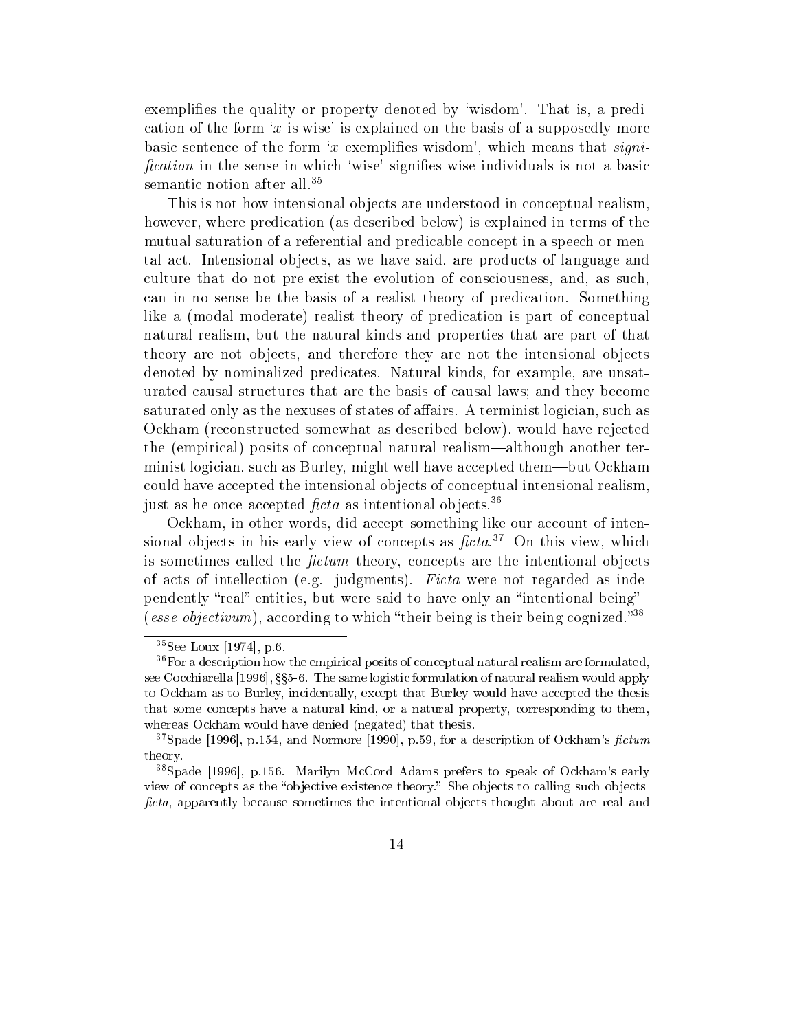exemplifies the quality or property denoted by 'wisdom'. That is, a predication of the form '$x$ is wise' is explained on the basis of a supposedly more basic sentence of the form '$x$ exemplifies wisdom', which means that *signification* in the sense in which 'wise' signifies wise individuals is not a basic semantic notion after all.[35]

This is not how intensional objects are understood in conceptual realism, however, where predication (as described below) is explained in terms of the mutual saturation of a referential and predicable concept in a speech or mental act. Intensional objects, as we have said, are products of language and culture that do not pre-exist the evolution of consciousness, and, as such, can in no sense be the basis of a realist theory of predication. Something like a (modal moderate) realist theory of predication is part of conceptual natural realism, but the natural kinds and properties that are part of that theory are not objects, and therefore they are not the intensional objects denoted by nominalized predicates. Natural kinds, for example, are unsaturated causal structures that are the basis of causal laws; and they become saturated only as the nexuses of states of affairs. A terminist logician, such as Ockham (reconstructed somewhat as described below), would have rejected the (empirical) posits of conceptual natural realism—although another terminist logician, such as Burley, might well have accepted them—but Ockham could have accepted the intensional objects of conceptual intensional realism, just as he once accepted *ficta* as intentional objects.[36]

Ockham, in other words, did accept something like our account of intensional objects in his early view of concepts as *ficta*.[37] On this view, which is sometimes called the *fictum* theory, concepts are the intentional objects of acts of intellection (e.g. judgments). *Ficta* were not regarded as independently "real" entities, but were said to have only an "intentional being" (*esse objectivum*), according to which "their being is their being cognized."[38]

---

[35] See Loux [1974], p.6.

[36] For a description how the empirical posits of conceptual natural realism are formulated, see Cocchiarella [1996], §§5-6. The same logistic formulation of natural realism would apply to Ockham as to Burley, incidentally, except that Burley would have accepted the thesis that some concepts have a natural kind, or a natural property, corresponding to them, whereas Ockham would have denied (negated) that thesis.

[37] Spade [1996], p.154, and Normore [1990], p.59, for a description of Ockham's *fictum* theory.

[38] Spade [1996], p.156. Marilyn McCord Adams prefers to speak of Ockham's early view of concepts as the "objective existence theory." She objects to calling such objects *ficta*, apparently because sometimes the intentional objects thought about are real and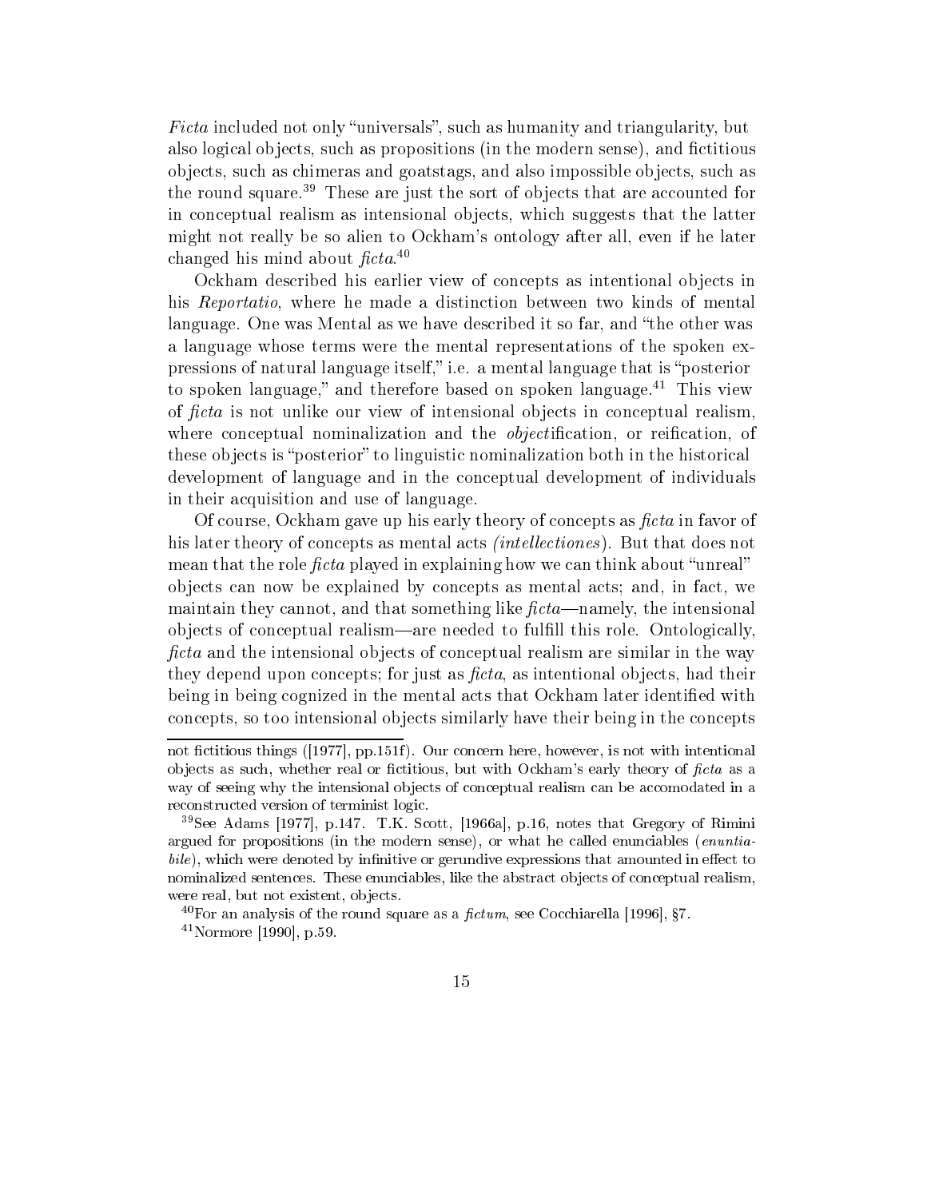*Ficta* included not only "universals", such as humanity and triangularity, but also logical objects, such as propositions (in the modern sense), and fictitious objects, such as chimeras and goatstags, and also impossible objects, such as the round square.[39] These are just the sort of objects that are accounted for in conceptual realism as intensional objects, which suggests that the latter might not really be so alien to Ockham's ontology after all, even if he later changed his mind about *ficta*.[40]

Ockham described his earlier view of concepts as intentional objects in his *Reportatio*, where he made a distinction between two kinds of mental language. One was Mental as we have described it so far, and "the other was a language whose terms were the mental representations of the spoken expressions of natural language itself," i.e. a mental language that is "posterior to spoken language," and therefore based on spoken language.[41] This view of *ficta* is not unlike our view of intensional objects in conceptual realism, where conceptual nominalization and the *object*ification, or reification, of these objects is "posterior" to linguistic nominalization both in the historical development of language and in the conceptual development of individuals in their acquisition and use of language.

Of course, Ockham gave up his early theory of concepts as *ficta* in favor of his later theory of concepts as mental acts *(intellectiones)*. But that does not mean that the role *ficta* played in explaining how we can think about "unreal" objects can now be explained by concepts as mental acts; and, in fact, we maintain they cannot, and that something like *ficta*—namely, the intensional objects of conceptual realism—are needed to fulfill this role. Ontologically, *ficta* and the intensional objects of conceptual realism are similar in the way they depend upon concepts; for just as *ficta*, as intentional objects, had their being in being cognized in the mental acts that Ockham later identified with concepts, so too intensional objects similarly have their being in the concepts

---

not fictitious things ([1977], pp.151f). Our concern here, however, is not with intentional objects as such, whether real or fictitious, but with Ockham's early theory of *ficta* as a way of seeing why the intensional objects of conceptual realism can be accomodated in a reconstructed version of terminist logic.

[39]See Adams [1977], p.147. T.K. Scott, [1966a], p.16, notes that Gregory of Rimini argued for propositions (in the modern sense), or what he called enunciables (*enuntiabile*), which were denoted by infinitive or gerundive expressions that amounted in effect to nominalized sentences. These enunciables, like the abstract objects of conceptual realism, were real, but not existent, objects.

[40]For an analysis of the round square as a *fictum*, see Cocchiarella [1996], §7.

[41]Normore [1990], p.59.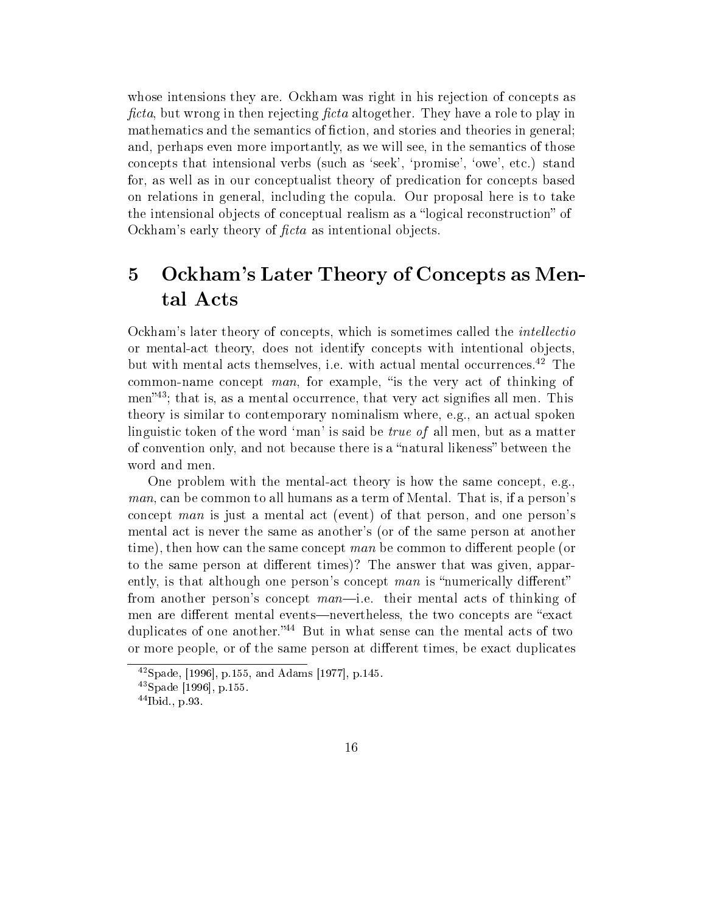whose intensions they are. Ockham was right in his rejection of concepts as *ficta*, but wrong in then rejecting *ficta* altogether. They have a role to play in mathematics and the semantics of fiction, and stories and theories in general; and, perhaps even more importantly, as we will see, in the semantics of those concepts that intensional verbs (such as 'seek', 'promise', 'owe', etc.) stand for, as well as in our conceptualist theory of predication for concepts based on relations in general, including the copula. Our proposal here is to take the intensional objects of conceptual realism as a "logical reconstruction" of Ockham's early theory of *ficta* as intentional objects.

## 5 Ockham's Later Theory of Concepts as Mental Acts

Ockham's later theory of concepts, which is sometimes called the *intellectio* or mental-act theory, does not identify concepts with intentional objects, but with mental acts themselves, i.e. with actual mental occurrences.[42] The common-name concept *man*, for example, "is the very act of thinking of men"[43]; that is, as a mental occurrence, that very act signifies all men. This theory is similar to contemporary nominalism where, e.g., an actual spoken linguistic token of the word 'man' is said be *true of* all men, but as a matter of convention only, and not because there is a "natural likeness" between the word and men.

One problem with the mental-act theory is how the same concept, e.g., *man*, can be common to all humans as a term of Mental. That is, if a person's concept *man* is just a mental act (event) of that person, and one person's mental act is never the same as another's (or of the same person at another time), then how can the same concept *man* be common to different people (or to the same person at different times)? The answer that was given, apparently, is that although one person's concept *man* is "numerically different" from another person's concept *man*—i.e. their mental acts of thinking of men are different mental events—nevertheless, the two concepts are "exact duplicates of one another."[44] But in what sense can the mental acts of two or more people, or of the same person at different times, be exact duplicates

[42] Spade, [1996], p.155, and Adams [1977], p.145.

[43] Spade [1996], p.155.

[44] Ibid., p.93.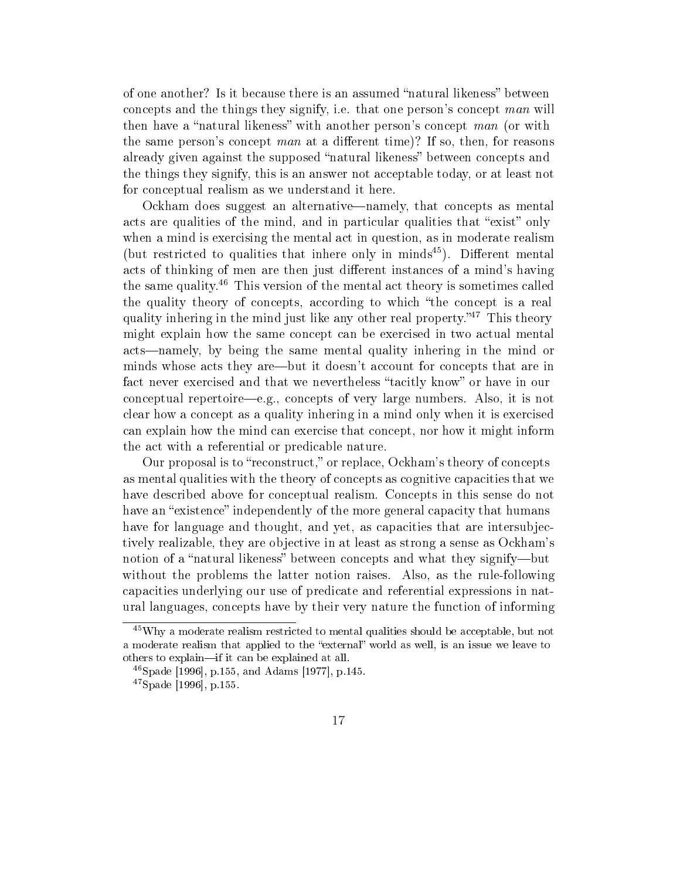of one another? Is it because there is an assumed "natural likeness" between concepts and the things they signify, i.e. that one person's concept *man* will then have a "natural likeness" with another person's concept *man* (or with the same person's concept *man* at a different time)? If so, then, for reasons already given against the supposed "natural likeness" between concepts and the things they signify, this is an answer not acceptable today, or at least not for conceptual realism as we understand it here.

Ockham does suggest an alternative—namely, that concepts as mental acts are qualities of the mind, and in particular qualities that "exist" only when a mind is exercising the mental act in question, as in moderate realism (but restricted to qualities that inhere only in minds[45]). Different mental acts of thinking of men are then just different instances of a mind's having the same quality.[46] This version of the mental act theory is sometimes called the quality theory of concepts, according to which "the concept is a real quality inhering in the mind just like any other real property."[47] This theory might explain how the same concept can be exercised in two actual mental acts—namely, by being the same mental quality inhering in the mind or minds whose acts they are—but it doesn't account for concepts that are in fact never exercised and that we nevertheless "tacitly know" or have in our conceptual repertoire—e.g., concepts of very large numbers. Also, it is not clear how a concept as a quality inhering in a mind only when it is exercised can explain how the mind can exercise that concept, nor how it might inform the act with a referential or predicable nature.

Our proposal is to "reconstruct," or replace, Ockham's theory of concepts as mental qualities with the theory of concepts as cognitive capacities that we have described above for conceptual realism. Concepts in this sense do not have an "existence" independently of the more general capacity that humans have for language and thought, and yet, as capacities that are intersubjectively realizable, they are objective in at least as strong a sense as Ockham's notion of a "natural likeness" between concepts and what they signify—but without the problems the latter notion raises. Also, as the rule-following capacities underlying our use of predicate and referential expressions in natural languages, concepts have by their very nature the function of informing

---

[45] Why a moderate realism restricted to mental qualities should be acceptable, but not a moderate realism that applied to the "external" world as well, is an issue we leave to others to explain—if it can be explained at all.

[46] Spade [1996], p.155, and Adams [1977], p.145.

[47] Spade [1996], p.155.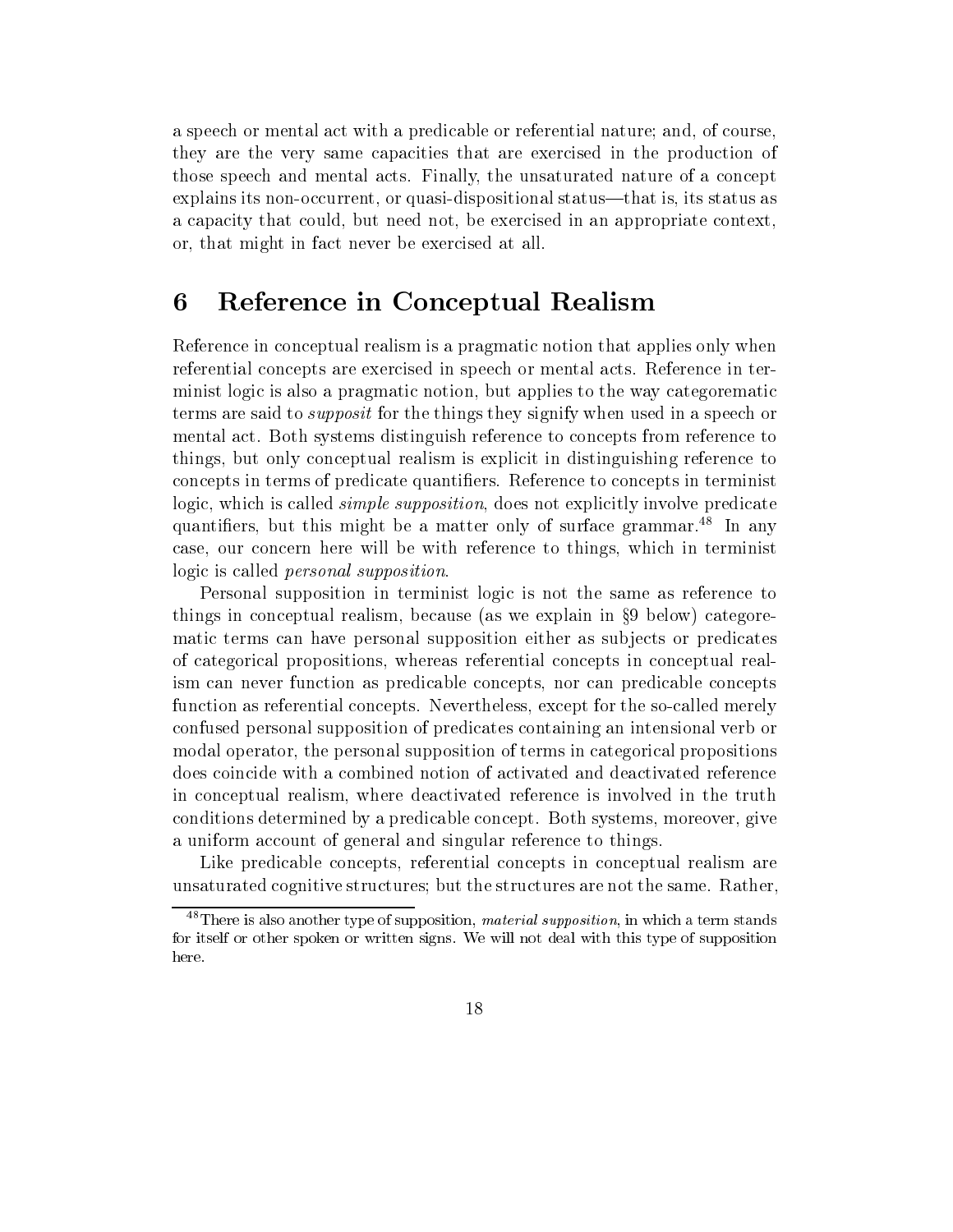a speech or mental act with a predicable or referential nature; and, of course, they are the very same capacities that are exercised in the production of those speech and mental acts. Finally, the unsaturated nature of a concept explains its non-occurrent, or quasi-dispositional status—that is, its status as a capacity that could, but need not, be exercised in an appropriate context, or, that might in fact never be exercised at all.

## 6 Reference in Conceptual Realism

Reference in conceptual realism is a pragmatic notion that applies only when referential concepts are exercised in speech or mental acts. Reference in terminist logic is also a pragmatic notion, but applies to the way categorematic terms are said to *supposit* for the things they signify when used in a speech or mental act. Both systems distinguish reference to concepts from reference to things, but only conceptual realism is explicit in distinguishing reference to concepts in terms of predicate quantifiers. Reference to concepts in terminist logic, which is called *simple supposition*, does not explicitly involve predicate quantifiers, but this might be a matter only of surface grammar.[48] In any case, our concern here will be with reference to things, which in terminist logic is called *personal supposition*.

Personal supposition in terminist logic is not the same as reference to things in conceptual realism, because (as we explain in §9 below) categorematic terms can have personal supposition either as subjects or predicates of categorical propositions, whereas referential concepts in conceptual realism can never function as predicable concepts, nor can predicable concepts function as referential concepts. Nevertheless, except for the so-called merely confused personal supposition of predicates containing an intensional verb or modal operator, the personal supposition of terms in categorical propositions does coincide with a combined notion of activated and deactivated reference in conceptual realism, where deactivated reference is involved in the truth conditions determined by a predicable concept. Both systems, moreover, give a uniform account of general and singular reference to things.

Like predicable concepts, referential concepts in conceptual realism are unsaturated cognitive structures; but the structures are not the same. Rather,

[48] There is also another type of supposition, *material supposition*, in which a term stands for itself or other spoken or written signs. We will not deal with this type of supposition here.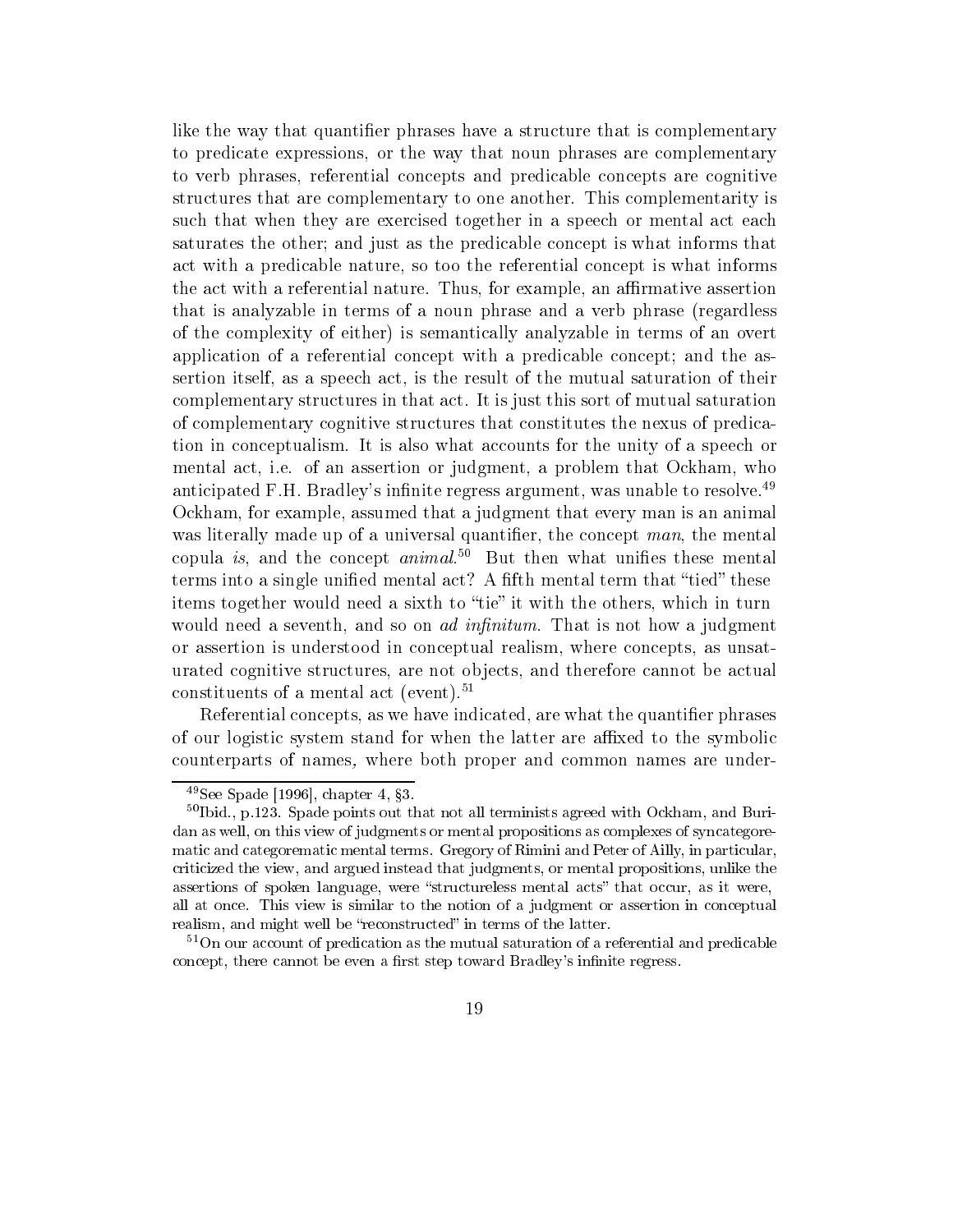like the way that quantifier phrases have a structure that is complementary to predicate expressions, or the way that noun phrases are complementary to verb phrases, referential concepts and predicable concepts are cognitive structures that are complementary to one another. This complementarity is such that when they are exercised together in a speech or mental act each saturates the other; and just as the predicable concept is what informs that act with a predicable nature, so too the referential concept is what informs the act with a referential nature. Thus, for example, an affirmative assertion that is analyzable in terms of a noun phrase and a verb phrase (regardless of the complexity of either) is semantically analyzable in terms of an overt application of a referential concept with a predicable concept; and the assertion itself, as a speech act, is the result of the mutual saturation of their complementary structures in that act. It is just this sort of mutual saturation of complementary cognitive structures that constitutes the nexus of predication in conceptualism. It is also what accounts for the unity of a speech or mental act, i.e. of an assertion or judgment, a problem that Ockham, who anticipated F.H. Bradley's infinite regress argument, was unable to resolve.[49] Ockham, for example, assumed that a judgment that every man is an animal was literally made up of a universal quantifier, the concept *man*, the mental copula *is*, and the concept *animal*.[50] But then what unifies these mental terms into a single unified mental act? A fifth mental term that "tied" these items together would need a sixth to "tie" it with the others, which in turn would need a seventh, and so on *ad infinitum*. That is not how a judgment or assertion is understood in conceptual realism, where concepts, as unsaturated cognitive structures, are not objects, and therefore cannot be actual constituents of a mental act (event).[51]

Referential concepts, as we have indicated, are what the quantifier phrases of our logistic system stand for when the latter are affixed to the symbolic counterparts of names, where both proper and common names are under-

---

[49] See Spade [1996], chapter 4, §3.

[50] Ibid., p.123. Spade points out that not all terminists agreed with Ockham, and Buridan as well, on this view of judgments or mental propositions as complexes of syncategorematic and categorematic mental terms. Gregory of Rimini and Peter of Ailly, in particular, criticized the view, and argued instead that judgments, or mental propositions, unlike the assertions of spoken language, were "structureless mental acts" that occur, as it were, all at once. This view is similar to the notion of a judgment or assertion in conceptual realism, and might well be "reconstructed" in terms of the latter.

[51] On our account of predication as the mutual saturation of a referential and predicable concept, there cannot be even a first step toward Bradley's infinite regress.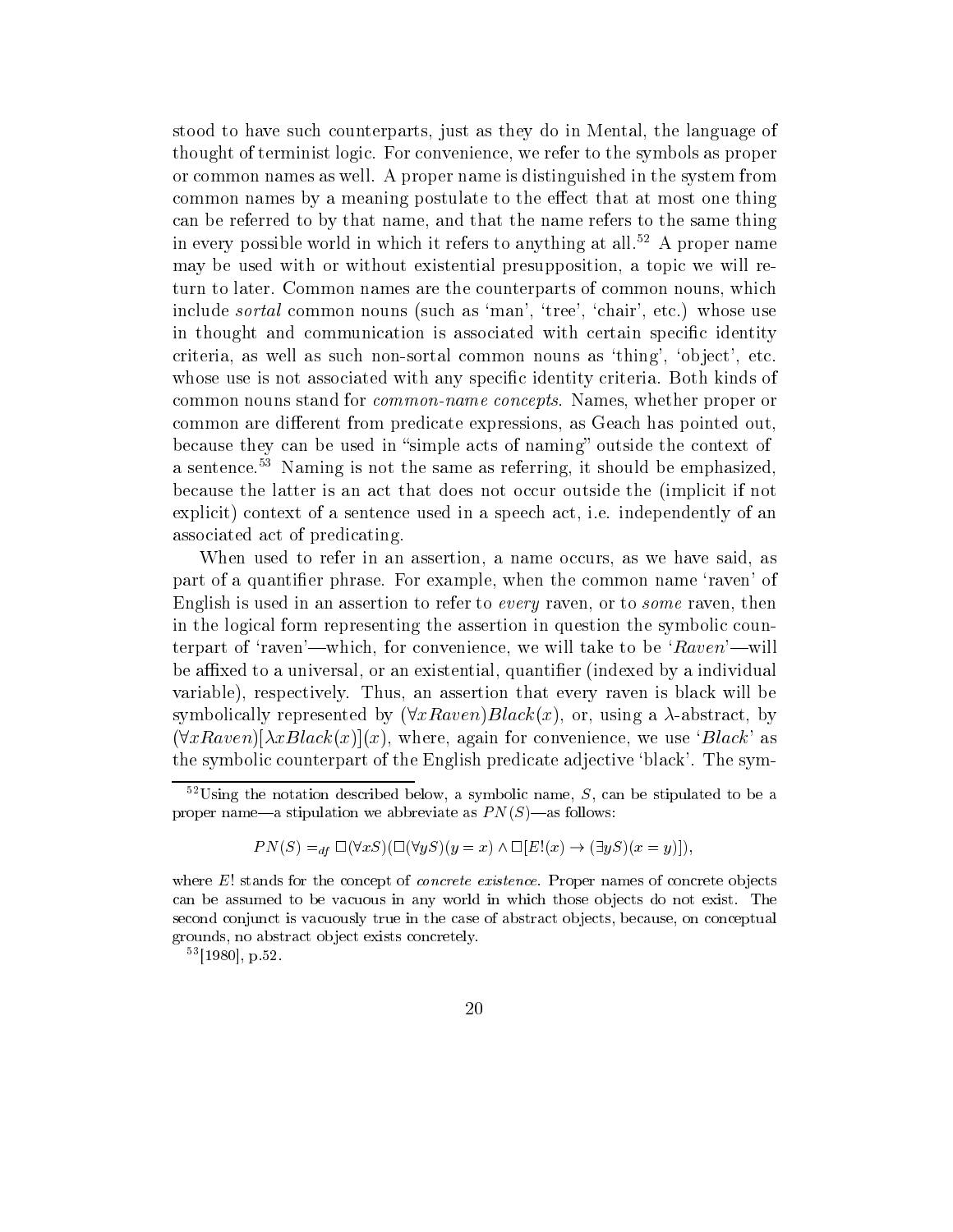stood to have such counterparts, just as they do in Mental, the language of thought of terminist logic. For convenience, we refer to the symbols as proper or common names as well. A proper name is distinguished in the system from common names by a meaning postulate to the effect that at most one thing can be referred to by that name, and that the name refers to the same thing in every possible world in which it refers to anything at all.[52] A proper name may be used with or without existential presupposition, a topic we will return to later. Common names are the counterparts of common nouns, which include *sortal* common nouns (such as 'man', 'tree', 'chair', etc.) whose use in thought and communication is associated with certain specific identity criteria, as well as such non-sortal common nouns as 'thing', 'object', etc. whose use is not associated with any specific identity criteria. Both kinds of common nouns stand for *common-name concepts*. Names, whether proper or common are different from predicate expressions, as Geach has pointed out, because they can be used in "simple acts of naming" outside the context of a sentence.[53] Naming is not the same as referring, it should be emphasized, because the latter is an act that does not occur outside the (implicit if not explicit) context of a sentence used in a speech act, i.e. independently of an associated act of predicating.

When used to refer in an assertion, a name occurs, as we have said, as part of a quantifier phrase. For example, when the common name 'raven' of English is used in an assertion to refer to *every* raven, or to *some* raven, then in the logical form representing the assertion in question the symbolic counterpart of 'raven'—which, for convenience, we will take to be '$Raven$'—will be affixed to a universal, or an existential, quantifier (indexed by a individual variable), respectively. Thus, an assertion that every raven is black will be symbolically represented by $(\forall x Raven) Black(x)$, or, using a $\lambda$-abstract, by $(\forall x Raven)[\lambda x Black(x)](x)$, where, again for convenience, we use '$Black$' as the symbolic counterpart of the English predicate adjective 'black'. The sym-

---

[52] Using the notation described below, a symbolic name, $S$, can be stipulated to be a proper name—a stipulation we abbreviate as $PN(S)$—as follows:

$$PN(S) =_{df} \Box(\forall x S)(\Box(\forall y S)(y = x) \wedge \Box[E!(x) \rightarrow (\exists y S)(x = y)]),$$

where $E!$ stands for the concept of *concrete existence*. Proper names of concrete objects can be assumed to be vacuous in any world in which those objects do not exist. The second conjunct is vacuously true in the case of abstract objects, because, on conceptual grounds, no abstract object exists concretely.

[53] [1980], p.52.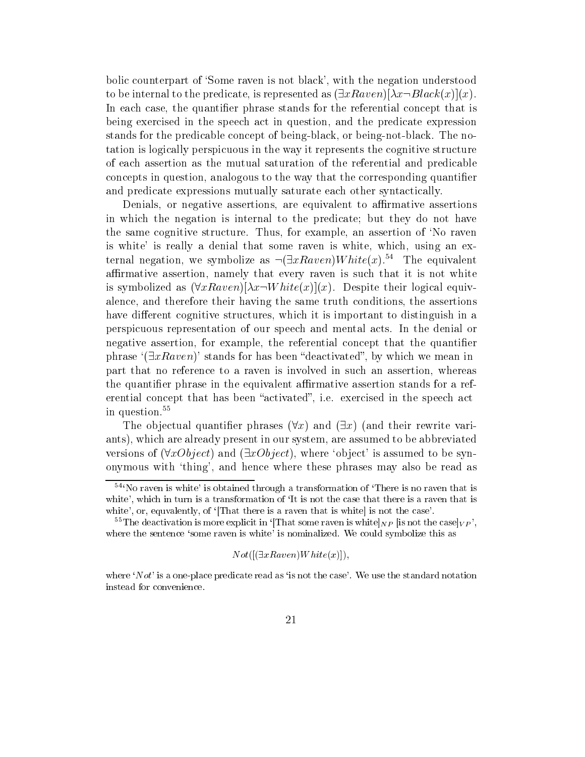bolic counterpart of 'Some raven is not black', with the negation understood to be internal to the predicate, is represented as $(\exists xRaven)[\lambda x \neg Black(x)](x)$. In each case, the quantifier phrase stands for the referential concept that is being exercised in the speech act in question, and the predicate expression stands for the predicable concept of being-black, or being-not-black. The notation is logically perspicuous in the way it represents the cognitive structure of each assertion as the mutual saturation of the referential and predicable concepts in question, analogous to the way that the corresponding quantifier and predicate expressions mutually saturate each other syntactically.

Denials, or negative assertions, are equivalent to affirmative assertions in which the negation is internal to the predicate; but they do not have the same cognitive structure. Thus, for example, an assertion of 'No raven is white' is really a denial that some raven is white, which, using an external negation, we symbolize as $\neg(\exists xRaven)White(x)$.[54] The equivalent affirmative assertion, namely that every raven is such that it is not white is symbolized as $(\forall xRaven)[\lambda x \neg White(x)](x)$. Despite their logical equivalence, and therefore their having the same truth conditions, the assertions have different cognitive structures, which it is important to distinguish in a perspicuous representation of our speech and mental acts. In the denial or negative assertion, for example, the referential concept that the quantifier phrase '$(\exists xRaven)$' stands for has been "deactivated", by which we mean in part that no reference to a raven is involved in such an assertion, whereas the quantifier phrase in the equivalent affirmative assertion stands for a referential concept that has been "activated", i.e. exercised in the speech act in question.[55]

The objectual quantifier phrases $(\forall x)$ and $(\exists x)$ (and their rewrite variants), which are already present in our system, are assumed to be abbreviated versions of $(\forall xObject)$ and $(\exists xObject)$, where 'object' is assumed to be synonymous with 'thing', and hence where these phrases may also be read as

---

[54] 'No raven is white' is obtained through a transformation of 'There is no raven that is white', which in turn is a transformation of 'It is not the case that there is a raven that is white', or, equivalently, of '[That there is a raven that is white] is not the case'.

[55] The deactivation is more explicit in '[That some raven is white]$_{NP}$ [is not the case]$_{VP}$', where the sentence 'some raven is white' is nominalized. We could symbolize this as

$$Not([(\exists xRaven)White(x)]),$$

where '$Not$' is a one-place predicate read as 'is not the case'. We use the standard notation instead for convenience.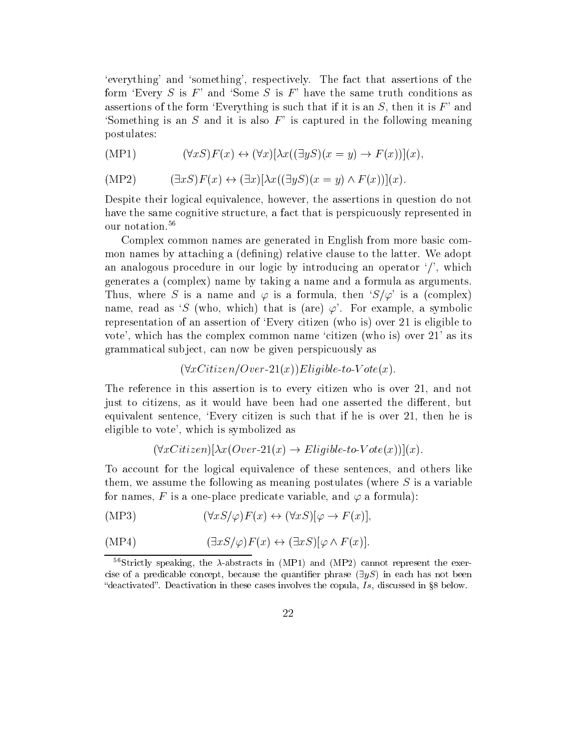'everything' and 'something', respectively. The fact that assertions of the form 'Every $S$ is $F$' and 'Some $S$ is $F$' have the same truth conditions as assertions of the form 'Everything is such that if it is an $S$, then it is $F$' and 'Something is an $S$ and it is also $F$' is captured in the following meaning postulates:

$$\text{(MP1)} \qquad (\forall xS)F(x) \leftrightarrow (\forall x)[\lambda x((\exists yS)(x = y) \rightarrow F(x))](x),$$

$$\text{(MP2)} \qquad (\exists xS)F(x) \leftrightarrow (\exists x)[\lambda x((\exists yS)(x = y) \wedge F(x))](x).$$

Despite their logical equivalence, however, the assertions in question do not have the same cognitive structure, a fact that is perspicuously represented in our notation.[56]

Complex common names are generated in English from more basic common names by attaching a (defining) relative clause to the latter. We adopt an analogous procedure in our logic by introducing an operator '/', which generates a (complex) name by taking a name and a formula as arguments. Thus, where $S$ is a name and $\varphi$ is a formula, then '$S/\varphi$' is a (complex) name, read as '$S$ (who, which) that is (are) $\varphi$'. For example, a symbolic representation of an assertion of 'Every citizen (who is) over 21 is eligible to vote', which has the complex common name 'citizen (who is) over 21' as its grammatical subject, can now be given perspicuously as

$$(\forall x Citizen/Over\text{-}21(x))Eligible\text{-}to\text{-}Vote(x).$$

The reference in this assertion is to every citizen who is over 21, and not just to citizens, as it would have been had one asserted the different, but equivalent sentence, 'Every citizen is such that if he is over 21, then he is eligible to vote', which is symbolized as

$$(\forall x Citizen)[\lambda x(Over\text{-}21(x) \rightarrow Eligible\text{-}to\text{-}Vote(x))](x).$$

To account for the logical equivalence of these sentences, and others like them, we assume the following as meaning postulates (where $S$ is a variable for names, $F$ is a one-place predicate variable, and $\varphi$ a formula):

$$\text{(MP3)} \qquad (\forall xS/\varphi)F(x) \leftrightarrow (\forall xS)[\varphi \rightarrow F(x)],$$

$$\text{(MP4)} \qquad (\exists xS/\varphi)F(x) \leftrightarrow (\exists xS)[\varphi \wedge F(x)].$$

[56] Strictly speaking, the $\lambda$-abstracts in (MP1) and (MP2) cannot represent the exercise of a predicable concept, because the quantifier phrase $(\exists yS)$ in each has not been "deactivated". Deactivation in these cases involves the copula, *Is*, discussed in §8 below.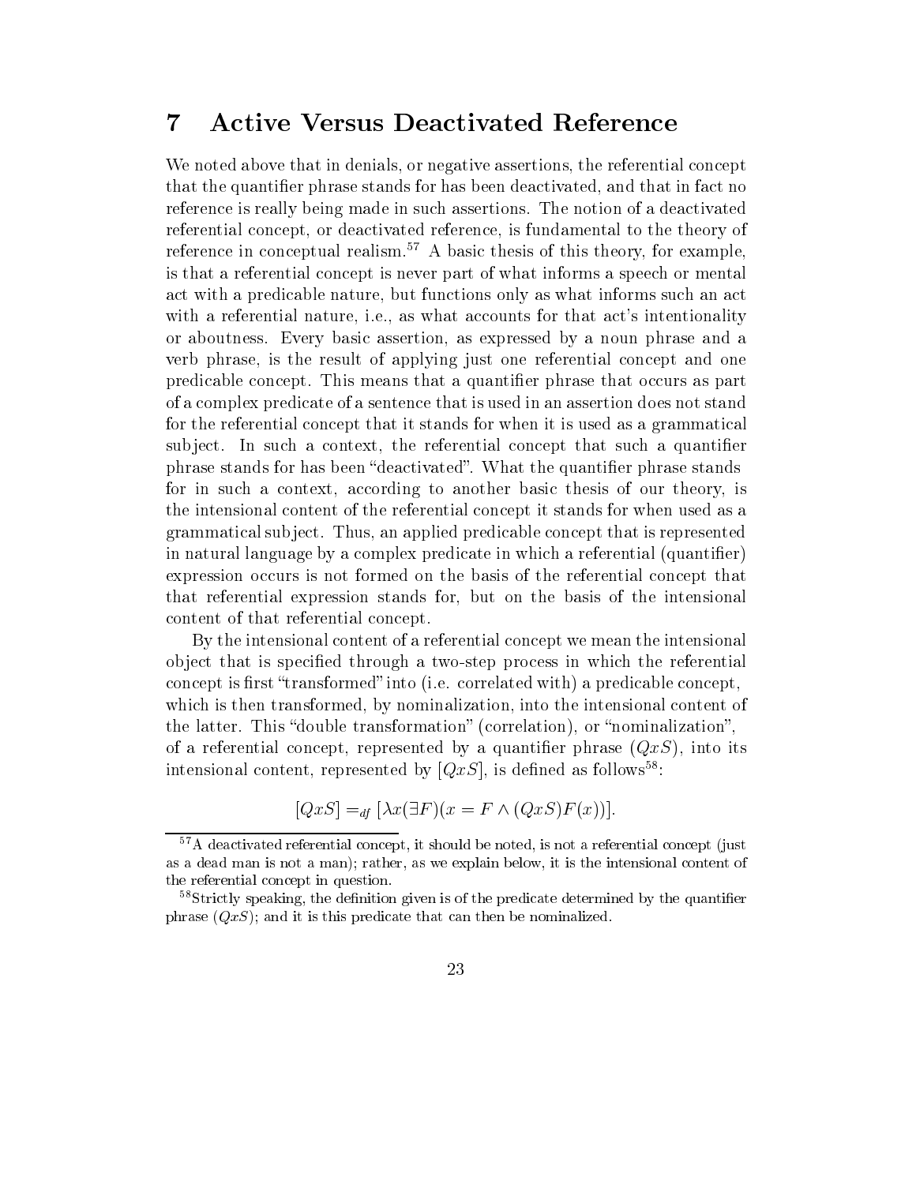## 7 Active Versus Deactivated Reference

We noted above that in denials, or negative assertions, the referential concept that the quantifier phrase stands for has been deactivated, and that in fact no reference is really being made in such assertions. The notion of a deactivated referential concept, or deactivated reference, is fundamental to the theory of reference in conceptual realism.[57] A basic thesis of this theory, for example, is that a referential concept is never part of what informs a speech or mental act with a predicable nature, but functions only as what informs such an act with a referential nature, i.e., as what accounts for that act's intentionality or aboutness. Every basic assertion, as expressed by a noun phrase and a verb phrase, is the result of applying just one referential concept and one predicable concept. This means that a quantifier phrase that occurs as part of a complex predicate of a sentence that is used in an assertion does not stand for the referential concept that it stands for when it is used as a grammatical subject. In such a context, the referential concept that such a quantifier phrase stands for has been "deactivated". What the quantifier phrase stands for in such a context, according to another basic thesis of our theory, is the intensional content of the referential concept it stands for when used as a grammatical subject. Thus, an applied predicable concept that is represented in natural language by a complex predicate in which a referential (quantifier) expression occurs is not formed on the basis of the referential concept that that referential expression stands for, but on the basis of the intensional content of that referential concept.

By the intensional content of a referential concept we mean the intensional object that is specified through a two-step process in which the referential concept is first "transformed" into (i.e. correlated with) a predicable concept, which is then transformed, by nominalization, into the intensional content of the latter. This "double transformation" (correlation), or "nominalization", of a referential concept, represented by a quantifier phrase $(QxS)$, into its intensional content, represented by $[QxS]$, is defined as follows[58]:

$$[QxS] =_{df} [\lambda x(\exists F)(x = F \wedge (QxS)F(x))].$$

[57] A deactivated referential concept, it should be noted, is not a referential concept (just as a dead man is not a man); rather, as we explain below, it is the intensional content of the referential concept in question.

[58] Strictly speaking, the definition given is of the predicate determined by the quantifier phrase $(QxS)$; and it is this predicate that can then be nominalized.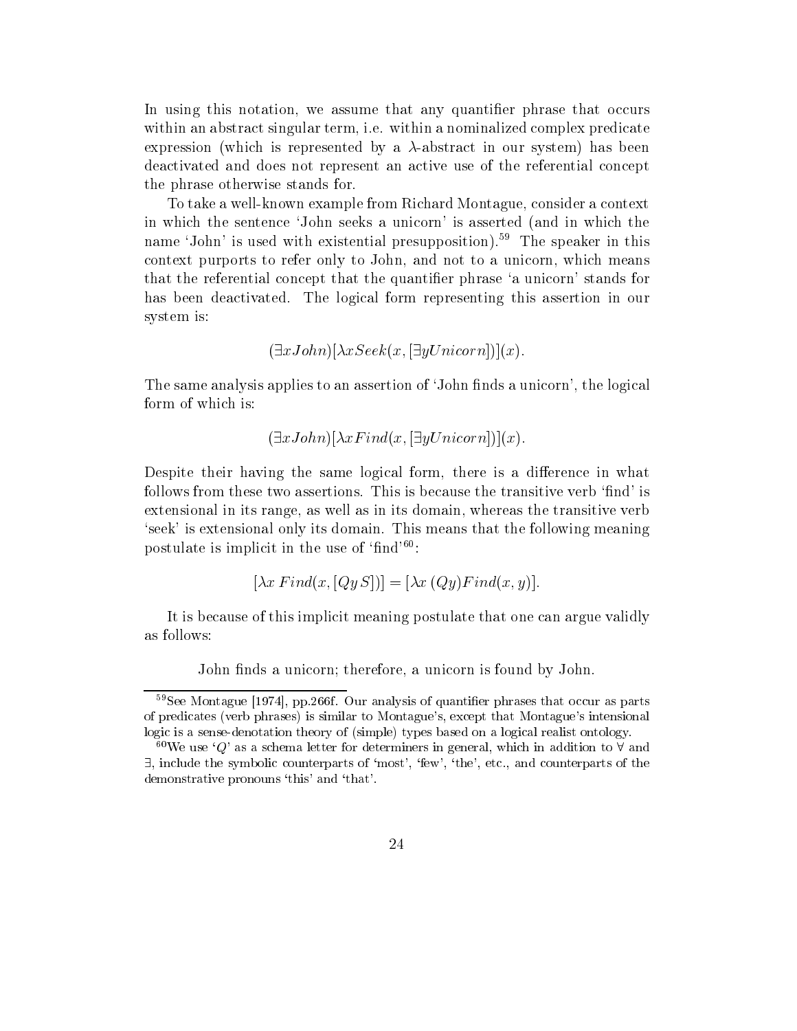In using this notation, we assume that any quantifier phrase that occurs within an abstract singular term, i.e. within a nominalized complex predicate expression (which is represented by a $\lambda$-abstract in our system) has been deactivated and does not represent an active use of the referential concept the phrase otherwise stands for.

To take a well-known example from Richard Montague, consider a context in which the sentence 'John seeks a unicorn' is asserted (and in which the name 'John' is used with existential presupposition).[59] The speaker in this context purports to refer only to John, and not to a unicorn, which means that the referential concept that the quantifier phrase 'a unicorn' stands for has been deactivated. The logical form representing this assertion in our system is:

$$(\exists x John)[\lambda x Seek(x, [\exists y Unicorn])](x).$$

The same analysis applies to an assertion of 'John finds a unicorn', the logical form of which is:

$$(\exists x John)[\lambda x Find(x, [\exists y Unicorn])](x).$$

Despite their having the same logical form, there is a difference in what follows from these two assertions. This is because the transitive verb 'find' is extensional in its range, as well as in its domain, whereas the transitive verb 'seek' is extensional only its domain. This means that the following meaning postulate is implicit in the use of 'find'[60]:

$$[\lambda x\, Find(x, [Qy\, S])] = [\lambda x\, (Qy) Find(x, y)].$$

It is because of this implicit meaning postulate that one can argue validly as follows:

John finds a unicorn; therefore, a unicorn is found by John.

---

[59] See Montague [1974], pp.266f. Our analysis of quantifier phrases that occur as parts of predicates (verb phrases) is similar to Montague's, except that Montague's intensional logic is a sense-denotation theory of (simple) types based on a logical realist ontology.

[60] We use '$Q$' as a schema letter for determiners in general, which in addition to $\forall$ and $\exists$, include the symbolic counterparts of 'most', 'few', 'the', etc., and counterparts of the demonstrative pronouns 'this' and 'that'.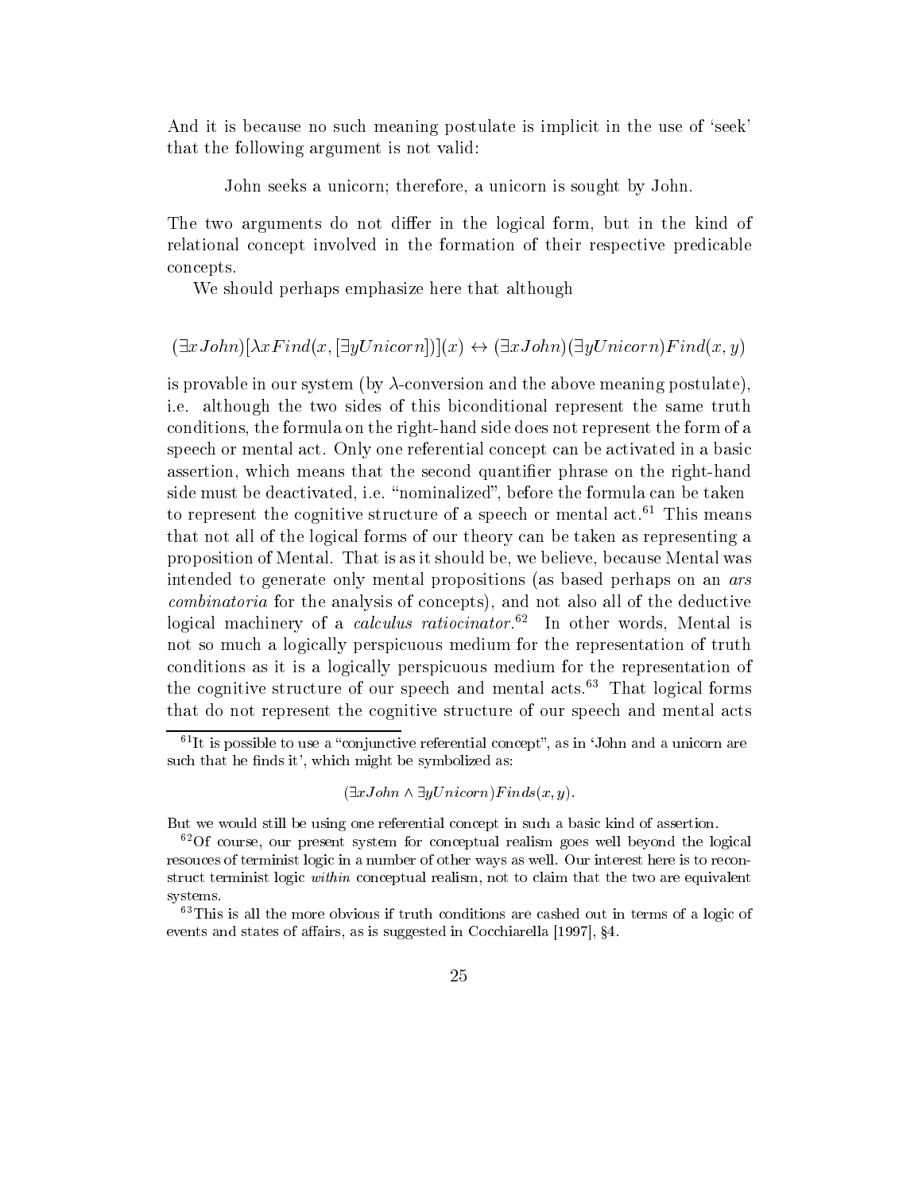And it is because no such meaning postulate is implicit in the use of 'seek' that the following argument is not valid:

> John seeks a unicorn; therefore, a unicorn is sought by John.

The two arguments do not differ in the logical form, but in the kind of relational concept involved in the formation of their respective predicable concepts.

We should perhaps emphasize here that although

$$(\exists x John)[\lambda x Find(x, [\exists y Unicorn])](x) \leftrightarrow (\exists x John)(\exists y Unicorn) Find(x, y)$$

is provable in our system (by $\lambda$-conversion and the above meaning postulate), i.e. although the two sides of this biconditional represent the same truth conditions, the formula on the right-hand side does not represent the form of a speech or mental act. Only one referential concept can be activated in a basic assertion, which means that the second quantifier phrase on the right-hand side must be deactivated, i.e. "nominalized", before the formula can be taken to represent the cognitive structure of a speech or mental act.[61] This means that not all of the logical forms of our theory can be taken as representing a proposition of Mental. That is as it should be, we believe, because Mental was intended to generate only mental propositions (as based perhaps on an *ars combinatoria* for the analysis of concepts), and not also all of the deductive logical machinery of a *calculus ratiocinator*.[62] In other words, Mental is not so much a logically perspicuous medium for the representation of truth conditions as it is a logically perspicuous medium for the representation of the cognitive structure of our speech and mental acts.[63] That logical forms that do not represent the cognitive structure of our speech and mental acts

---

[61] It is possible to use a "conjunctive referential concept", as in 'John and a unicorn are such that he finds it', which might be symbolized as:

$$(\exists x John \wedge \exists y Unicorn) Finds(x, y).$$

But we would still be using one referential concept in such a basic kind of assertion.

[62] Of course, our present system for conceptual realism goes well beyond the logical resouces of terminist logic in a number of other ways as well. Our interest here is to reconstruct terminist logic *within* conceptual realism, not to claim that the two are equivalent systems.

[63] This is all the more obvious if truth conditions are cashed out in terms of a logic of events and states of affairs, as is suggested in Cocchiarella [1997], §4.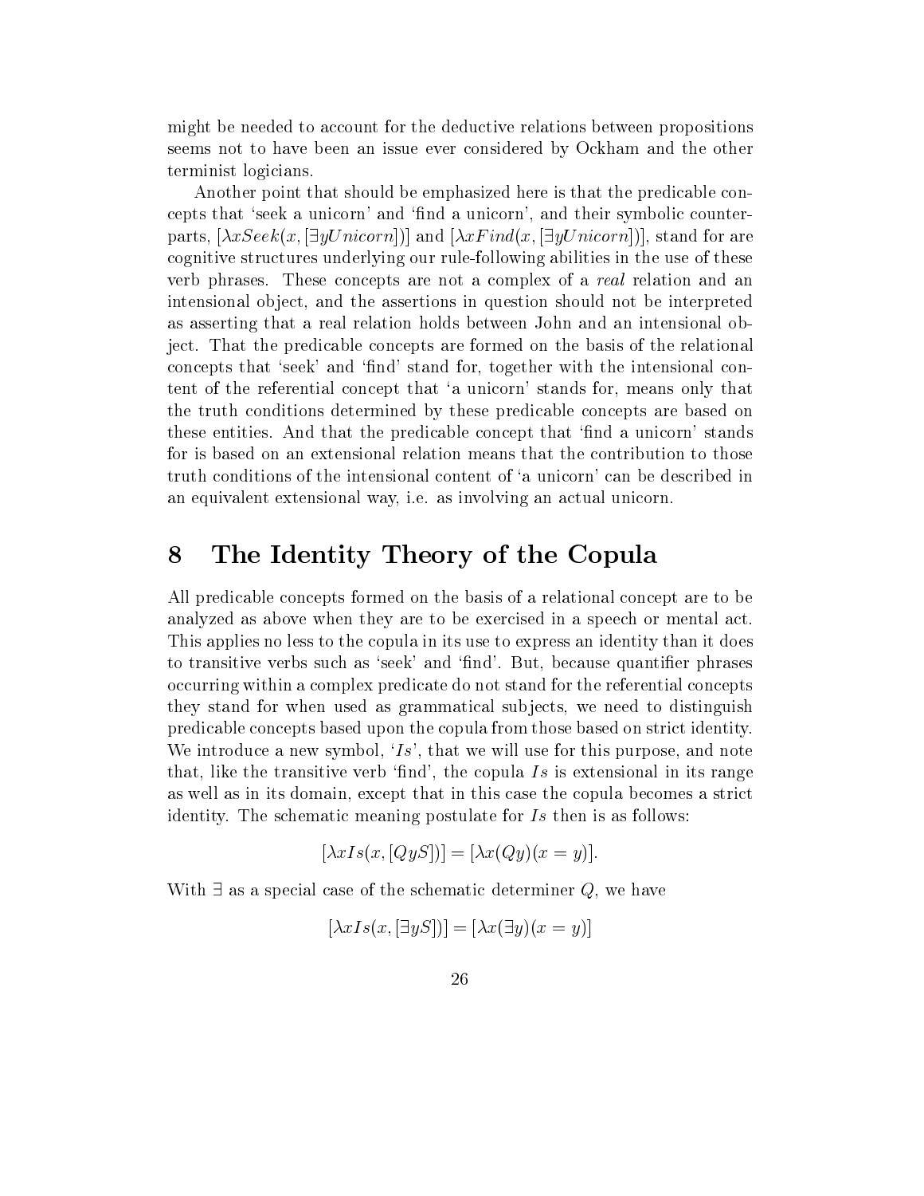might be needed to account for the deductive relations between propositions seems not to have been an issue ever considered by Ockham and the other terminist logicians.

Another point that should be emphasized here is that the predicable concepts that 'seek a unicorn' and 'find a unicorn', and their symbolic counterparts, $[\lambda x Seek(x, [\exists y Unicorn])]$ and $[\lambda x Find(x, [\exists y Unicorn])]$, stand for are cognitive structures underlying our rule-following abilities in the use of these verb phrases. These concepts are not a complex of a *real* relation and an intensional object, and the assertions in question should not be interpreted as asserting that a real relation holds between John and an intensional object. That the predicable concepts are formed on the basis of the relational concepts that 'seek' and 'find' stand for, together with the intensional content of the referential concept that 'a unicorn' stands for, means only that the truth conditions determined by these predicable concepts are based on these entities. And that the predicable concept that 'find a unicorn' stands for is based on an extensional relation means that the contribution to those truth conditions of the intensional content of 'a unicorn' can be described in an equivalent extensional way, i.e. as involving an actual unicorn.

# 8 The Identity Theory of the Copula

All predicable concepts formed on the basis of a relational concept are to be analyzed as above when they are to be exercised in a speech or mental act. This applies no less to the copula in its use to express an identity than it does to transitive verbs such as 'seek' and 'find'. But, because quantifier phrases occurring within a complex predicate do not stand for the referential concepts they stand for when used as grammatical subjects, we need to distinguish predicable concepts based upon the copula from those based on strict identity. We introduce a new symbol, '$Is$', that we will use for this purpose, and note that, like the transitive verb 'find', the copula $Is$ is extensional in its range as well as in its domain, except that in this case the copula becomes a strict identity. The schematic meaning postulate for $Is$ then is as follows:

$$[\lambda x Is(x, [QyS])] = [\lambda x (Qy)(x = y)].$$

With $\exists$ as a special case of the schematic determiner $Q$, we have

$$[\lambda x Is(x, [\exists y S])] = [\lambda x (\exists y)(x = y)]$$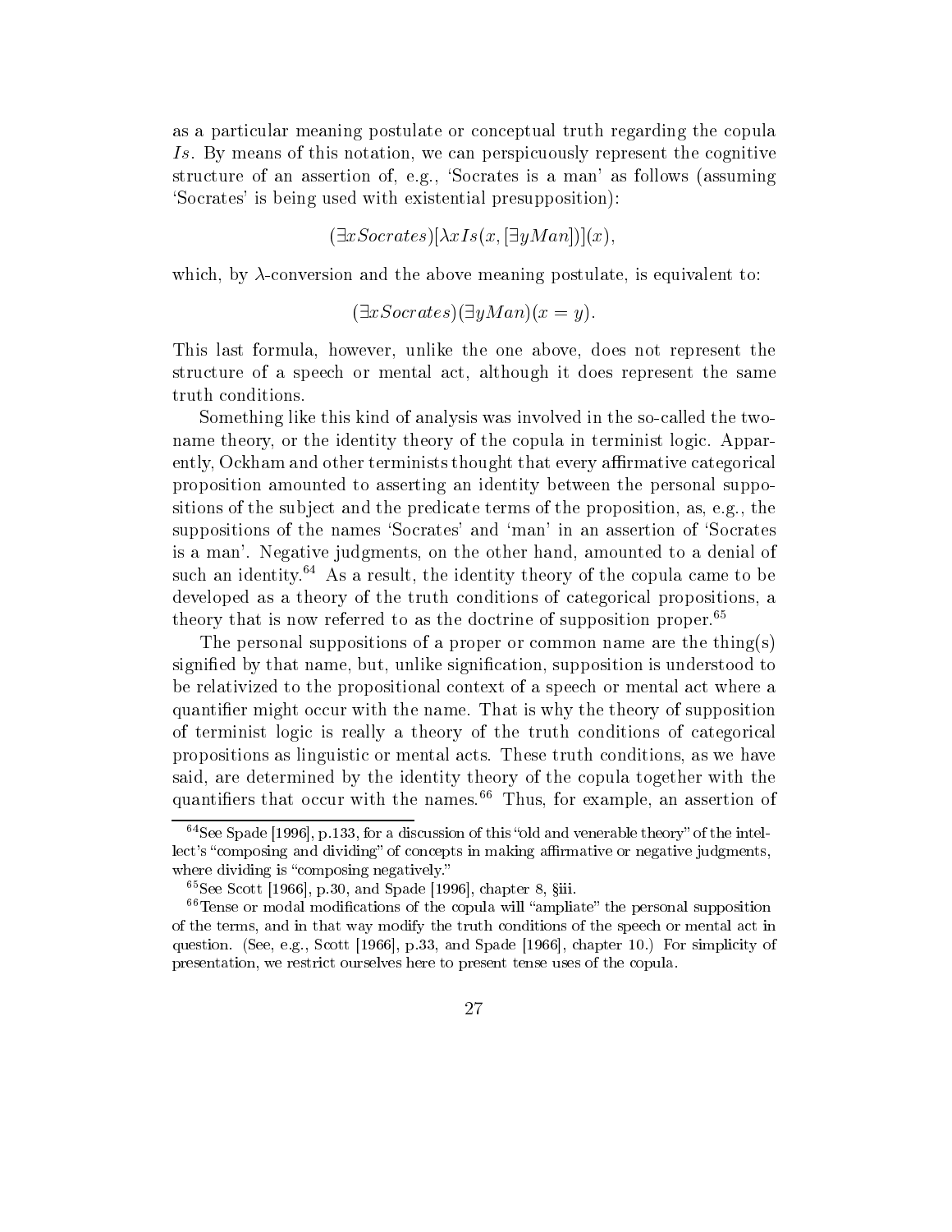as a particular meaning postulate or conceptual truth regarding the copula *Is*. By means of this notation, we can perspicuously represent the cognitive structure of an assertion of, e.g., 'Socrates is a man' as follows (assuming 'Socrates' is being used with existential presupposition):

$$(\exists x Socrates)[\lambda x Is(x, [\exists y Man])](x),$$

which, by $\lambda$-conversion and the above meaning postulate, is equivalent to:

$$(\exists x Socrates)(\exists y Man)(x = y).$$

This last formula, however, unlike the one above, does not represent the structure of a speech or mental act, although it does represent the same truth conditions.

Something like this kind of analysis was involved in the so-called the two-name theory, or the identity theory of the copula in terminist logic. Apparently, Ockham and other terminists thought that every affirmative categorical proposition amounted to asserting an identity between the personal suppositions of the subject and the predicate terms of the proposition, as, e.g., the suppositions of the names 'Socrates' and 'man' in an assertion of 'Socrates is a man'. Negative judgments, on the other hand, amounted to a denial of such an identity.[64] As a result, the identity theory of the copula came to be developed as a theory of the truth conditions of categorical propositions, a theory that is now referred to as the doctrine of supposition proper.[65]

The personal suppositions of a proper or common name are the thing(s) signified by that name, but, unlike signification, supposition is understood to be relativized to the propositional context of a speech or mental act where a quantifier might occur with the name. That is why the theory of supposition of terminist logic is really a theory of the truth conditions of categorical propositions as linguistic or mental acts. These truth conditions, as we have said, are determined by the identity theory of the copula together with the quantifiers that occur with the names.[66] Thus, for example, an assertion of

---

[64] See Spade [1996], p.133, for a discussion of this "old and venerable theory" of the intellect's "composing and dividing" of concepts in making affirmative or negative judgments, where dividing is "composing negatively."

[65] See Scott [1966], p.30, and Spade [1996], chapter 8, §iii.

[66] Tense or modal modifications of the copula will "ampliate" the personal supposition of the terms, and in that way modify the truth conditions of the speech or mental act in question. (See, e.g., Scott [1966], p.33, and Spade [1966], chapter 10.) For simplicity of presentation, we restrict ourselves here to present tense uses of the copula.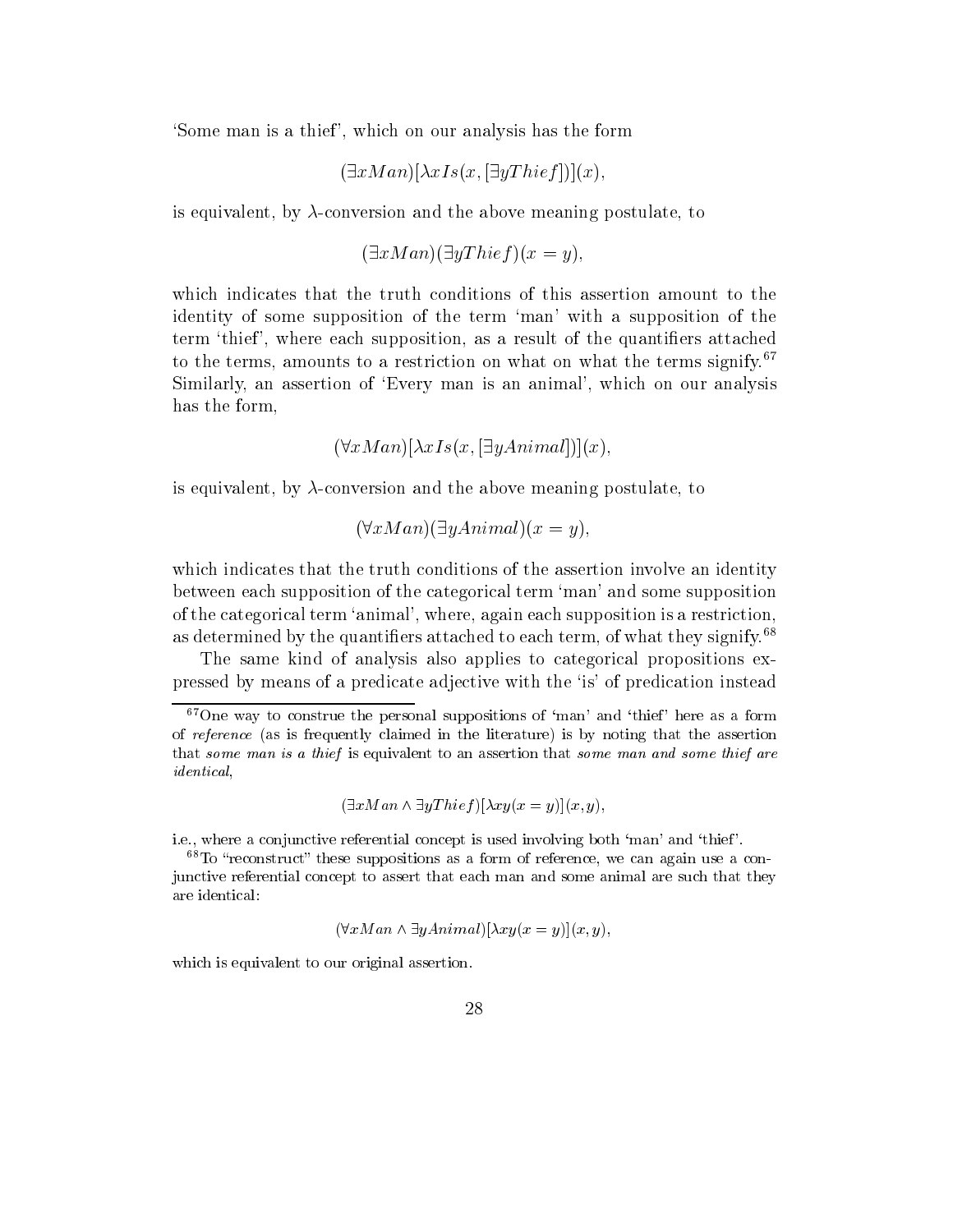'Some man is a thief', which on our analysis has the form

$$(\exists x Man)[\lambda x Is(x, [\exists y Thief])](x),$$

is equivalent, by $\lambda$-conversion and the above meaning postulate, to

$$(\exists x Man)(\exists y Thief)(x = y),$$

which indicates that the truth conditions of this assertion amount to the identity of some supposition of the term 'man' with a supposition of the term 'thief', where each supposition, as a result of the quantifiers attached to the terms, amounts to a restriction on what on what the terms signify.[67] Similarly, an assertion of 'Every man is an animal', which on our analysis has the form,

$$(\forall x Man)[\lambda x Is(x, [\exists y Animal])](x),$$

is equivalent, by $\lambda$-conversion and the above meaning postulate, to

$$(\forall x Man)(\exists y Animal)(x = y),$$

which indicates that the truth conditions of the assertion involve an identity between each supposition of the categorical term 'man' and some supposition of the categorical term 'animal', where, again each supposition is a restriction, as determined by the quantifiers attached to each term, of what they signify.[68]

The same kind of analysis also applies to categorical propositions expressed by means of a predicate adjective with the 'is' of predication instead

[67] One way to construe the personal suppositions of 'man' and 'thief' here as a form of *reference* (as is frequently claimed in the literature) is by noting that the assertion that *some man is a thief* is equivalent to an assertion that *some man and some thief are identical*,

$$(\exists x Man \wedge \exists y Thief)[\lambda xy(x = y)](x, y),$$

i.e., where a conjunctive referential concept is used involving both 'man' and 'thief'.

[68] To "reconstruct" these suppositions as a form of reference, we can again use a conjunctive referential concept to assert that each man and some animal are such that they are identical:

$$(\forall x Man \wedge \exists y Animal)[\lambda xy(x = y)](x, y),$$

which is equivalent to our original assertion.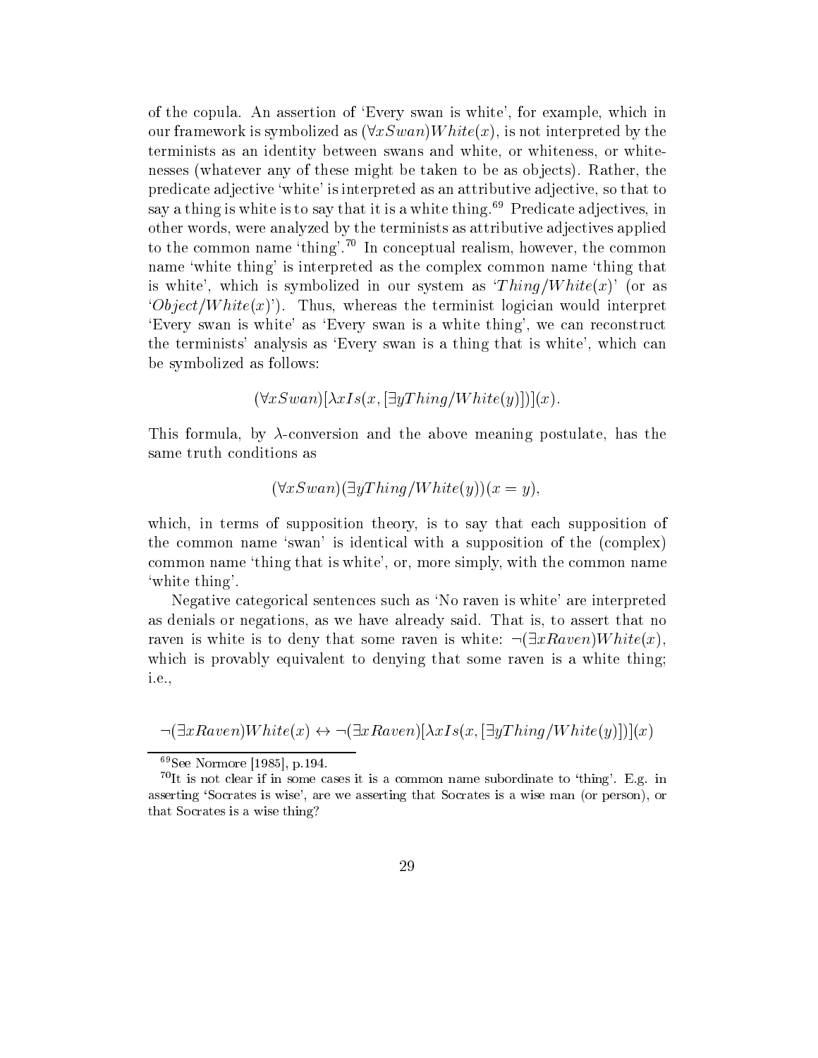of the copula. An assertion of 'Every swan is white', for example, which in our framework is symbolized as $(\forall x Swan) White(x)$, is not interpreted by the terminists as an identity between swans and white, or whiteness, or whitenesses (whatever any of these might be taken to be as objects). Rather, the predicate adjective 'white' is interpreted as an attributive adjective, so that to say a thing is white is to say that it is a white thing.[69] Predicate adjectives, in other words, were analyzed by the terminists as attributive adjectives applied to the common name 'thing'.[70] In conceptual realism, however, the common name 'white thing' is interpreted as the complex common name 'thing that is white', which is symbolized in our system as '$Thing/White(x)$' (or as '$Object/White(x)$'). Thus, whereas the terminist logician would interpret 'Every swan is white' as 'Every swan is a white thing', we can reconstruct the terminists' analysis as 'Every swan is a thing that is white', which can be symbolized as follows:

$$(\forall x Swan)[\lambda x Is(x, [\exists y Thing/White(y)])](x).$$

This formula, by $\lambda$-conversion and the above meaning postulate, has the same truth conditions as

$$(\forall x Swan)(\exists y Thing/White(y))(x = y),$$

which, in terms of supposition theory, is to say that each supposition of the common name 'swan' is identical with a supposition of the (complex) common name 'thing that is white', or, more simply, with the common name 'white thing'.

Negative categorical sentences such as 'No raven is white' are interpreted as denials or negations, as we have already said. That is, to assert that no raven is white is to deny that some raven is white: $\neg(\exists x Raven) White(x)$, which is provably equivalent to denying that some raven is a white thing; i.e.,

$$\neg(\exists x Raven) White(x) \leftrightarrow \neg(\exists x Raven)[\lambda x Is(x, [\exists y Thing/White(y)])](x)$$

[69] See Normore [1985], p.194.

[70] It is not clear if in some cases it is a common name subordinate to 'thing'. E.g. in asserting 'Socrates is wise', are we asserting that Socrates is a wise man (or person), or that Socrates is a wise thing?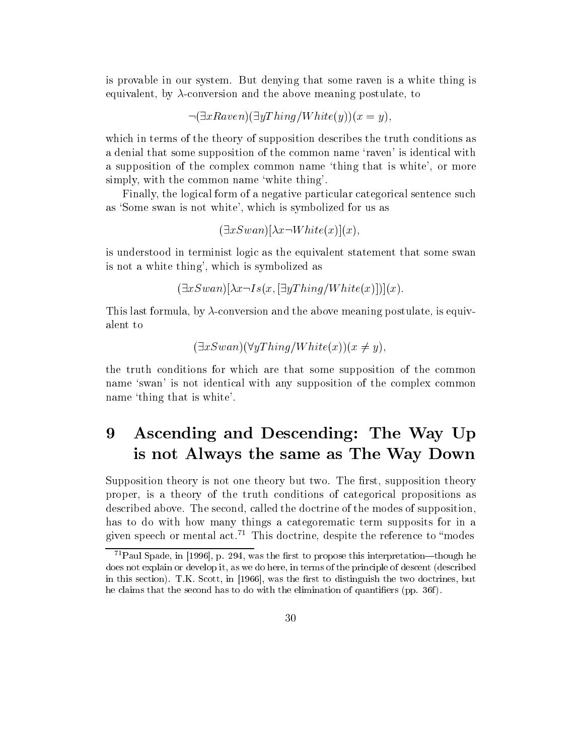is provable in our system. But denying that some raven is a white thing is equivalent, by $\lambda$-conversion and the above meaning postulate, to

$$\neg(\exists x Raven)(\exists y Thing/White(y))(x = y),$$

which in terms of the theory of supposition describes the truth conditions as a denial that some supposition of the common name 'raven' is identical with a supposition of the complex common name 'thing that is white', or more simply, with the common name 'white thing'.

Finally, the logical form of a negative particular categorical sentence such as 'Some swan is not white', which is symbolized for us as

$$(\exists x Swan)[\lambda x \neg White(x)](x),$$

is understood in terminist logic as the equivalent statement that some swan is not a white thing', which is symbolized as

$$(\exists x Swan)[\lambda x \neg Is(x, [\exists y Thing/White(x)])](x).$$

This last formula, by $\lambda$-conversion and the above meaning postulate, is equivalent to

$$(\exists x Swan)(\forall y Thing/White(x))(x \neq y),$$

the truth conditions for which are that some supposition of the common name 'swan' is not identical with any supposition of the complex common name 'thing that is white'.

# 9 Ascending and Descending: The Way Up is not Always the same as The Way Down

Supposition theory is not one theory but two. The first, supposition theory proper, is a theory of the truth conditions of categorical propositions as described above. The second, called the doctrine of the modes of supposition, has to do with how many things a categorematic term supposits for in a given speech or mental act.[71] This doctrine, despite the reference to "modes

[71] Paul Spade, in [1996], p. 294, was the first to propose this interpretation—though he does not explain or develop it, as we do here, in terms of the principle of descent (described in this section). T.K. Scott, in [1966], was the first to distinguish the two doctrines, but he claims that the second has to do with the elimination of quantifiers (pp. 36f).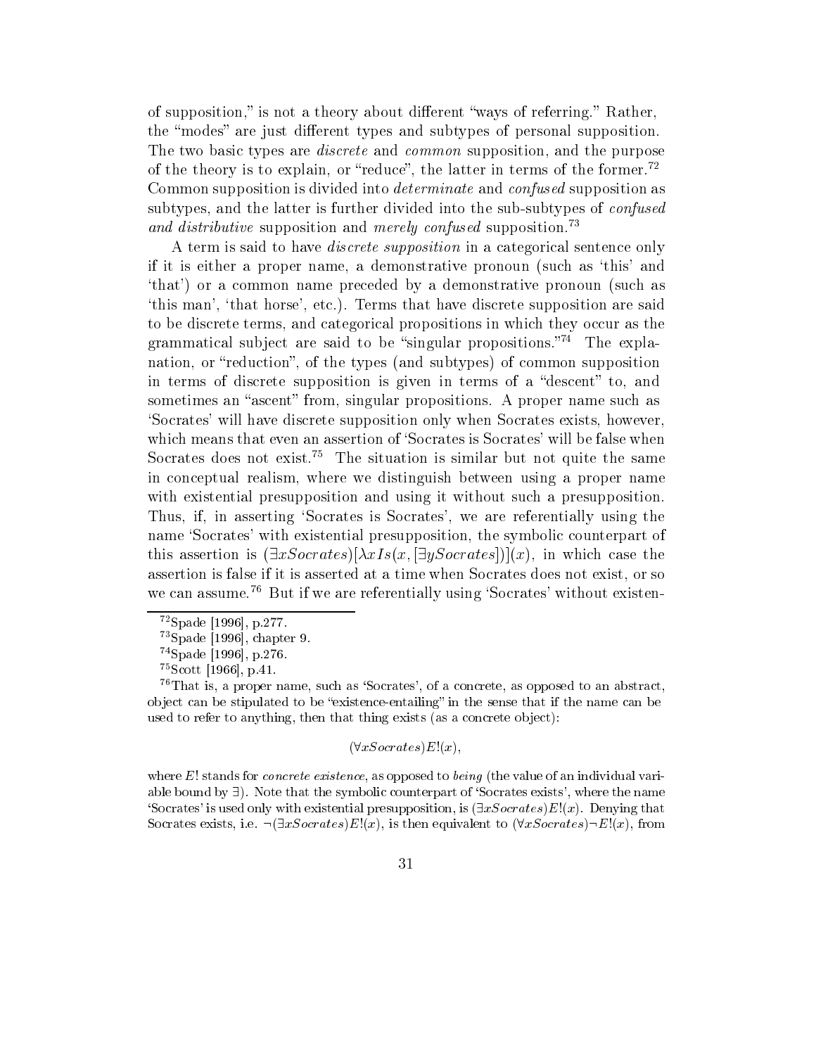of supposition," is not a theory about different "ways of referring." Rather, the "modes" are just different types and subtypes of personal supposition. The two basic types are *discrete* and *common* supposition, and the purpose of the theory is to explain, or "reduce", the latter in terms of the former.[72] Common supposition is divided into *determinate* and *confused* supposition as subtypes, and the latter is further divided into the sub-subtypes of *confused and distributive* supposition and *merely confused* supposition.[73]

A term is said to have *discrete supposition* in a categorical sentence only if it is either a proper name, a demonstrative pronoun (such as 'this' and 'that') or a common name preceded by a demonstrative pronoun (such as 'this man', 'that horse', etc.). Terms that have discrete supposition are said to be discrete terms, and categorical propositions in which they occur as the grammatical subject are said to be "singular propositions."[74] The explanation, or "reduction", of the types (and subtypes) of common supposition in terms of discrete supposition is given in terms of a "descent" to, and sometimes an "ascent" from, singular propositions. A proper name such as 'Socrates' will have discrete supposition only when Socrates exists, however, which means that even an assertion of 'Socrates is Socrates' will be false when Socrates does not exist.[75] The situation is similar but not quite the same in conceptual realism, where we distinguish between using a proper name with existential presupposition and using it without such a presupposition. Thus, if, in asserting 'Socrates is Socrates', we are referentially using the name 'Socrates' with existential presupposition, the symbolic counterpart of this assertion is $(\exists x Socrates)[\lambda x Is(x, [\exists y Socrates])](x)$, in which case the assertion is false if it is asserted at a time when Socrates does not exist, or so we can assume.[76] But if we are referentially using 'Socrates' without existen-

---

[72] Spade [1996], p.277.

[73] Spade [1996], chapter 9.

[74] Spade [1996], p.276.

[75] Scott [1966], p.41.

[76] That is, a proper name, such as 'Socrates', of a concrete, as opposed to an abstract, object can be stipulated to be "existence-entailing" in the sense that if the name can be used to refer to anything, then that thing exists (as a concrete object):

$$(\forall x Socrates)E!(x),$$

where $E!$ stands for *concrete existence*, as opposed to *being* (the value of an individual variable bound by $\exists$). Note that the symbolic counterpart of 'Socrates exists', where the name 'Socrates' is used only with existential presupposition, is $(\exists x Socrates)E!(x)$. Denying that Socrates exists, i.e. $\neg(\exists x Socrates)E!(x)$, is then equivalent to $(\forall x Socrates)\neg E!(x)$, from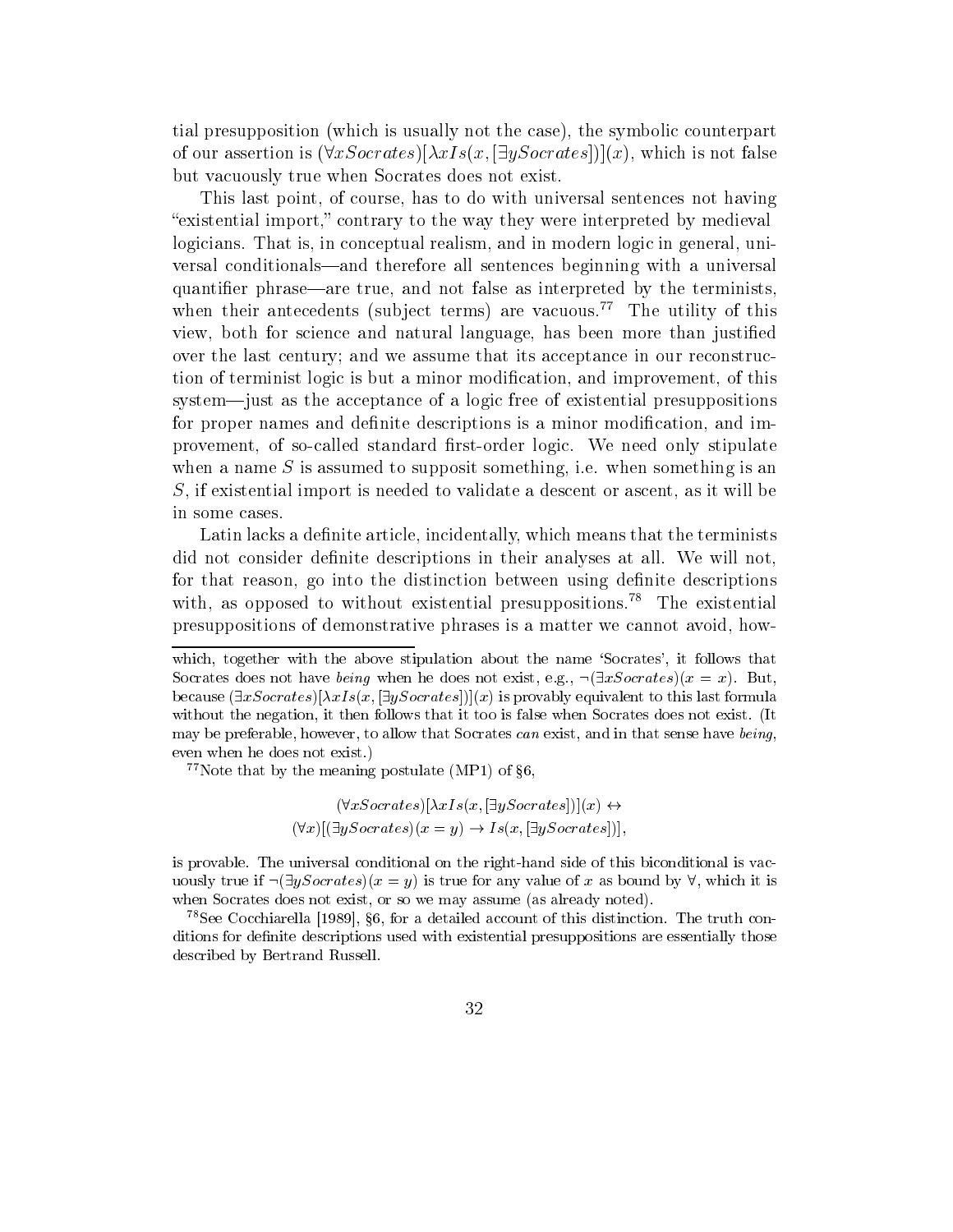tial presupposition (which is usually not the case), the symbolic counterpart of our assertion is $(\forall x Socrates)[\lambda x Is(x, [\exists y Socrates])](x)$, which is not false but vacuously true when Socrates does not exist.

This last point, of course, has to do with universal sentences not having "existential import," contrary to the way they were interpreted by medieval logicians. That is, in conceptual realism, and in modern logic in general, universal conditionals—and therefore all sentences beginning with a universal quantifier phrase—are true, and not false as interpreted by the terminists, when their antecedents (subject terms) are vacuous.[77] The utility of this view, both for science and natural language, has been more than justified over the last century; and we assume that its acceptance in our reconstruction of terminist logic is but a minor modification, and improvement, of this system—just as the acceptance of a logic free of existential presuppositions for proper names and definite descriptions is a minor modification, and improvement, of so-called standard first-order logic. We need only stipulate when a name $S$ is assumed to supposit something, i.e. when something is an $S$, if existential import is needed to validate a descent or ascent, as it will be in some cases.

Latin lacks a definite article, incidentally, which means that the terminists did not consider definite descriptions in their analyses at all. We will not, for that reason, go into the distinction between using definite descriptions with, as opposed to without existential presuppositions.[78] The existential presuppositions of demonstrative phrases is a matter we cannot avoid, how-

---

which, together with the above stipulation about the name 'Socrates', it follows that Socrates does not have *being* when he does not exist, e.g., $\neg(\exists x Socrates)(x = x)$. But, because $(\exists x Socrates)[\lambda x Is(x, [\exists y Socrates])](x)$ is provably equivalent to this last formula without the negation, it then follows that it too is false when Socrates does not exist. (It may be preferable, however, to allow that Socrates *can* exist, and in that sense have *being*, even when he does not exist.)

[77] Note that by the meaning postulate (MP1) of §6,

$$(\forall x Socrates)[\lambda x Is(x, [\exists y Socrates])](x) \leftrightarrow$$
$$(\forall x)[(\exists y Socrates)(x = y) \rightarrow Is(x, [\exists y Socrates])],$$

is provable. The universal conditional on the right-hand side of this biconditional is vacuously true if $\neg(\exists y Socrates)(x = y)$ is true for any value of $x$ as bound by $\forall$, which it is when Socrates does not exist, or so we may assume (as already noted).

[78] See Cocchiarella [1989], §6, for a detailed account of this distinction. The truth conditions for definite descriptions used with existential presuppositions are essentially those described by Bertrand Russell.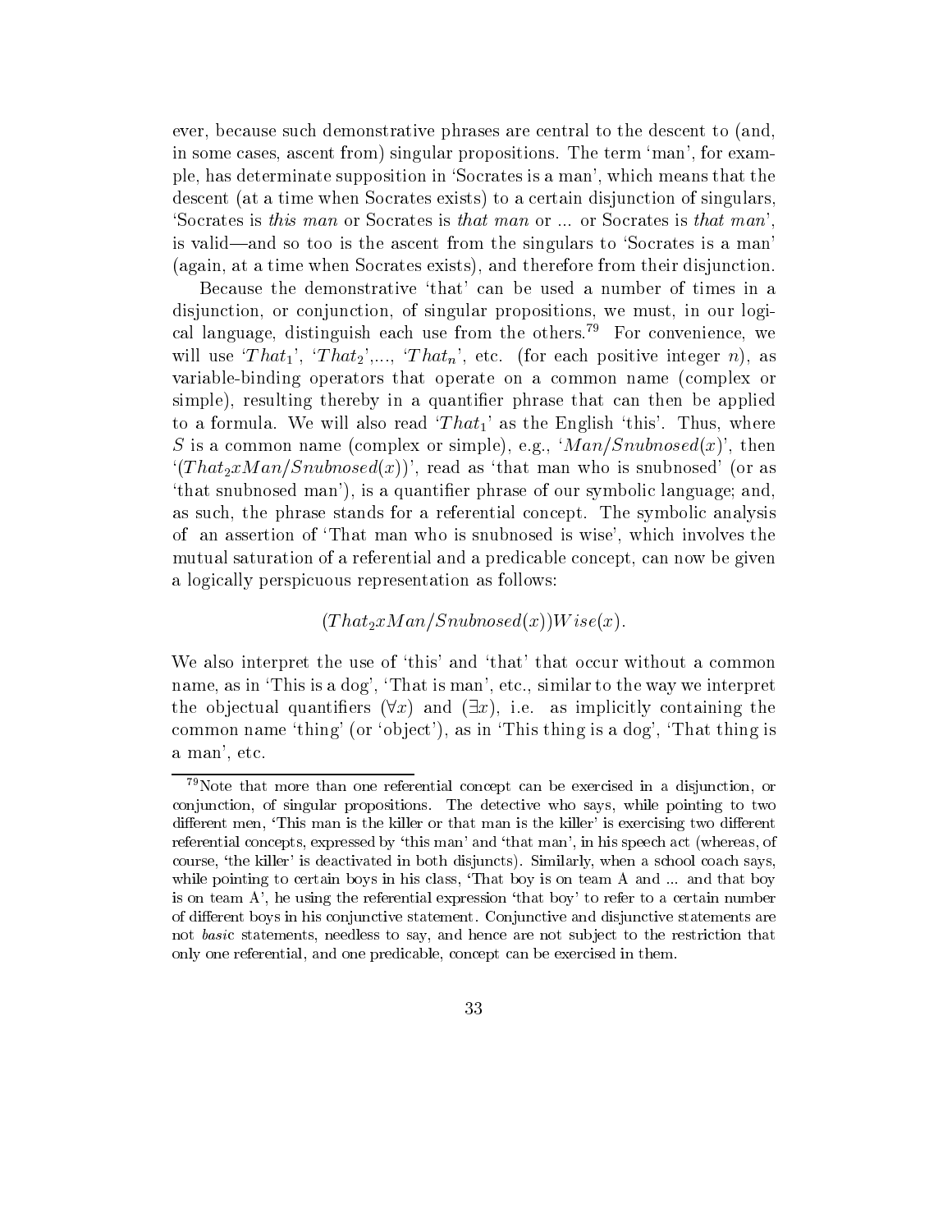ever, because such demonstrative phrases are central to the descent to (and, in some cases, ascent from) singular propositions. The term 'man', for example, has determinate supposition in 'Socrates is a man', which means that the descent (at a time when Socrates exists) to a certain disjunction of singulars, 'Socrates is *this man* or Socrates is *that man* or ... or Socrates is *that man*', is valid—and so too is the ascent from the singulars to 'Socrates is a man' (again, at a time when Socrates exists), and therefore from their disjunction.

Because the demonstrative 'that' can be used a number of times in a disjunction, or conjunction, of singular propositions, we must, in our logical language, distinguish each use from the others.[79] For convenience, we will use '$That_1$', '$That_2$',..., '$That_n$', etc. (for each positive integer $n$), as variable-binding operators that operate on a common name (complex or simple), resulting thereby in a quantifier phrase that can then be applied to a formula. We will also read '$That_1$' as the English 'this'. Thus, where $S$ is a common name (complex or simple), e.g., '$Man/Snubnosed(x)$', then '$(That_2 x Man/Snubnosed(x))$', read as 'that man who is snubnosed' (or as 'that snubnosed man'), is a quantifier phrase of our symbolic language; and, as such, the phrase stands for a referential concept. The symbolic analysis of an assertion of 'That man who is snubnosed is wise', which involves the mutual saturation of a referential and a predicable concept, can now be given a logically perspicuous representation as follows:

$$(That_2 x Man/Snubnosed(x))Wise(x).$$

We also interpret the use of 'this' and 'that' that occur without a common name, as in 'This is a dog', 'That is man', etc., similar to the way we interpret the objectual quantifiers $(\forall x)$ and $(\exists x)$, i.e. as implicitly containing the common name 'thing' (or 'object'), as in 'This thing is a dog', 'That thing is a man', etc.

---

[79]Note that more than one referential concept can be exercised in a disjunction, or conjunction, of singular propositions. The detective who says, while pointing to two different men, 'This man is the killer or that man is the killer' is exercising two different referential concepts, expressed by 'this man' and 'that man', in his speech act (whereas, of course, 'the killer' is deactivated in both disjuncts). Similarly, when a school coach says, while pointing to certain boys in his class, 'That boy is on team A and ... and that boy is on team A', he using the referential expression 'that boy' to refer to a certain number of different boys in his conjunctive statement. Conjunctive and disjunctive statements are not *basic* statements, needless to say, and hence are not subject to the restriction that only one referential, and one predicable, concept can be exercised in them.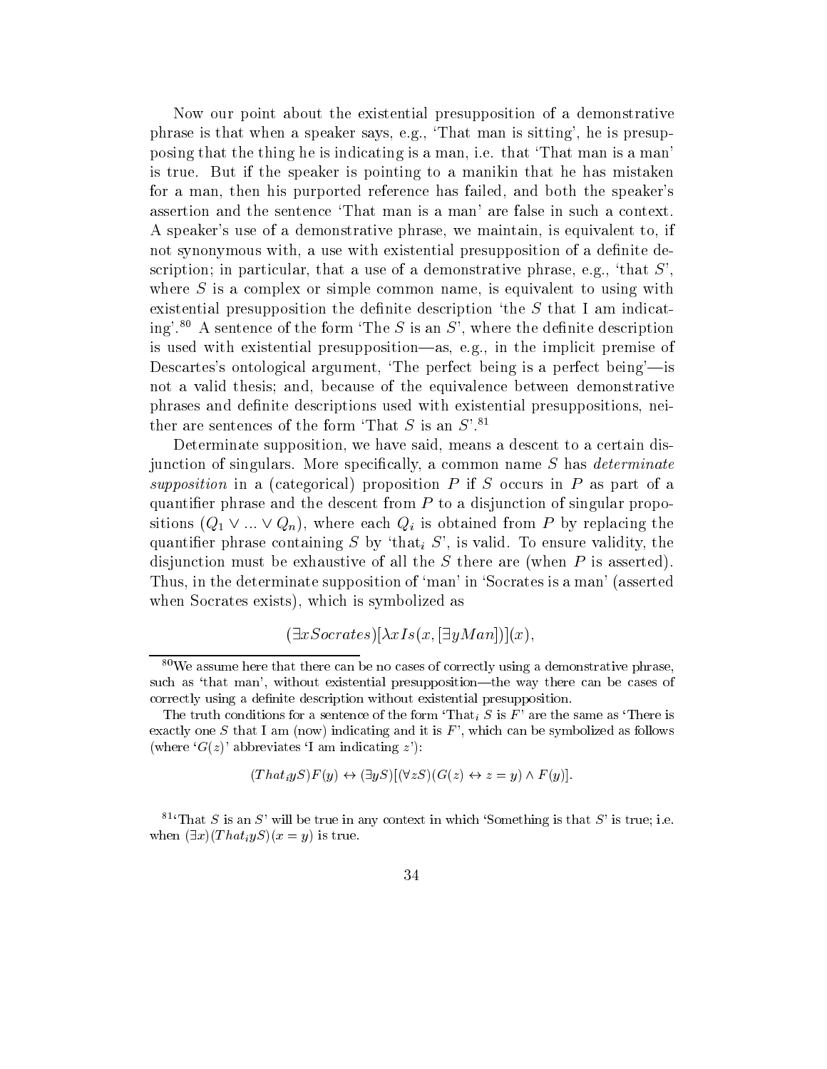Now our point about the existential presupposition of a demonstrative phrase is that when a speaker says, e.g., 'That man is sitting', he is presupposing that the thing he is indicating is a man, i.e. that 'That man is a man' is true. But if the speaker is pointing to a manikin that he has mistaken for a man, then his purported reference has failed, and both the speaker's assertion and the sentence 'That man is a man' are false in such a context. A speaker's use of a demonstrative phrase, we maintain, is equivalent to, if not synonymous with, a use with existential presupposition of a definite description; in particular, that a use of a demonstrative phrase, e.g., 'that $S$', where $S$ is a complex or simple common name, is equivalent to using with existential presupposition the definite description 'the $S$ that I am indicating'.[80] A sentence of the form 'The $S$ is an $S$', where the definite description is used with existential presupposition—as, e.g., in the implicit premise of Descartes's ontological argument, 'The perfect being is a perfect being'—is not a valid thesis; and, because of the equivalence between demonstrative phrases and definite descriptions used with existential presuppositions, neither are sentences of the form 'That $S$ is an $S$'.[81]

Determinate supposition, we have said, means a descent to a certain disjunction of singulars. More specifically, a common name $S$ has *determinate supposition* in a (categorical) proposition $P$ if $S$ occurs in $P$ as part of a quantifier phrase and the descent from $P$ to a disjunction of singular propositions $(Q_1 \vee ... \vee Q_n)$, where each $Q_i$ is obtained from $P$ by replacing the quantifier phrase containing $S$ by 'that$_i$ $S$', is valid. To ensure validity, the disjunction must be exhaustive of all the $S$ there are (when $P$ is asserted). Thus, in the determinate supposition of 'man' in 'Socrates is a man' (asserted when Socrates exists), which is symbolized as

$$(\exists x Socrates)[\lambda x Is(x, [\exists y Man])](x),$$

[80] We assume here that there can be no cases of correctly using a demonstrative phrase, such as 'that man', without existential presupposition—the way there can be cases of correctly using a definite description without existential presupposition.

The truth conditions for a sentence of the form 'That$_i$ $S$ is $F$' are the same as 'There is exactly one $S$ that I am (now) indicating and it is $F$', which can be symbolized as follows (where '$G(z)$' abbreviates 'I am indicating $z$'):

$$(That_i y S)F(y) \leftrightarrow (\exists y S)[(\forall z S)(G(z) \leftrightarrow z = y) \wedge F(y)].$$

[81] 'That $S$ is an $S$' will be true in any context in which 'Something is that $S$' is true; i.e. when $(\exists x)(That_i y S)(x = y)$ is true.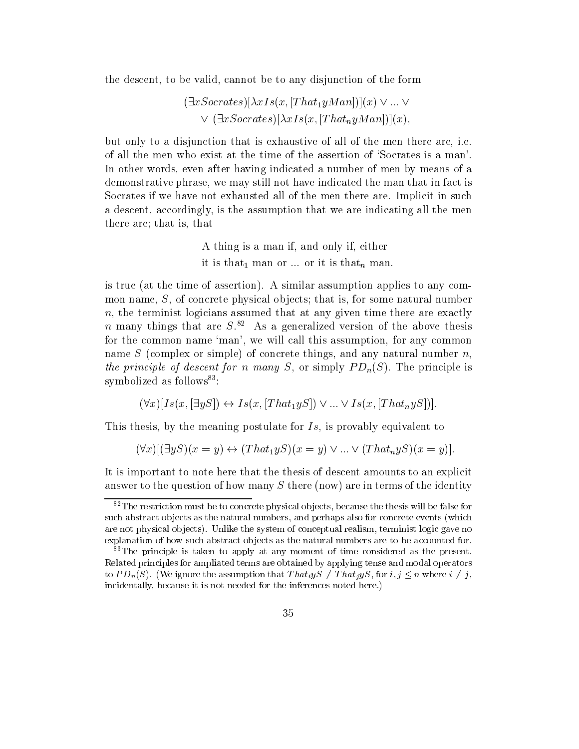the descent, to be valid, cannot be to any disjunction of the form

$$(\exists x Socrates)[\lambda x Is(x, [That_1 y Man])](x) \vee ... \vee$$
$$\vee\ (\exists x Socrates)[\lambda x Is(x, [That_n y Man])](x),$$

but only to a disjunction that is exhaustive of all of the men there are, i.e. of all the men who exist at the time of the assertion of 'Socrates is a man'. In other words, even after having indicated a number of men by means of a demonstrative phrase, we may still not have indicated the man that in fact is Socrates if we have not exhausted all of the men there are. Implicit in such a descent, accordingly, is the assumption that we are indicating all the men there are; that is, that

> A thing is a man if, and only if, either
> it is that$_1$ man or ... or it is that$_n$ man.

is true (at the time of assertion). A similar assumption applies to any common name, $S$, of concrete physical objects; that is, for some natural number $n$, the terminist logicians assumed that at any given time there are exactly $n$ many things that are $S$.[82] As a generalized version of the above thesis for the common name 'man', we will call this assumption, for any common name $S$ (complex or simple) of concrete things, and any natural number $n$, *the principle of descent for n many S*, or simply $PD_n(S)$. The principle is symbolized as follows[83]:

$$(\forall x)[Is(x, [\exists y S]) \leftrightarrow Is(x, [That_1 y S]) \vee ... \vee Is(x, [That_n y S])].$$

This thesis, by the meaning postulate for $Is$, is provably equivalent to

$$(\forall x)[(\exists y S)(x = y) \leftrightarrow (That_1 y S)(x = y) \vee ... \vee (That_n y S)(x = y)].$$

It is important to note here that the thesis of descent amounts to an explicit answer to the question of how many $S$ there (now) are in terms of the identity

---

[82] The restriction must be to concrete physical objects, because the thesis will be false for such abstract objects as the natural numbers, and perhaps also for concrete events (which are not physical objects). Unlike the system of conceptual realism, terminist logic gave no explanation of how such abstract objects as the natural numbers are to be accounted for.

[83] The principle is taken to apply at any moment of time considered as the present. Related principles for ampliated terms are obtained by applying tense and modal operators to $PD_n(S)$. (We ignore the assumption that $That_i y S \neq That_j y S$, for $i, j \leq n$ where $i \neq j$, incidentally, because it is not needed for the inferences noted here.)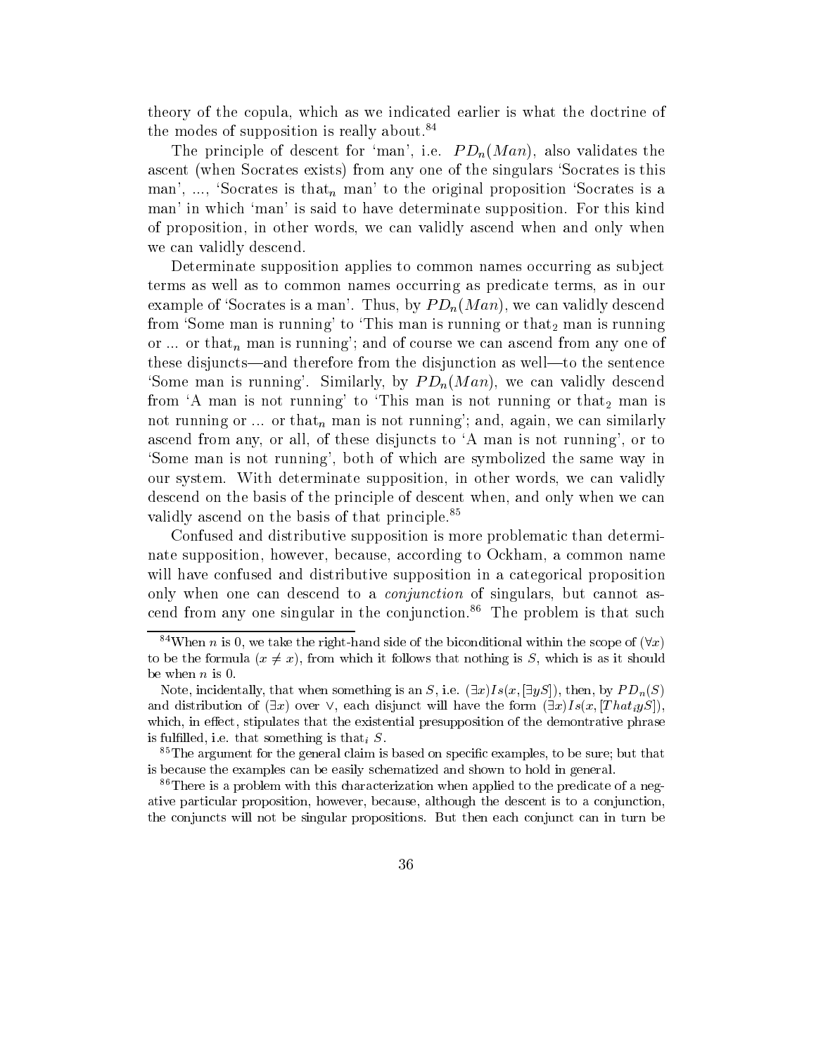theory of the copula, which as we indicated earlier is what the doctrine of the modes of supposition is really about.[84]

The principle of descent for 'man', i.e. $PD_n(Man)$, also validates the ascent (when Socrates exists) from any one of the singulars 'Socrates is this man', ..., 'Socrates is that$_n$ man' to the original proposition 'Socrates is a man' in which 'man' is said to have determinate supposition. For this kind of proposition, in other words, we can validly ascend when and only when we can validly descend.

Determinate supposition applies to common names occurring as subject terms as well as to common names occurring as predicate terms, as in our example of 'Socrates is a man'. Thus, by $PD_n(Man)$, we can validly descend from 'Some man is running' to 'This man is running or that$_2$ man is running or ... or that$_n$ man is running'; and of course we can ascend from any one of these disjuncts—and therefore from the disjunction as well—to the sentence 'Some man is running'. Similarly, by $PD_n(Man)$, we can validly descend from 'A man is not running' to 'This man is not running or that$_2$ man is not running or ... or that$_n$ man is not running'; and, again, we can similarly ascend from any, or all, of these disjuncts to 'A man is not running', or to 'Some man is not running', both of which are symbolized the same way in our system. With determinate supposition, in other words, we can validly descend on the basis of the principle of descent when, and only when we can validly ascend on the basis of that principle.[85]

Confused and distributive supposition is more problematic than determinate supposition, however, because, according to Ockham, a common name will have confused and distributive supposition in a categorical proposition only when one can descend to a *conjunction* of singulars, but cannot ascend from any one singular in the conjunction.[86] The problem is that such

---

[84] When $n$ is 0, we take the right-hand side of the biconditional within the scope of $(\forall x)$ to be the formula $(x \neq x)$, from which it follows that nothing is $S$, which is as it should be when $n$ is 0.

Note, incidentally, that when something is an $S$, i.e. $(\exists x)Is(x, [\exists yS])$, then, by $PD_n(S)$ and distribution of $(\exists x)$ over $\vee$, each disjunct will have the form $(\exists x)Is(x, [That_i yS])$, which, in effect, stipulates that the existential presupposition of the demontrative phrase is fulfilled, i.e. that something is that$_i$ $S$.

[85] The argument for the general claim is based on specific examples, to be sure; but that is because the examples can be easily schematized and shown to hold in general.

[86] There is a problem with this characterization when applied to the predicate of a negative particular proposition, however, because, although the descent is to a conjunction, the conjuncts will not be singular propositions. But then each conjunct can in turn be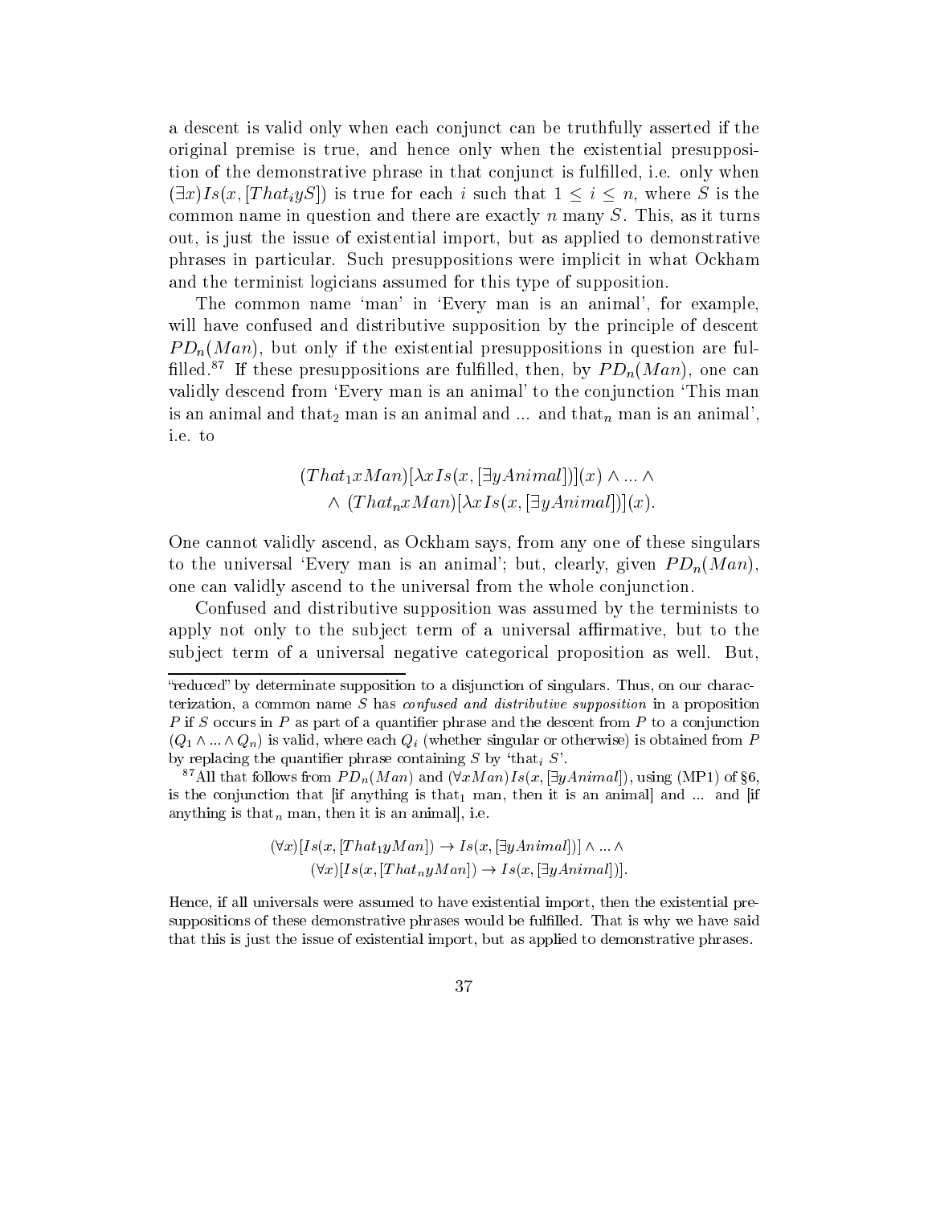a descent is valid only when each conjunct can be truthfully asserted if the original premise is true, and hence only when the existential presupposition of the demonstrative phrase in that conjunct is fulfilled, i.e. only when $(\exists x)Is(x, [That_i yS])$ is true for each $i$ such that $1 \leq i \leq n$, where $S$ is the common name in question and there are exactly $n$ many $S$. This, as it turns out, is just the issue of existential import, but as applied to demonstrative phrases in particular. Such presuppositions were implicit in what Ockham and the terminist logicians assumed for this type of supposition.

The common name 'man' in 'Every man is an animal', for example, will have confused and distributive supposition by the principle of descent $PD_n(Man)$, but only if the existential presuppositions in question are fulfilled.[87] If these presuppositions are fulfilled, then, by $PD_n(Man)$, one can validly descend from 'Every man is an animal' to the conjunction 'This man is an animal and that$_2$ man is an animal and ... and that$_n$ man is an animal', i.e. to

$$(That_1 xMan)[\lambda x Is(x, [\exists yAnimal])](x) \wedge ... \wedge$$
$$\wedge \ (That_n xMan)[\lambda x Is(x, [\exists yAnimal])](x).$$

One cannot validly ascend, as Ockham says, from any one of these singulars to the universal 'Every man is an animal'; but, clearly, given $PD_n(Man)$, one can validly ascend to the universal from the whole conjunction.

Confused and distributive supposition was assumed by the terminists to apply not only to the subject term of a universal affirmative, but to the subject term of a universal negative categorical proposition as well. But,

---

"reduced" by determinate supposition to a disjunction of singulars. Thus, on our characterization, a common name $S$ has *confused and distributive supposition* in a proposition $P$ if $S$ occurs in $P$ as part of a quantifier phrase and the descent from $P$ to a conjunction $(Q_1 \wedge ... \wedge Q_n)$ is valid, where each $Q_i$ (whether singular or otherwise) is obtained from $P$ by replacing the quantifier phrase containing $S$ by 'that$_i$ $S$'.

[87] All that follows from $PD_n(Man)$ and $(\forall xMan)Is(x, [\exists yAnimal])$, using (MP1) of §6, is the conjunction that [if anything is that$_1$ man, then it is an animal] and ... and [if anything is that$_n$ man, then it is an animal], i.e.

$$(\forall x)[Is(x, [That_1 yMan]) \rightarrow Is(x, [\exists yAnimal])] \wedge ... \wedge$$
$$(\forall x)[Is(x, [That_n yMan]) \rightarrow Is(x, [\exists yAnimal])].$$

Hence, if all universals were assumed to have existential import, then the existential presuppositions of these demonstrative phrases would be fulfilled. That is why we have said that this is just the issue of existential import, but as applied to demonstrative phrases.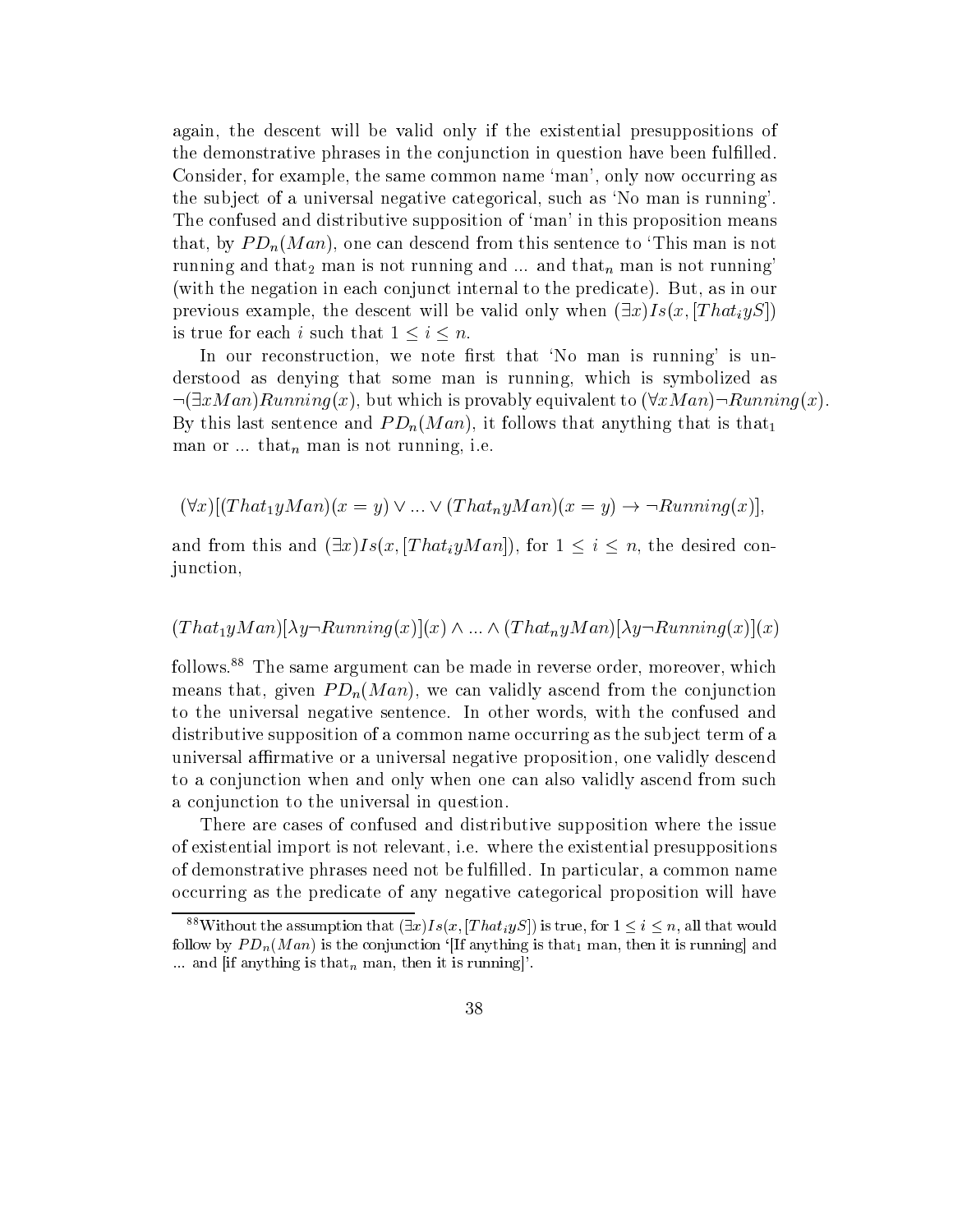again, the descent will be valid only if the existential presuppositions of the demonstrative phrases in the conjunction in question have been fulfilled. Consider, for example, the same common name 'man', only now occurring as the subject of a universal negative categorical, such as 'No man is running'. The confused and distributive supposition of 'man' in this proposition means that, by $PD_n(Man)$, one can descend from this sentence to 'This man is not running and that$_2$ man is not running and ... and that$_n$ man is not running' (with the negation in each conjunct internal to the predicate). But, as in our previous example, the descent will be valid only when $(\exists x)Is(x, [That_i yS])$ is true for each $i$ such that $1 \leq i \leq n$.

In our reconstruction, we note first that 'No man is running' is understood as denying that some man is running, which is symbolized as $\neg(\exists x Man)Running(x)$, but which is provably equivalent to $(\forall x Man)\neg Running(x)$. By this last sentence and $PD_n(Man)$, it follows that anything that is that$_1$ man or ... that$_n$ man is not running, i.e.

$$(\forall x)[(That_1 y Man)(x = y) \vee ... \vee (That_n y Man)(x = y) \rightarrow \neg Running(x)],$$

and from this and $(\exists x)Is(x, [That_i y Man])$, for $1 \leq i \leq n$, the desired conjunction,

$$(That_1 y Man)[\lambda y \neg Running(x)](x) \wedge ... \wedge (That_n y Man)[\lambda y \neg Running(x)](x)$$

follows.[88] The same argument can be made in reverse order, moreover, which means that, given $PD_n(Man)$, we can validly ascend from the conjunction to the universal negative sentence. In other words, with the confused and distributive supposition of a common name occurring as the subject term of a universal affirmative or a universal negative proposition, one validly descend to a conjunction when and only when one can also validly ascend from such a conjunction to the universal in question.

There are cases of confused and distributive supposition where the issue of existential import is not relevant, i.e. where the existential presuppositions of demonstrative phrases need not be fulfilled. In particular, a common name occurring as the predicate of any negative categorical proposition will have

---

[88] Without the assumption that $(\exists x)Is(x, [That_i yS])$ is true, for $1 \leq i \leq n$, all that would follow by $PD_n(Man)$ is the conjunction '[If anything is that$_1$ man, then it is running] and ... and [if anything is that$_n$ man, then it is running]'.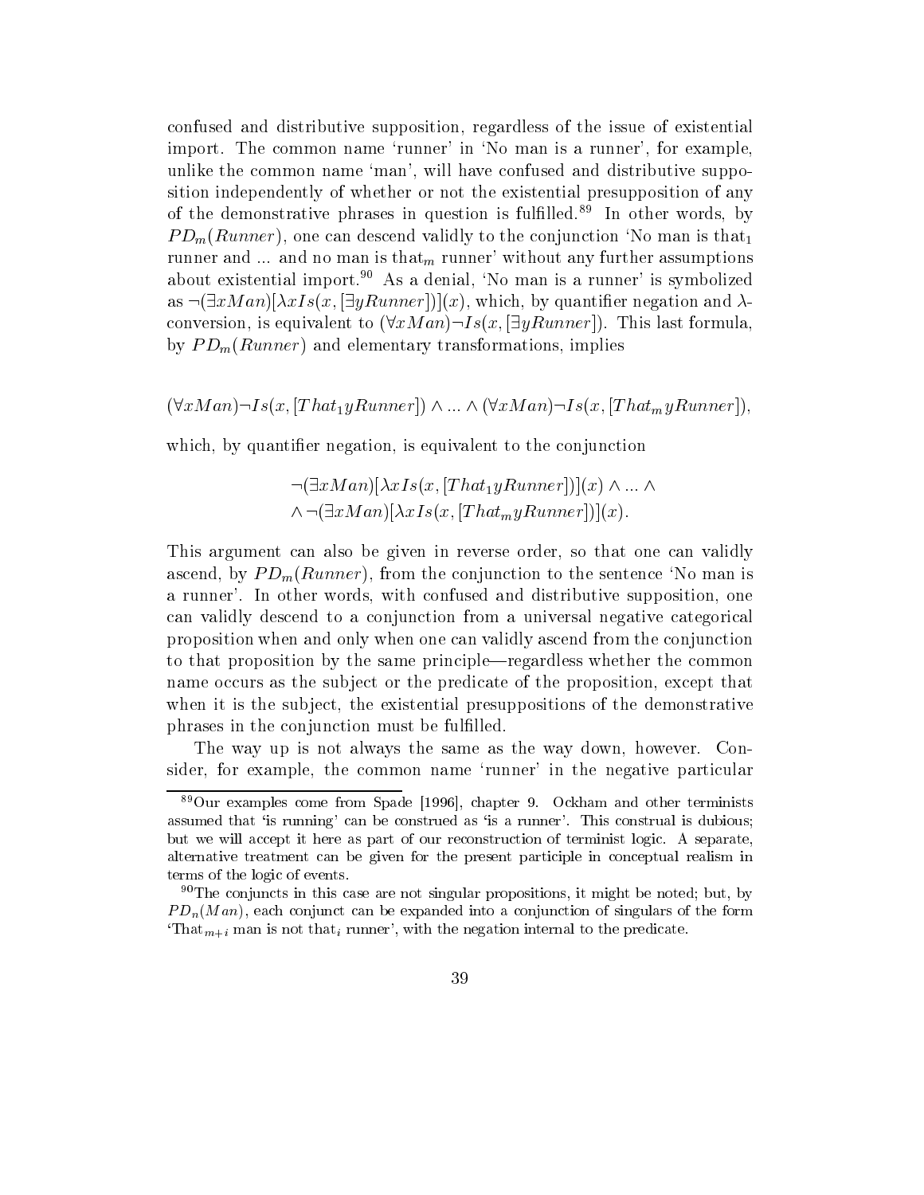confused and distributive supposition, regardless of the issue of existential import. The common name 'runner' in 'No man is a runner', for example, unlike the common name 'man', will have confused and distributive supposition independently of whether or not the existential presupposition of any of the demonstrative phrases in question is fulfilled.[89] In other words, by $PD_m(Runner)$, one can descend validly to the conjunction 'No man is that$_1$ runner and ... and no man is that$_m$ runner' without any further assumptions about existential import.[90] As a denial, 'No man is a runner' is symbolized as $\neg(\exists xMan)[\lambda xIs(x,[\exists yRunner])](x)$, which, by quantifier negation and $\lambda$-conversion, is equivalent to $(\forall xMan)\neg Is(x,[\exists yRunner])$. This last formula, by $PD_m(Runner)$ and elementary transformations, implies

$$(\forall xMan)\neg Is(x,[That_1 yRunner]) \wedge ... \wedge (\forall xMan)\neg Is(x,[That_m yRunner]),$$

which, by quantifier negation, is equivalent to the conjunction

$$\neg(\exists xMan)[\lambda xIs(x,[That_1 yRunner])](x) \wedge ... \wedge$$
$$\wedge \neg(\exists xMan)[\lambda xIs(x,[That_m yRunner])](x).$$

This argument can also be given in reverse order, so that one can validly ascend, by $PD_m(Runner)$, from the conjunction to the sentence 'No man is a runner'. In other words, with confused and distributive supposition, one can validly descend to a conjunction from a universal negative categorical proposition when and only when one can validly ascend from the conjunction to that proposition by the same principle—regardless whether the common name occurs as the subject or the predicate of the proposition, except that when it is the subject, the existential presuppositions of the demonstrative phrases in the conjunction must be fulfilled.

The way up is not always the same as the way down, however. Consider, for example, the common name 'runner' in the negative particular

---

[89] Our examples come from Spade [1996], chapter 9. Ockham and other terminists assumed that 'is running' can be construed as 'is a runner'. This construal is dubious; but we will accept it here as part of our reconstruction of terminist logic. A separate, alternative treatment can be given for the present participle in conceptual realism in terms of the logic of events.

[90] The conjuncts in this case are not singular propositions, it might be noted; but, by $PD_n(Man)$, each conjunct can be expanded into a conjunction of singulars of the form 'That$_{m+i}$ man is not that$_i$ runner', with the negation internal to the predicate.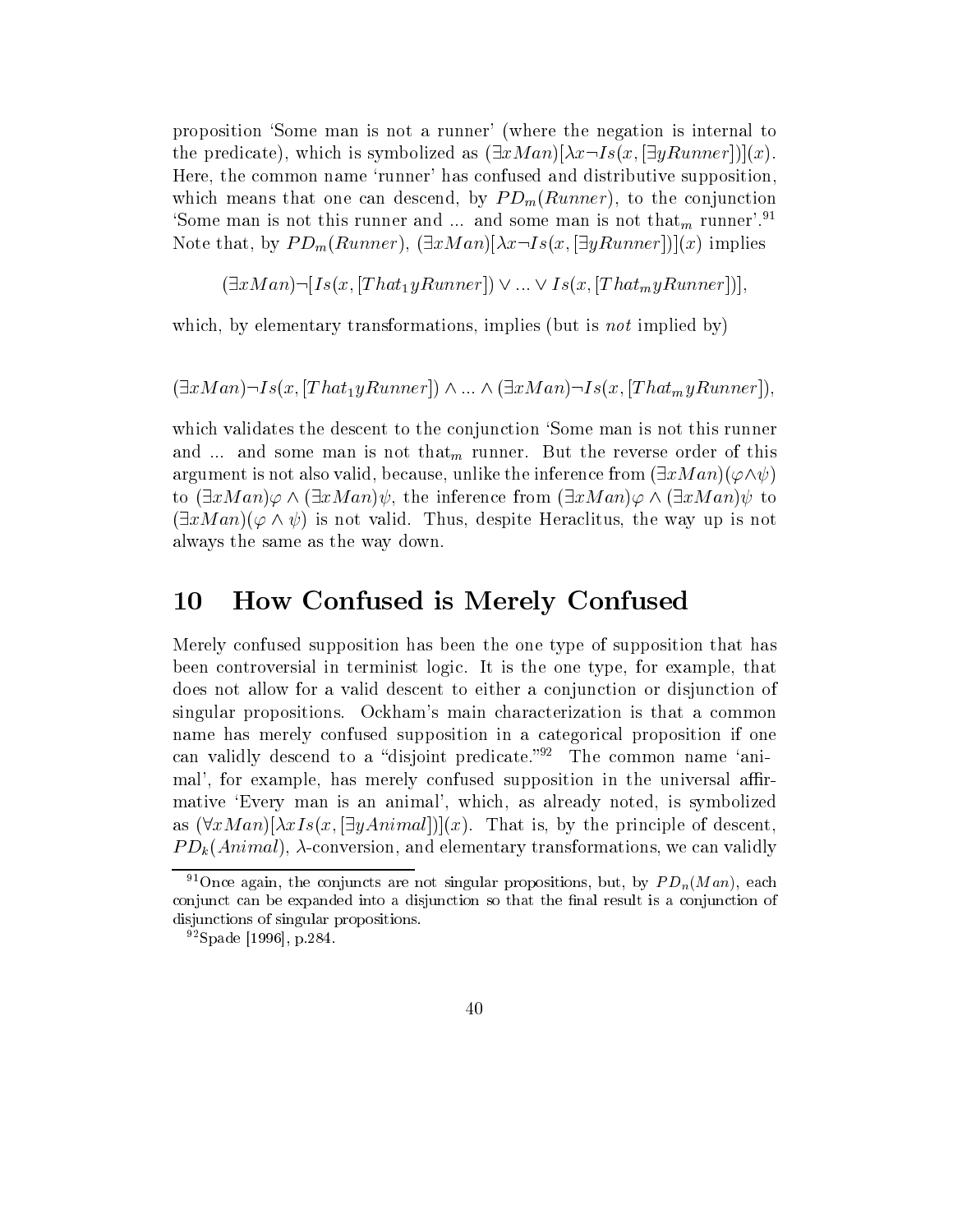proposition 'Some man is not a runner' (where the negation is internal to the predicate), which is symbolized as $(\exists x Man)[\lambda x \neg Is(x, [\exists y Runner])](x)$. Here, the common name 'runner' has confused and distributive supposition, which means that one can descend, by $PD_m(Runner)$, to the conjunction 'Some man is not this runner and ... and some man is not that$_m$ runner'.[91] Note that, by $PD_m(Runner)$, $(\exists x Man)[\lambda x \neg Is(x, [\exists y Runner])](x)$ implies

$$(\exists x Man)\neg[Is(x, [That_1 y Runner]) \vee ... \vee Is(x, [That_m y Runner])],$$

which, by elementary transformations, implies (but is *not* implied by)

$$(\exists x Man)\neg Is(x, [That_1 y Runner]) \wedge ... \wedge (\exists x Man)\neg Is(x, [That_m y Runner]),$$

which validates the descent to the conjunction 'Some man is not this runner and ... and some man is not that$_m$ runner. But the reverse order of this argument is not also valid, because, unlike the inference from $(\exists x Man)(\varphi \wedge \psi)$ to $(\exists x Man)\varphi \wedge (\exists x Man)\psi$, the inference from $(\exists x Man)\varphi \wedge (\exists x Man)\psi$ to $(\exists x Man)(\varphi \wedge \psi)$ is not valid. Thus, despite Heraclitus, the way up is not always the same as the way down.

## 10 How Confused is Merely Confused

Merely confused supposition has been the one type of supposition that has been controversial in terminist logic. It is the one type, for example, that does not allow for a valid descent to either a conjunction or disjunction of singular propositions. Ockham's main characterization is that a common name has merely confused supposition in a categorical proposition if one can validly descend to a "disjoint predicate."[92] The common name 'animal', for example, has merely confused supposition in the universal affirmative 'Every man is an animal', which, as already noted, is symbolized as $(\forall x Man)[\lambda x Is(x, [\exists y Animal])](x)$. That is, by the principle of descent, $PD_k(Animal)$, $\lambda$-conversion, and elementary transformations, we can validly

[91] Once again, the conjuncts are not singular propositions, but, by $PD_n(Man)$, each conjunct can be expanded into a disjunction so that the final result is a conjunction of disjunctions of singular propositions.

[92] Spade [1996], p.284.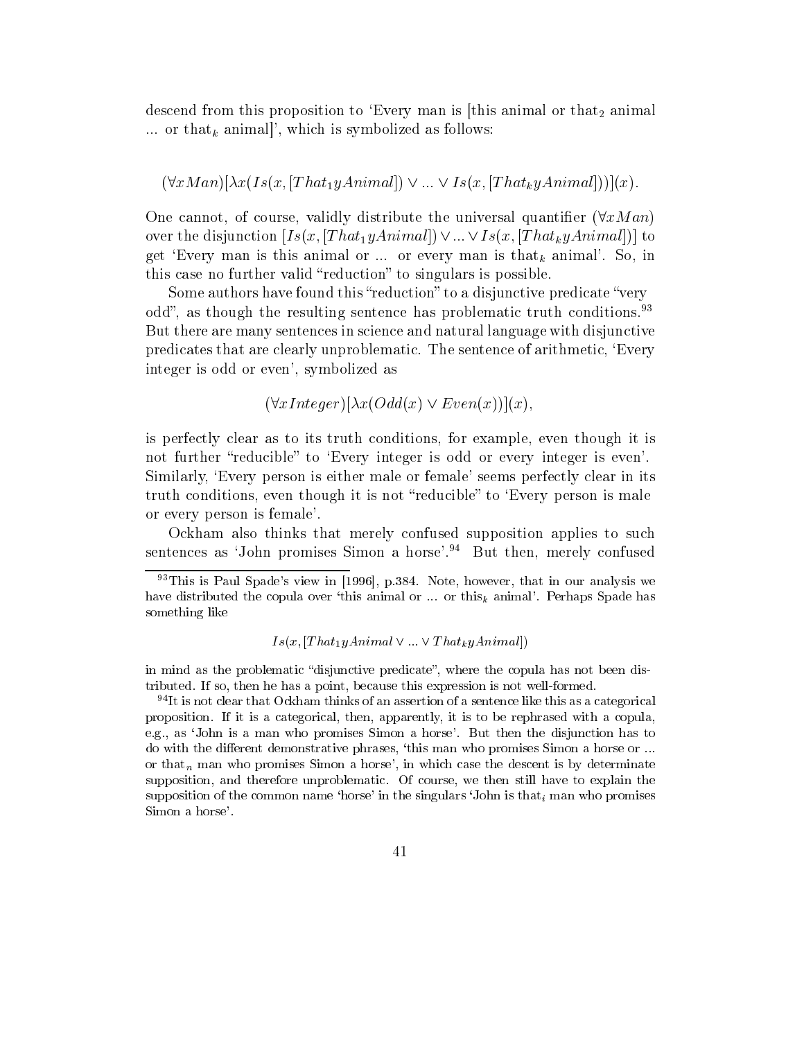descend from this proposition to 'Every man is [this animal or $\text{that}_2$ animal ... or $\text{that}_k$ animal]', which is symbolized as follows:

$$(\forall x Man)[\lambda x(Is(x,[That_1 y Animal]) \vee ... \vee Is(x,[That_k y Animal]))](x).$$

One cannot, of course, validly distribute the universal quantifier $(\forall x Man)$ over the disjunction $[Is(x,[That_1 y Animal]) \vee ... \vee Is(x,[That_k y Animal])]$ to get 'Every man is this animal or ... or every man is $\text{that}_k$ animal'. So, in this case no further valid "reduction" to singulars is possible.

Some authors have found this "reduction" to a disjunctive predicate "very odd", as though the resulting sentence has problematic truth conditions.[93] But there are many sentences in science and natural language with disjunctive predicates that are clearly unproblematic. The sentence of arithmetic, 'Every integer is odd or even', symbolized as

$$(\forall x Integer)[\lambda x(Odd(x) \vee Even(x))](x),$$

is perfectly clear as to its truth conditions, for example, even though it is not further "reducible" to 'Every integer is odd or every integer is even'. Similarly, 'Every person is either male or female' seems perfectly clear in its truth conditions, even though it is not "reducible" to 'Every person is male or every person is female'.

Ockham also thinks that merely confused supposition applies to such sentences as 'John promises Simon a horse'.[94] But then, merely confused

---

[93] This is Paul Spade's view in [1996], p.384. Note, however, that in our analysis we have distributed the copula over 'this animal or ... or $\text{this}_k$ animal'. Perhaps Spade has something like

$$Is(x,[That_1 y Animal \vee ... \vee That_k y Animal])$$

in mind as the problematic "disjunctive predicate", where the copula has not been distributed. If so, then he has a point, because this expression is not well-formed.

[94] It is not clear that Ockham thinks of an assertion of a sentence like this as a categorical proposition. If it is a categorical, then, apparently, it is to be rephrased with a copula, e.g., as 'John is a man who promises Simon a horse'. But then the disjunction has to do with the different demonstrative phrases, 'this man who promises Simon a horse or ... or $\text{that}_n$ man who promises Simon a horse', in which case the descent is by determinate supposition, and therefore unproblematic. Of course, we then still have to explain the supposition of the common name 'horse' in the singulars 'John is $\text{that}_i$ man who promises Simon a horse'.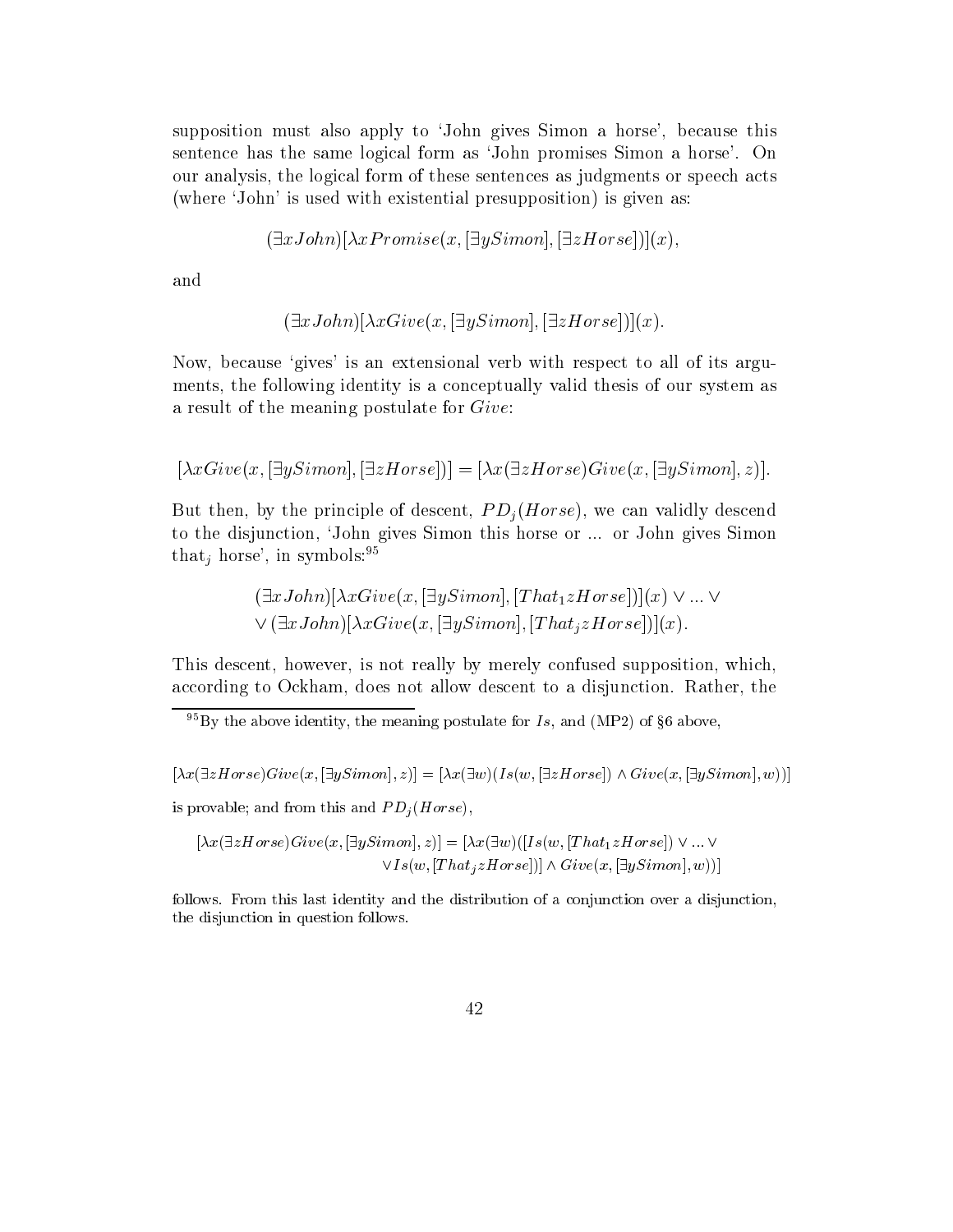supposition must also apply to 'John gives Simon a horse', because this sentence has the same logical form as 'John promises Simon a horse'. On our analysis, the logical form of these sentences as judgments or speech acts (where 'John' is used with existential presupposition) is given as:

$$(\exists x John)[\lambda x Promise(x, [\exists y Simon], [\exists z Horse])](x),$$

and

$$(\exists x John)[\lambda x Give(x, [\exists y Simon], [\exists z Horse])](x).$$

Now, because 'gives' is an extensional verb with respect to all of its arguments, the following identity is a conceptually valid thesis of our system as a result of the meaning postulate for *Give*:

$$[\lambda x Give(x, [\exists y Simon], [\exists z Horse])] = [\lambda x (\exists z Horse) Give(x, [\exists y Simon], z)].$$

But then, by the principle of descent, $PD_j(Horse)$, we can validly descend to the disjunction, 'John gives Simon this horse or ... or John gives Simon that$_j$ horse', in symbols:[95]

$$(\exists x John)[\lambda x Give(x, [\exists y Simon], [That_1 z Horse])](x) \vee ... \vee$$
$$\vee (\exists x John)[\lambda x Give(x, [\exists y Simon], [That_j z Horse])](x).$$

This descent, however, is not really by merely confused supposition, which, according to Ockham, does not allow descent to a disjunction. Rather, the

[95] By the above identity, the meaning postulate for *Is*, and (MP2) of §6 above,

$$[\lambda x (\exists z Horse) Give(x, [\exists y Simon], z)] = [\lambda x (\exists w)(Is(w, [\exists z Horse]) \wedge Give(x, [\exists y Simon], w))]$$

is provable; and from this and $PD_j(Horse)$,

$$[\lambda x (\exists z Horse) Give(x, [\exists y Simon], z)] = [\lambda x (\exists w)([Is(w, [That_1 z Horse]) \vee ... \vee$$
$$\vee Is(w, [That_j z Horse])] \wedge Give(x, [\exists y Simon], w))]$$

follows. From this last identity and the distribution of a conjunction over a disjunction, the disjunction in question follows.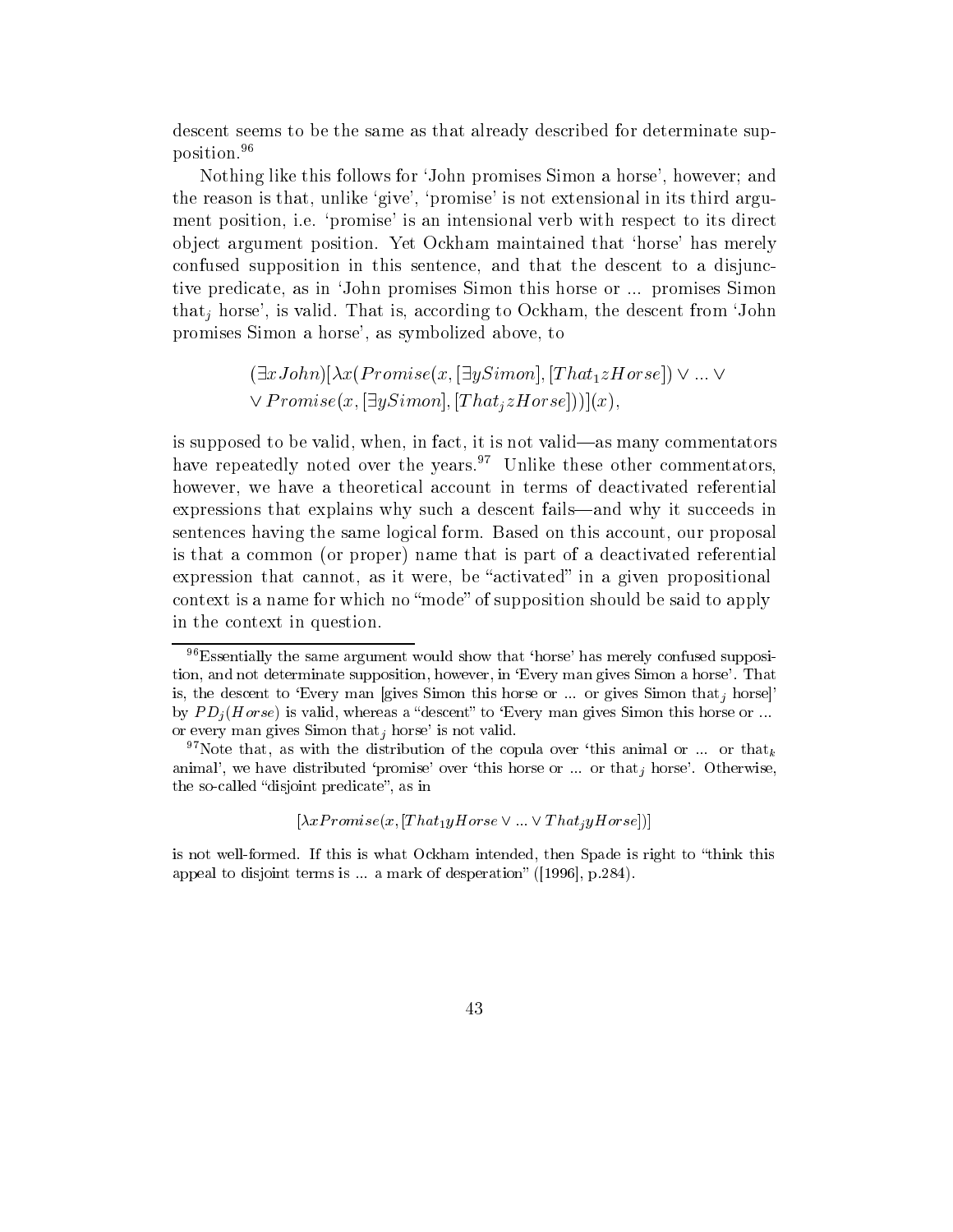descent seems to be the same as that already described for determinate supposition.[96]

Nothing like this follows for 'John promises Simon a horse', however; and the reason is that, unlike 'give', 'promise' is not extensional in its third argument position, i.e. 'promise' is an intensional verb with respect to its direct object argument position. Yet Ockham maintained that 'horse' has merely confused supposition in this sentence, and that the descent to a disjunctive predicate, as in 'John promises Simon this horse or ... promises Simon that$_j$ horse', is valid. That is, according to Ockham, the descent from 'John promises Simon a horse', as symbolized above, to

$$(\exists x John)[\lambda x(Promise(x, [\exists y Simon], [That_1 z Horse]) \vee ... \vee$$
$$\vee Promise(x, [\exists y Simon], [That_j z Horse]))](x),$$

is supposed to be valid, when, in fact, it is not valid—as many commentators have repeatedly noted over the years.[97] Unlike these other commentators, however, we have a theoretical account in terms of deactivated referential expressions that explains why such a descent fails—and why it succeeds in sentences having the same logical form. Based on this account, our proposal is that a common (or proper) name that is part of a deactivated referential expression that cannot, as it were, be "activated" in a given propositional context is a name for which no "mode" of supposition should be said to apply in the context in question.

---

[96] Essentially the same argument would show that 'horse' has merely confused supposition, and not determinate supposition, however, in 'Every man gives Simon a horse'. That is, the descent to 'Every man [gives Simon this horse or ... or gives Simon that$_j$ horse]' by $PD_j(Horse)$ is valid, whereas a "descent" to 'Every man gives Simon this horse or ... or every man gives Simon that$_j$ horse' is not valid.

[97] Note that, as with the distribution of the copula over 'this animal or ... or that$_k$ animal', we have distributed 'promise' over 'this horse or ... or that$_j$ horse'. Otherwise, the so-called "disjoint predicate", as in

$$[\lambda x Promise(x, [That_1 y Horse \vee ... \vee That_j y Horse])]$$

is not well-formed. If this is what Ockham intended, then Spade is right to "think this appeal to disjoint terms is ... a mark of desperation" ([1996], p.284).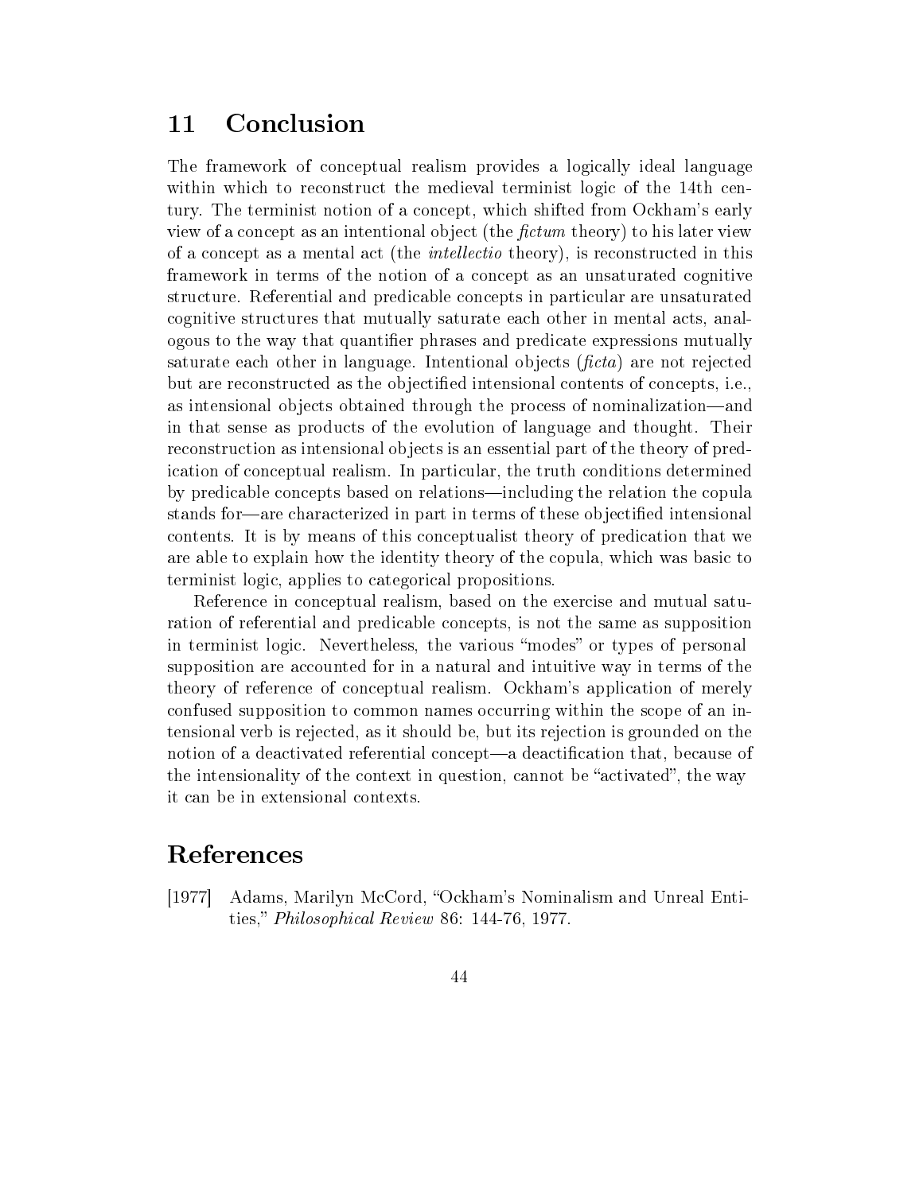## 11 Conclusion

The framework of conceptual realism provides a logically ideal language within which to reconstruct the medieval terminist logic of the 14th century. The terminist notion of a concept, which shifted from Ockham's early view of a concept as an intentional object (the *fictum* theory) to his later view of a concept as a mental act (the *intellectio* theory), is reconstructed in this framework in terms of the notion of a concept as an unsaturated cognitive structure. Referential and predicable concepts in particular are unsaturated cognitive structures that mutually saturate each other in mental acts, analogous to the way that quantifier phrases and predicate expressions mutually saturate each other in language. Intentional objects (*ficta*) are not rejected but are reconstructed as the objectified intensional contents of concepts, i.e., as intensional objects obtained through the process of nominalization—and in that sense as products of the evolution of language and thought. Their reconstruction as intensional objects is an essential part of the theory of predication of conceptual realism. In particular, the truth conditions determined by predicable concepts based on relations—including the relation the copula stands for—are characterized in part in terms of these objectified intensional contents. It is by means of this conceptualist theory of predication that we are able to explain how the identity theory of the copula, which was basic to terminist logic, applies to categorical propositions.

Reference in conceptual realism, based on the exercise and mutual saturation of referential and predicable concepts, is not the same as supposition in terminist logic. Nevertheless, the various "modes" or types of personal supposition are accounted for in a natural and intuitive way in terms of the theory of reference of conceptual realism. Ockham's application of merely confused supposition to common names occurring within the scope of an intensional verb is rejected, as it should be, but its rejection is grounded on the notion of a deactivated referential concept—a deactification that, because of the intensionality of the context in question, cannot be "activated", the way it can be in extensional contexts.

# References

[1977] Adams, Marilyn McCord, "Ockham's Nominalism and Unreal Entities," *Philosophical Review* 86: 144-76, 1977.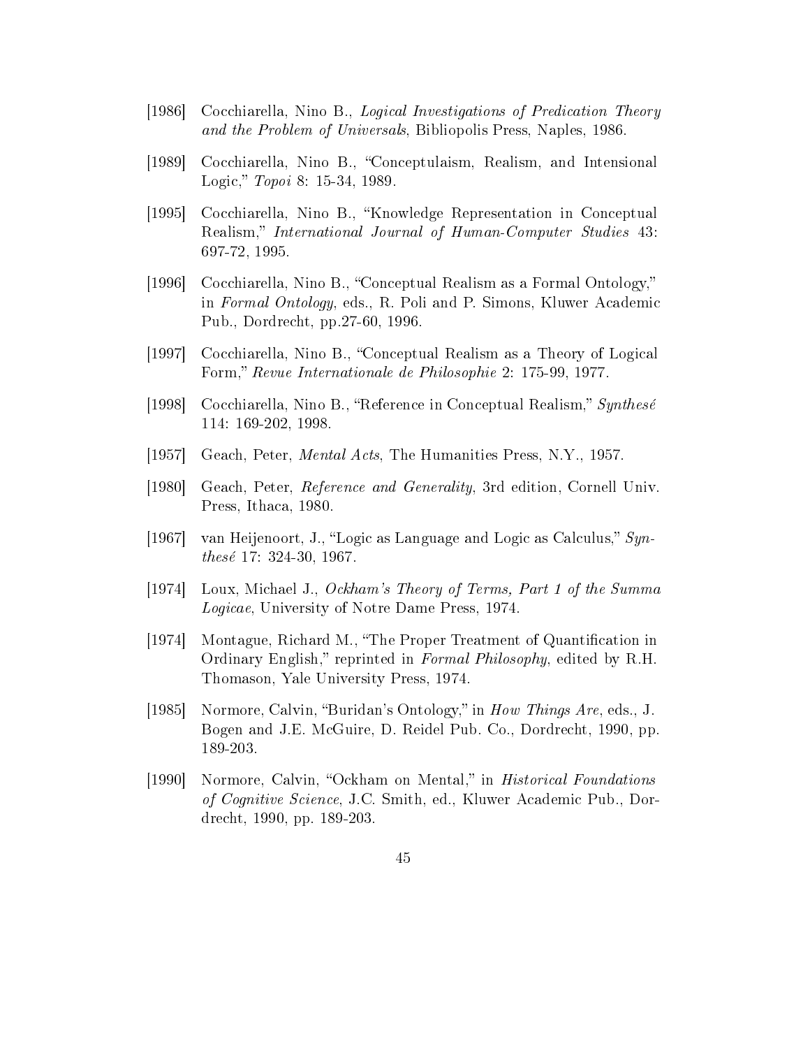[1986] Cocchiarella, Nino B., *Logical Investigations of Predication Theory and the Problem of Universals*, Bibliopolis Press, Naples, 1986.

[1989] Cocchiarella, Nino B., "Conceptulaism, Realism, and Intensional Logic," *Topoi* 8: 15-34, 1989.

[1995] Cocchiarella, Nino B., "Knowledge Representation in Conceptual Realism," *International Journal of Human-Computer Studies* 43: 697-72, 1995.

[1996] Cocchiarella, Nino B., "Conceptual Realism as a Formal Ontology," in *Formal Ontology*, eds., R. Poli and P. Simons, Kluwer Academic Pub., Dordrecht, pp.27-60, 1996.

[1997] Cocchiarella, Nino B., "Conceptual Realism as a Theory of Logical Form," *Revue Internationale de Philosophie* 2: 175-99, 1977.

[1998] Cocchiarella, Nino B., "Reference in Conceptual Realism," *Synthesé* 114: 169-202, 1998.

[1957] Geach, Peter, *Mental Acts*, The Humanities Press, N.Y., 1957.

[1980] Geach, Peter, *Reference and Generality*, 3rd edition, Cornell Univ. Press, Ithaca, 1980.

[1967] van Heijenoort, J., "Logic as Language and Logic as Calculus," *Synthesé* 17: 324-30, 1967.

[1974] Loux, Michael J., *Ockham's Theory of Terms, Part 1 of the Summa Logicae*, University of Notre Dame Press, 1974.

[1974] Montague, Richard M., "The Proper Treatment of Quantification in Ordinary English," reprinted in *Formal Philosophy*, edited by R.H. Thomason, Yale University Press, 1974.

[1985] Normore, Calvin, "Buridan's Ontology," in *How Things Are*, eds., J. Bogen and J.E. McGuire, D. Reidel Pub. Co., Dordrecht, 1990, pp. 189-203.

[1990] Normore, Calvin, "Ockham on Mental," in *Historical Foundations of Cognitive Science*, J.C. Smith, ed., Kluwer Academic Pub., Dordrecht, 1990, pp. 189-203.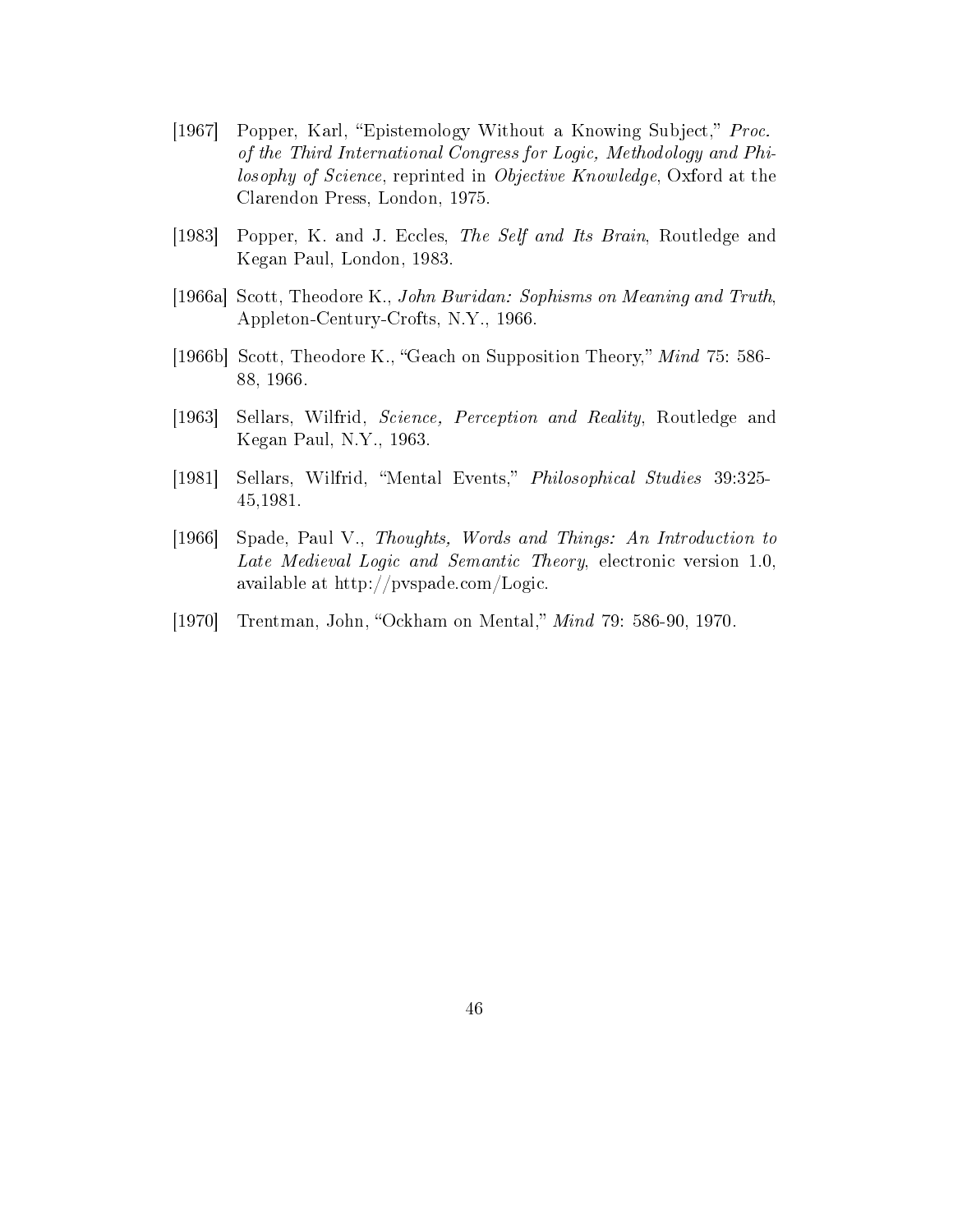[1967] Popper, Karl, "Epistemology Without a Knowing Subject," *Proc. of the Third International Congress for Logic, Methodology and Philosophy of Science*, reprinted in *Objective Knowledge*, Oxford at the Clarendon Press, London, 1975.

[1983] Popper, K. and J. Eccles, *The Self and Its Brain*, Routledge and Kegan Paul, London, 1983.

[1966a] Scott, Theodore K., *John Buridan: Sophisms on Meaning and Truth*, Appleton-Century-Crofts, N.Y., 1966.

[1966b] Scott, Theodore K., "Geach on Supposition Theory," *Mind* 75: 586-88, 1966.

[1963] Sellars, Wilfrid, *Science, Perception and Reality*, Routledge and Kegan Paul, N.Y., 1963.

[1981] Sellars, Wilfrid, "Mental Events," *Philosophical Studies* 39:325-45,1981.

[1966] Spade, Paul V., *Thoughts, Words and Things: An Introduction to Late Medieval Logic and Semantic Theory*, electronic version 1.0, available at http://pvspade.com/Logic.

[1970] Trentman, John, "Ockham on Mental," *Mind* 79: 586-90, 1970.